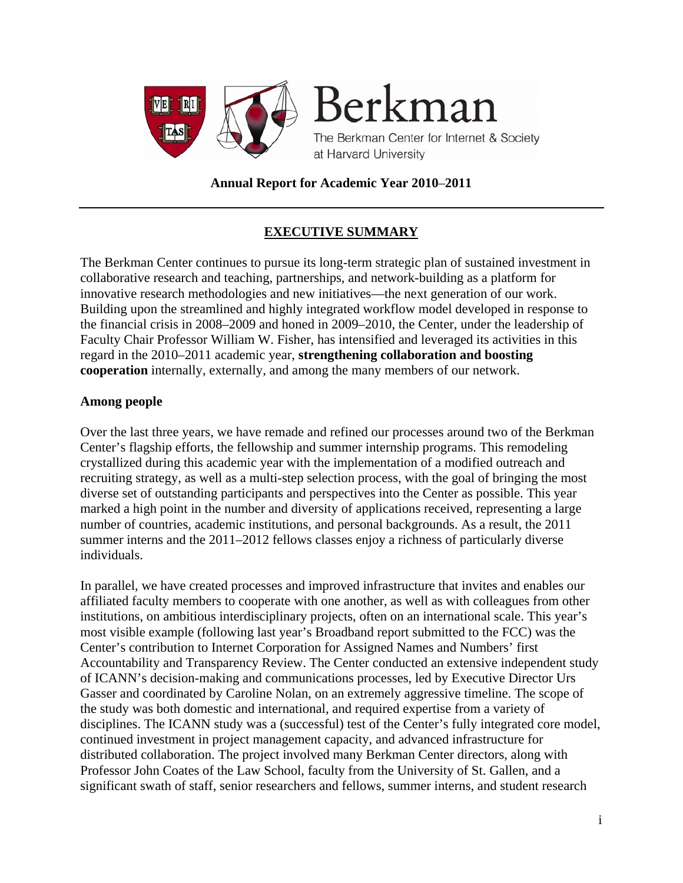Berkman

The Berkman Center for Internet & Society at Harvard University

**Annual Report for Academic Year 2010–2011**

---

## EXECUTIVE SUMMARY

The Berkman Center continues to pursue its long-term strategic plan of sustained investment in collaborative research and teaching, partnerships, and network-building as a platform for innovative research methodologies and new initiatives—the next generation of our work. Building upon the streamlined and highly integrated workflow model developed in response to the financial crisis in 2008–2009 and honed in 2009–2010, the Center, under the leadership of Faculty Chair Professor William W. Fisher, has intensified and leveraged its activities in this regard in the 2010–2011 academic year, **strengthening collaboration and boosting cooperation** internally, externally, and among the many members of our network.

### Among people

Over the last three years, we have remade and refined our processes around two of the Berkman Center's flagship efforts, the fellowship and summer internship programs. This remodeling crystallized during this academic year with the implementation of a modified outreach and recruiting strategy, as well as a multi-step selection process, with the goal of bringing the most diverse set of outstanding participants and perspectives into the Center as possible. This year marked a high point in the number and diversity of applications received, representing a large number of countries, academic institutions, and personal backgrounds. As a result, the 2011 summer interns and the 2011–2012 fellows classes enjoy a richness of particularly diverse individuals.

In parallel, we have created processes and improved infrastructure that invites and enables our affiliated faculty members to cooperate with one another, as well as with colleagues from other institutions, on ambitious interdisciplinary projects, often on an international scale. This year's most visible example (following last year's Broadband report submitted to the FCC) was the Center's contribution to Internet Corporation for Assigned Names and Numbers' first Accountability and Transparency Review. The Center conducted an extensive independent study of ICANN's decision-making and communications processes, led by Executive Director Urs Gasser and coordinated by Caroline Nolan, on an extremely aggressive timeline. The scope of the study was both domestic and international, and required expertise from a variety of disciplines. The ICANN study was a (successful) test of the Center's fully integrated core model, continued investment in project management capacity, and advanced infrastructure for distributed collaboration. The project involved many Berkman Center directors, along with Professor John Coates of the Law School, faculty from the University of St. Gallen, and a significant swath of staff, senior researchers and fellows, summer interns, and student research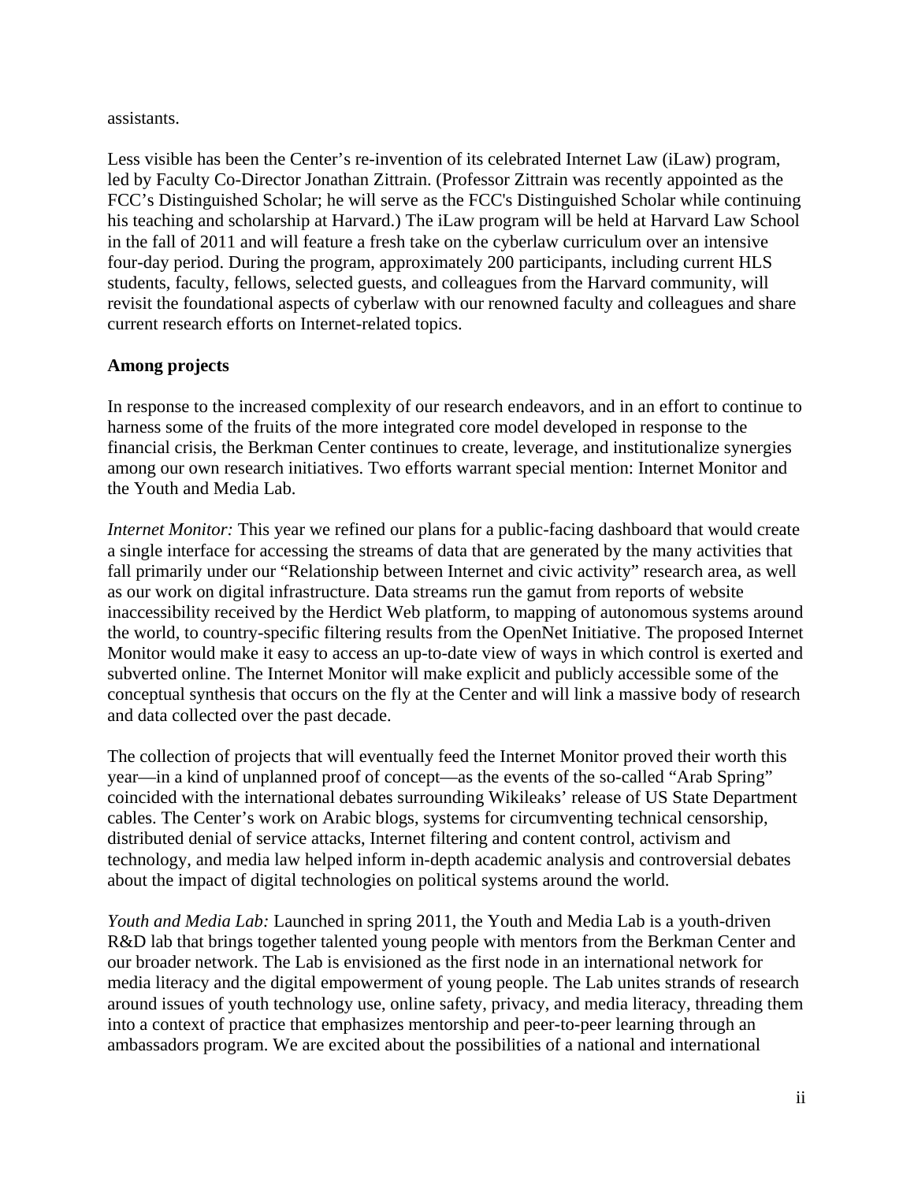assistants.

Less visible has been the Center's re-invention of its celebrated Internet Law (iLaw) program, led by Faculty Co-Director Jonathan Zittrain. (Professor Zittrain was recently appointed as the FCC's Distinguished Scholar; he will serve as the FCC's Distinguished Scholar while continuing his teaching and scholarship at Harvard.) The iLaw program will be held at Harvard Law School in the fall of 2011 and will feature a fresh take on the cyberlaw curriculum over an intensive four-day period. During the program, approximately 200 participants, including current HLS students, faculty, fellows, selected guests, and colleagues from the Harvard community, will revisit the foundational aspects of cyberlaw with our renowned faculty and colleagues and share current research efforts on Internet-related topics.

**Among projects**

In response to the increased complexity of our research endeavors, and in an effort to continue to harness some of the fruits of the more integrated core model developed in response to the financial crisis, the Berkman Center continues to create, leverage, and institutionalize synergies among our own research initiatives. Two efforts warrant special mention: Internet Monitor and the Youth and Media Lab.

*Internet Monitor:* This year we refined our plans for a public-facing dashboard that would create a single interface for accessing the streams of data that are generated by the many activities that fall primarily under our "Relationship between Internet and civic activity" research area, as well as our work on digital infrastructure. Data streams run the gamut from reports of website inaccessibility received by the Herdict Web platform, to mapping of autonomous systems around the world, to country-specific filtering results from the OpenNet Initiative. The proposed Internet Monitor would make it easy to access an up-to-date view of ways in which control is exerted and subverted online. The Internet Monitor will make explicit and publicly accessible some of the conceptual synthesis that occurs on the fly at the Center and will link a massive body of research and data collected over the past decade.

The collection of projects that will eventually feed the Internet Monitor proved their worth this year—in a kind of unplanned proof of concept—as the events of the so-called "Arab Spring" coincided with the international debates surrounding Wikileaks' release of US State Department cables. The Center's work on Arabic blogs, systems for circumventing technical censorship, distributed denial of service attacks, Internet filtering and content control, activism and technology, and media law helped inform in-depth academic analysis and controversial debates about the impact of digital technologies on political systems around the world.

*Youth and Media Lab:* Launched in spring 2011, the Youth and Media Lab is a youth-driven R&D lab that brings together talented young people with mentors from the Berkman Center and our broader network. The Lab is envisioned as the first node in an international network for media literacy and the digital empowerment of young people. The Lab unites strands of research around issues of youth technology use, online safety, privacy, and media literacy, threading them into a context of practice that emphasizes mentorship and peer-to-peer learning through an ambassadors program. We are excited about the possibilities of a national and international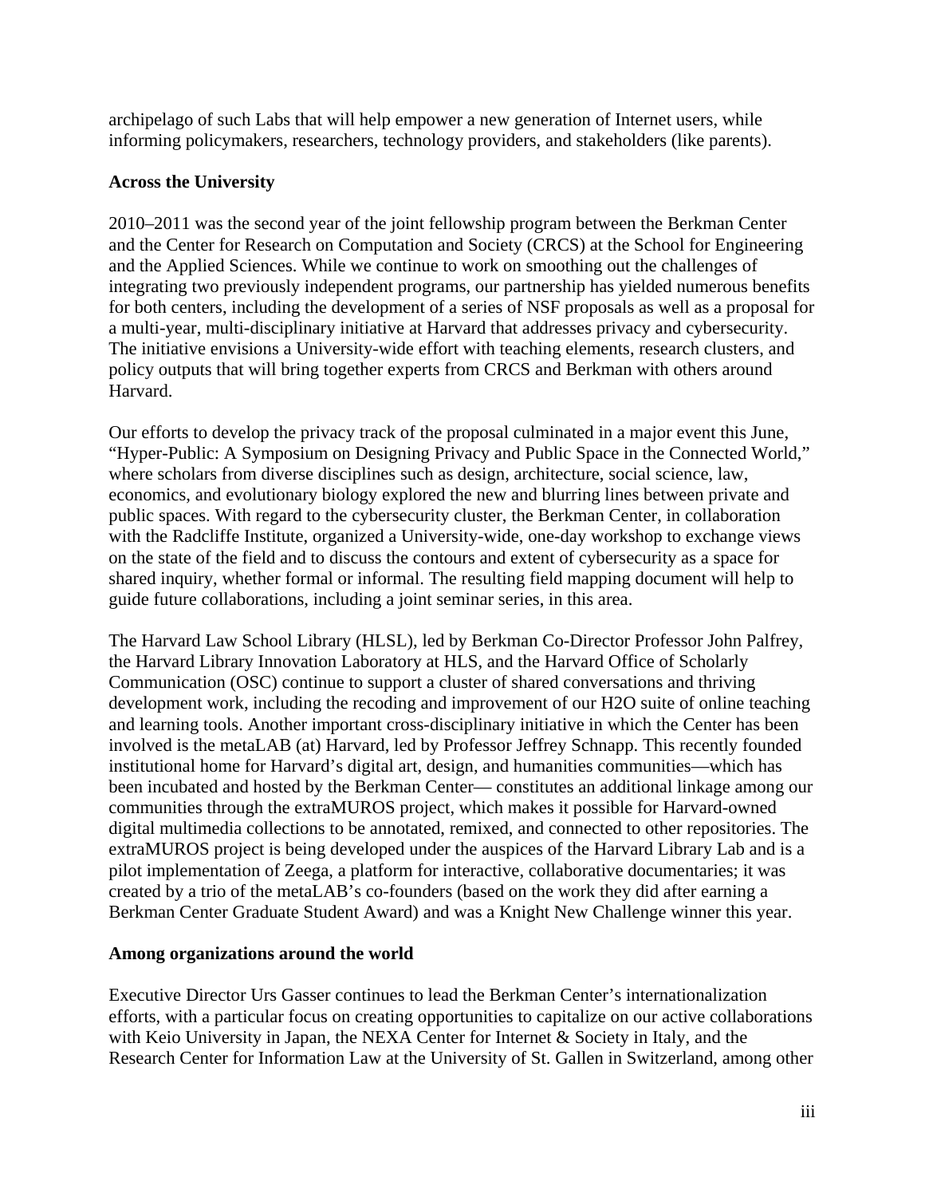archipelago of such Labs that will help empower a new generation of Internet users, while informing policymakers, researchers, technology providers, and stakeholders (like parents).

### Across the University

2010–2011 was the second year of the joint fellowship program between the Berkman Center and the Center for Research on Computation and Society (CRCS) at the School for Engineering and the Applied Sciences. While we continue to work on smoothing out the challenges of integrating two previously independent programs, our partnership has yielded numerous benefits for both centers, including the development of a series of NSF proposals as well as a proposal for a multi-year, multi-disciplinary initiative at Harvard that addresses privacy and cybersecurity. The initiative envisions a University-wide effort with teaching elements, research clusters, and policy outputs that will bring together experts from CRCS and Berkman with others around Harvard.

Our efforts to develop the privacy track of the proposal culminated in a major event this June, "Hyper-Public: A Symposium on Designing Privacy and Public Space in the Connected World," where scholars from diverse disciplines such as design, architecture, social science, law, economics, and evolutionary biology explored the new and blurring lines between private and public spaces. With regard to the cybersecurity cluster, the Berkman Center, in collaboration with the Radcliffe Institute, organized a University-wide, one-day workshop to exchange views on the state of the field and to discuss the contours and extent of cybersecurity as a space for shared inquiry, whether formal or informal. The resulting field mapping document will help to guide future collaborations, including a joint seminar series, in this area.

The Harvard Law School Library (HLSL), led by Berkman Co-Director Professor John Palfrey, the Harvard Library Innovation Laboratory at HLS, and the Harvard Office of Scholarly Communication (OSC) continue to support a cluster of shared conversations and thriving development work, including the recoding and improvement of our H2O suite of online teaching and learning tools. Another important cross-disciplinary initiative in which the Center has been involved is the metaLAB (at) Harvard, led by Professor Jeffrey Schnapp. This recently founded institutional home for Harvard's digital art, design, and humanities communities—which has been incubated and hosted by the Berkman Center— constitutes an additional linkage among our communities through the extraMUROS project, which makes it possible for Harvard-owned digital multimedia collections to be annotated, remixed, and connected to other repositories. The extraMUROS project is being developed under the auspices of the Harvard Library Lab and is a pilot implementation of Zeega, a platform for interactive, collaborative documentaries; it was created by a trio of the metaLAB's co-founders (based on the work they did after earning a Berkman Center Graduate Student Award) and was a Knight New Challenge winner this year.

### Among organizations around the world

Executive Director Urs Gasser continues to lead the Berkman Center's internationalization efforts, with a particular focus on creating opportunities to capitalize on our active collaborations with Keio University in Japan, the NEXA Center for Internet & Society in Italy, and the Research Center for Information Law at the University of St. Gallen in Switzerland, among other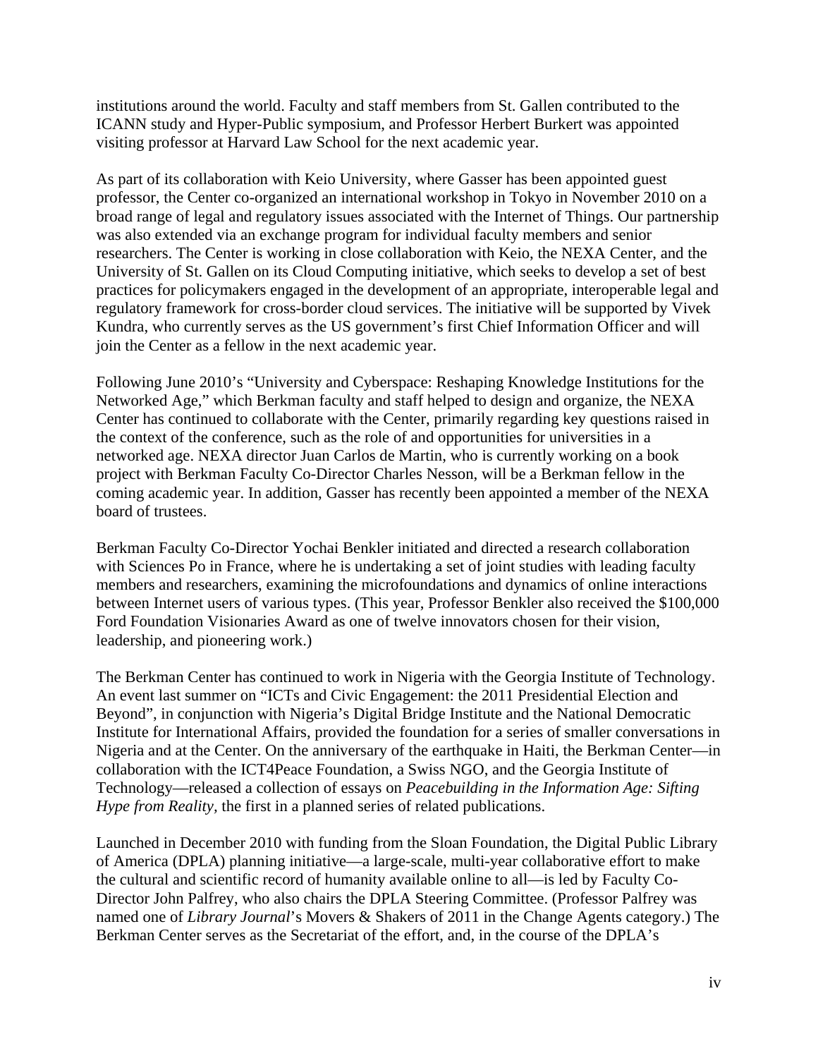institutions around the world. Faculty and staff members from St. Gallen contributed to the ICANN study and Hyper-Public symposium, and Professor Herbert Burkert was appointed visiting professor at Harvard Law School for the next academic year.

As part of its collaboration with Keio University, where Gasser has been appointed guest professor, the Center co-organized an international workshop in Tokyo in November 2010 on a broad range of legal and regulatory issues associated with the Internet of Things. Our partnership was also extended via an exchange program for individual faculty members and senior researchers. The Center is working in close collaboration with Keio, the NEXA Center, and the University of St. Gallen on its Cloud Computing initiative, which seeks to develop a set of best practices for policymakers engaged in the development of an appropriate, interoperable legal and regulatory framework for cross-border cloud services. The initiative will be supported by Vivek Kundra, who currently serves as the US government's first Chief Information Officer and will join the Center as a fellow in the next academic year.

Following June 2010's "University and Cyberspace: Reshaping Knowledge Institutions for the Networked Age," which Berkman faculty and staff helped to design and organize, the NEXA Center has continued to collaborate with the Center, primarily regarding key questions raised in the context of the conference, such as the role of and opportunities for universities in a networked age. NEXA director Juan Carlos de Martin, who is currently working on a book project with Berkman Faculty Co-Director Charles Nesson, will be a Berkman fellow in the coming academic year. In addition, Gasser has recently been appointed a member of the NEXA board of trustees.

Berkman Faculty Co-Director Yochai Benkler initiated and directed a research collaboration with Sciences Po in France, where he is undertaking a set of joint studies with leading faculty members and researchers, examining the microfoundations and dynamics of online interactions between Internet users of various types. (This year, Professor Benkler also received the $100,000 Ford Foundation Visionaries Award as one of twelve innovators chosen for their vision, leadership, and pioneering work.)

The Berkman Center has continued to work in Nigeria with the Georgia Institute of Technology. An event last summer on "ICTs and Civic Engagement: the 2011 Presidential Election and Beyond", in conjunction with Nigeria's Digital Bridge Institute and the National Democratic Institute for International Affairs, provided the foundation for a series of smaller conversations in Nigeria and at the Center. On the anniversary of the earthquake in Haiti, the Berkman Center—in collaboration with the ICT4Peace Foundation, a Swiss NGO, and the Georgia Institute of Technology—released a collection of essays on *Peacebuilding in the Information Age: Sifting Hype from Reality*, the first in a planned series of related publications.

Launched in December 2010 with funding from the Sloan Foundation, the Digital Public Library of America (DPLA) planning initiative—a large-scale, multi-year collaborative effort to make the cultural and scientific record of humanity available online to all—is led by Faculty Co-Director John Palfrey, who also chairs the DPLA Steering Committee. (Professor Palfrey was named one of *Library Journal*'s Movers & Shakers of 2011 in the Change Agents category.) The Berkman Center serves as the Secretariat of the effort, and, in the course of the DPLA's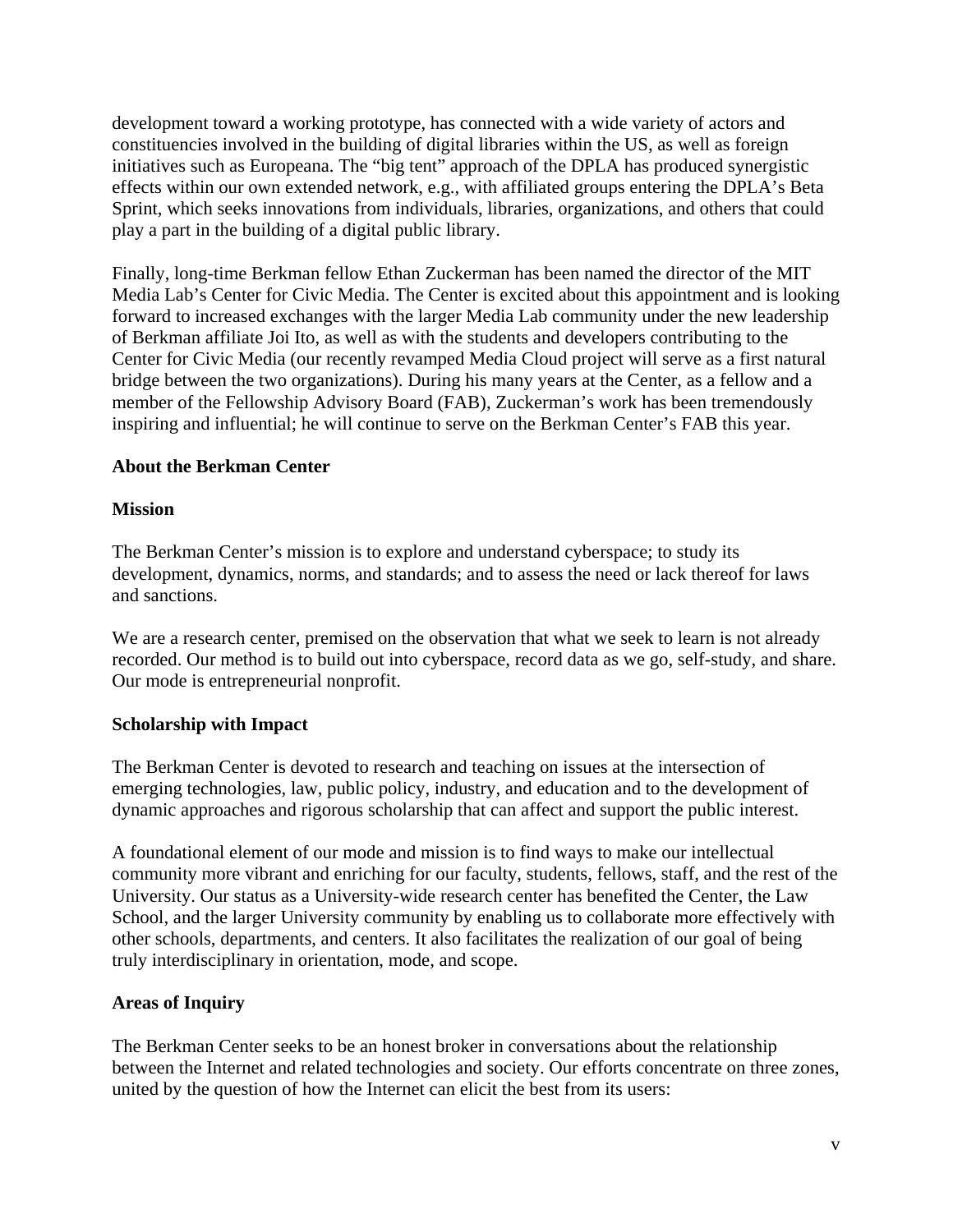development toward a working prototype, has connected with a wide variety of actors and constituencies involved in the building of digital libraries within the US, as well as foreign initiatives such as Europeana. The "big tent" approach of the DPLA has produced synergistic effects within our own extended network, e.g., with affiliated groups entering the DPLA's Beta Sprint, which seeks innovations from individuals, libraries, organizations, and others that could play a part in the building of a digital public library.

Finally, long-time Berkman fellow Ethan Zuckerman has been named the director of the MIT Media Lab's Center for Civic Media. The Center is excited about this appointment and is looking forward to increased exchanges with the larger Media Lab community under the new leadership of Berkman affiliate Joi Ito, as well as with the students and developers contributing to the Center for Civic Media (our recently revamped Media Cloud project will serve as a first natural bridge between the two organizations). During his many years at the Center, as a fellow and a member of the Fellowship Advisory Board (FAB), Zuckerman's work has been tremendously inspiring and influential; he will continue to serve on the Berkman Center's FAB this year.

**About the Berkman Center**

**Mission**

The Berkman Center's mission is to explore and understand cyberspace; to study its development, dynamics, norms, and standards; and to assess the need or lack thereof for laws and sanctions.

We are a research center, premised on the observation that what we seek to learn is not already recorded. Our method is to build out into cyberspace, record data as we go, self-study, and share. Our mode is entrepreneurial nonprofit.

**Scholarship with Impact**

The Berkman Center is devoted to research and teaching on issues at the intersection of emerging technologies, law, public policy, industry, and education and to the development of dynamic approaches and rigorous scholarship that can affect and support the public interest.

A foundational element of our mode and mission is to find ways to make our intellectual community more vibrant and enriching for our faculty, students, fellows, staff, and the rest of the University. Our status as a University-wide research center has benefited the Center, the Law School, and the larger University community by enabling us to collaborate more effectively with other schools, departments, and centers. It also facilitates the realization of our goal of being truly interdisciplinary in orientation, mode, and scope.

**Areas of Inquiry**

The Berkman Center seeks to be an honest broker in conversations about the relationship between the Internet and related technologies and society. Our efforts concentrate on three zones, united by the question of how the Internet can elicit the best from its users: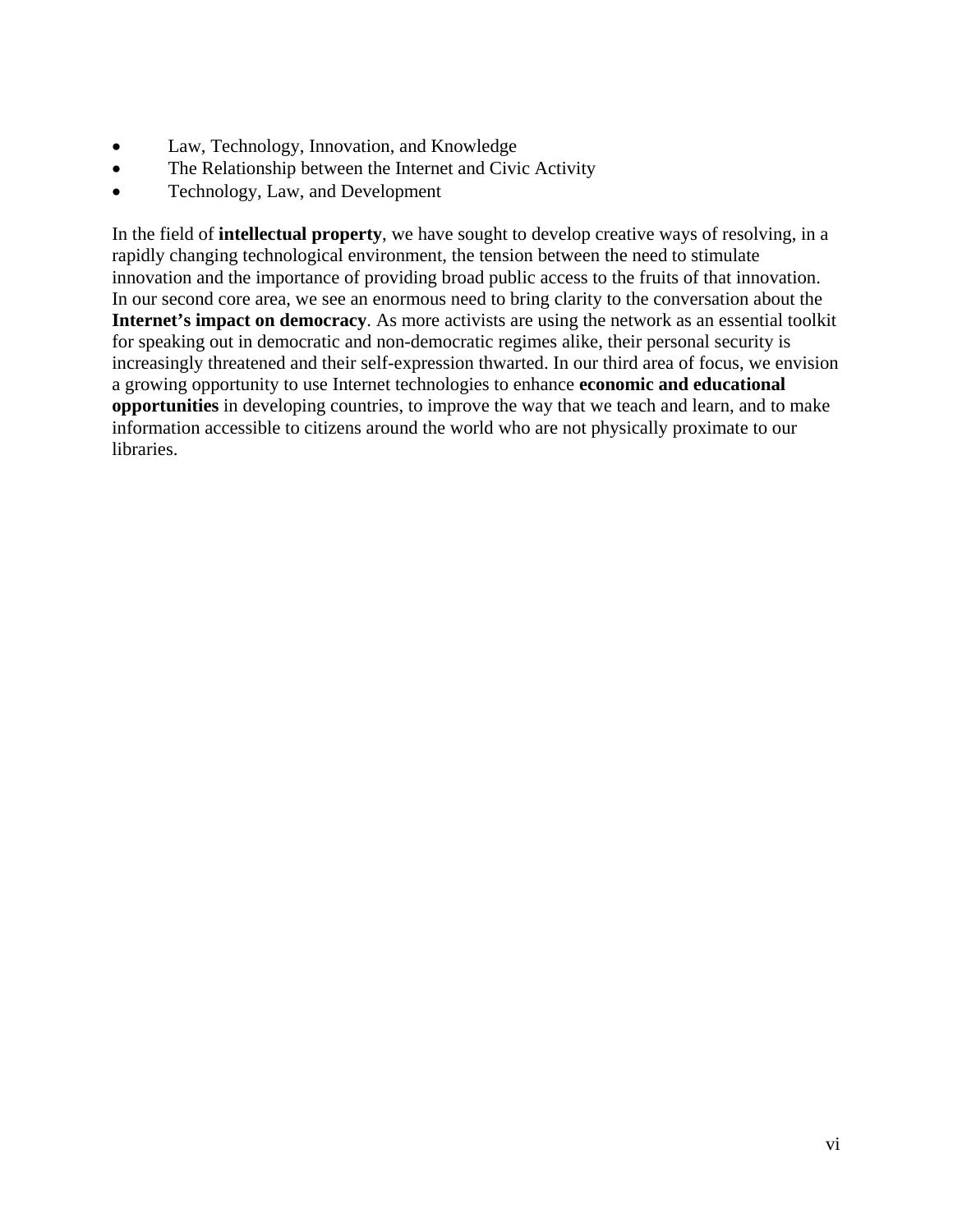- Law, Technology, Innovation, and Knowledge
- The Relationship between the Internet and Civic Activity
- Technology, Law, and Development

In the field of **intellectual property**, we have sought to develop creative ways of resolving, in a rapidly changing technological environment, the tension between the need to stimulate innovation and the importance of providing broad public access to the fruits of that innovation. In our second core area, we see an enormous need to bring clarity to the conversation about the **Internet's impact on democracy**. As more activists are using the network as an essential toolkit for speaking out in democratic and non-democratic regimes alike, their personal security is increasingly threatened and their self-expression thwarted. In our third area of focus, we envision a growing opportunity to use Internet technologies to enhance **economic and educational opportunities** in developing countries, to improve the way that we teach and learn, and to make information accessible to citizens around the world who are not physically proximate to our libraries.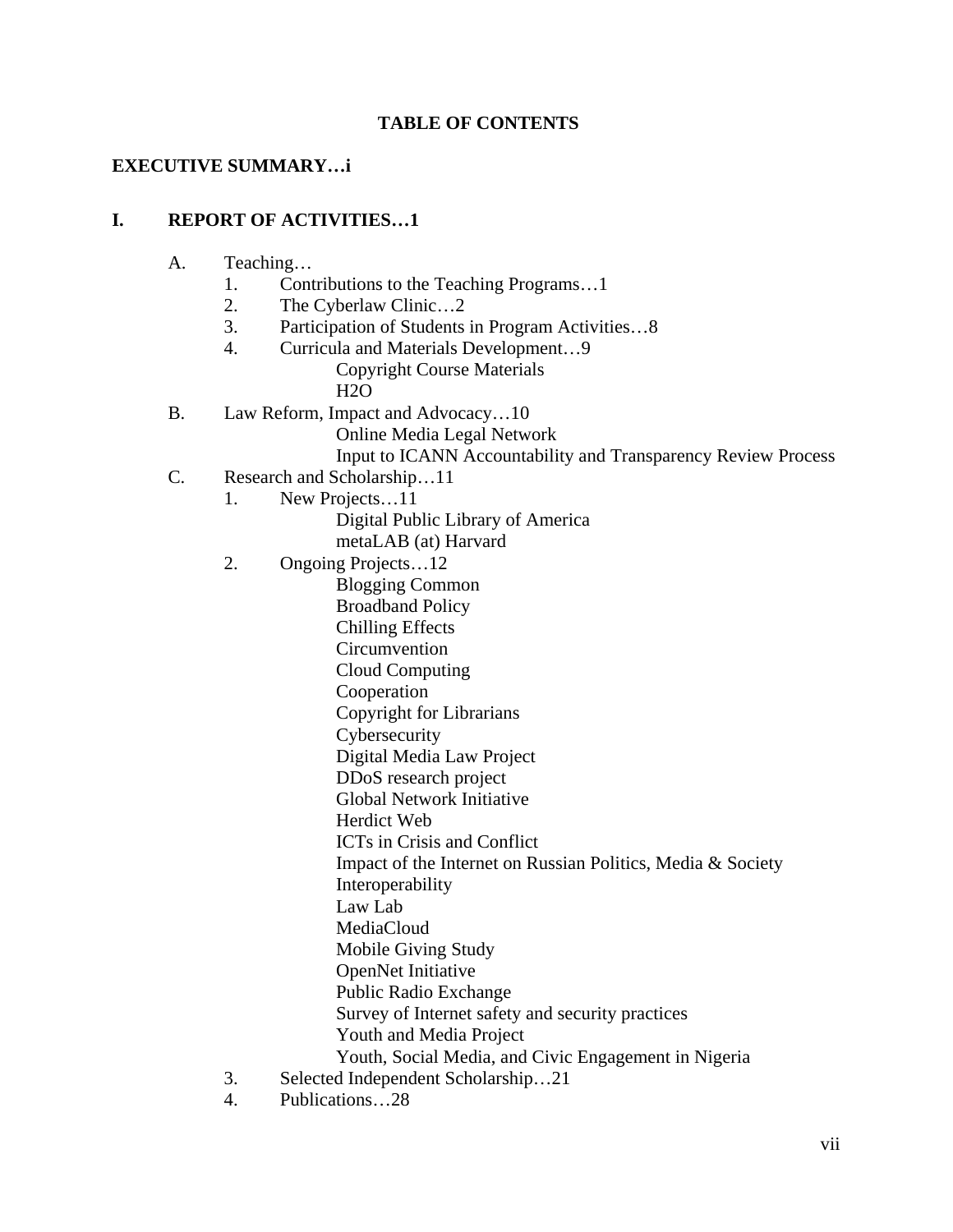**TABLE OF CONTENTS**

**EXECUTIVE SUMMARY…i**

**I. REPORT OF ACTIVITIES…1**

- A. Teaching…
  1. Contributions to the Teaching Programs…1
  2. The Cyberlaw Clinic…2
  3. Participation of Students in Program Activities…8
  4. Curricula and Materials Development…9
     - Copyright Course Materials
     - H2O
- B. Law Reform, Impact and Advocacy…10
  - Online Media Legal Network
  - Input to ICANN Accountability and Transparency Review Process
- C. Research and Scholarship…11
  1. New Projects…11
     - Digital Public Library of America
     - metaLAB (at) Harvard
  2. Ongoing Projects…12
     - Blogging Common
     - Broadband Policy
     - Chilling Effects
     - Circumvention
     - Cloud Computing
     - Cooperation
     - Copyright for Librarians
     - Cybersecurity
     - Digital Media Law Project
     - DDoS research project
     - Global Network Initiative
     - Herdict Web
     - ICTs in Crisis and Conflict
     - Impact of the Internet on Russian Politics, Media & Society
     - Interoperability
     - Law Lab
     - MediaCloud
     - Mobile Giving Study
     - OpenNet Initiative
     - Public Radio Exchange
     - Survey of Internet safety and security practices
     - Youth and Media Project
     - Youth, Social Media, and Civic Engagement in Nigeria
  3. Selected Independent Scholarship…21
  4. Publications…28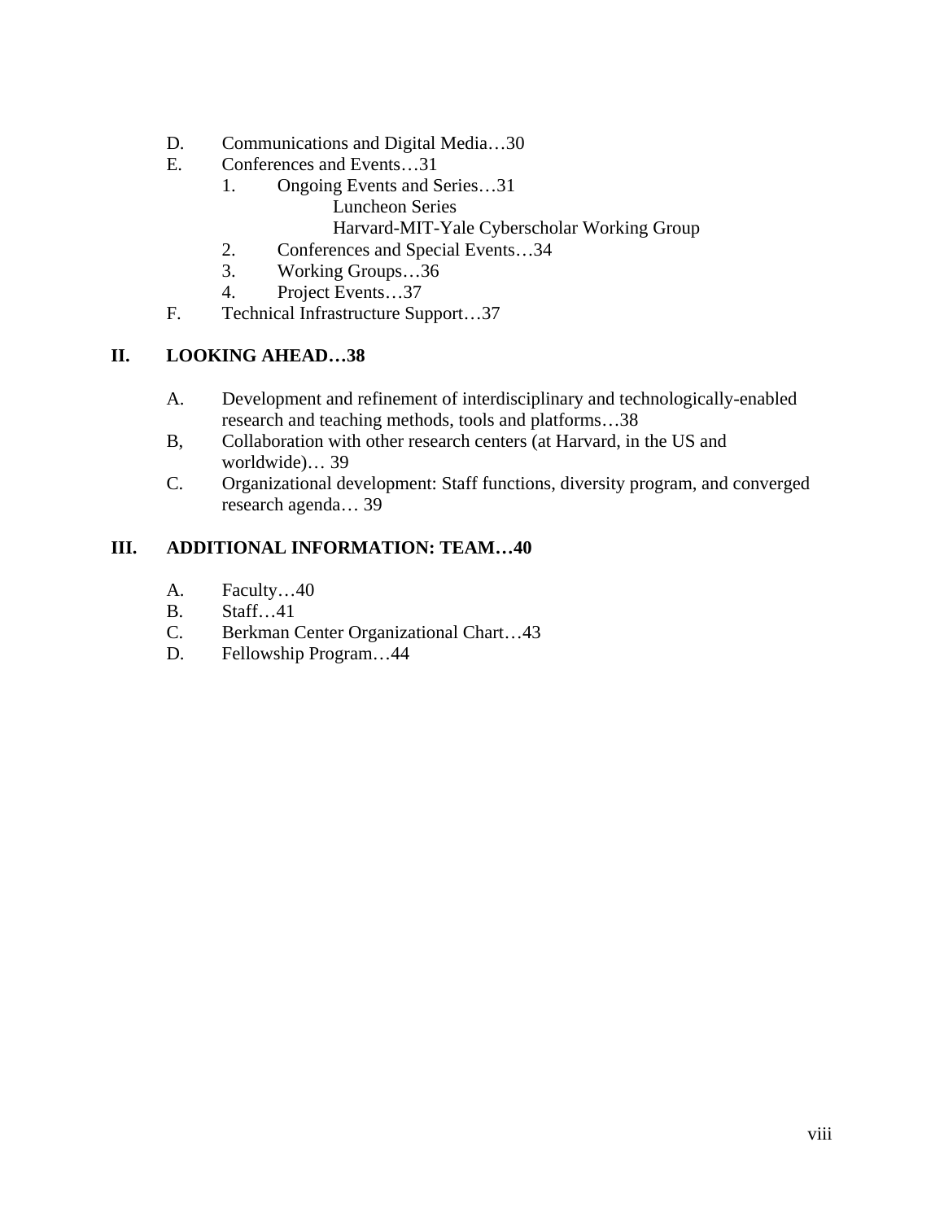D. Communications and Digital Media…30

E. Conferences and Events…31

  1. Ongoing Events and Series…31

     Luncheon Series

     Harvard-MIT-Yale Cyberscholar Working Group

  2. Conferences and Special Events…34
  3. Working Groups…36
  4. Project Events…37

F. Technical Infrastructure Support…37

**II. LOOKING AHEAD…38**

A. Development and refinement of interdisciplinary and technologically-enabled research and teaching methods, tools and platforms…38

B, Collaboration with other research centers (at Harvard, in the US and worldwide)… 39

C. Organizational development: Staff functions, diversity program, and converged research agenda… 39

**III. ADDITIONAL INFORMATION: TEAM…40**

A. Faculty…40

B. Staff…41

C. Berkman Center Organizational Chart…43

D. Fellowship Program…44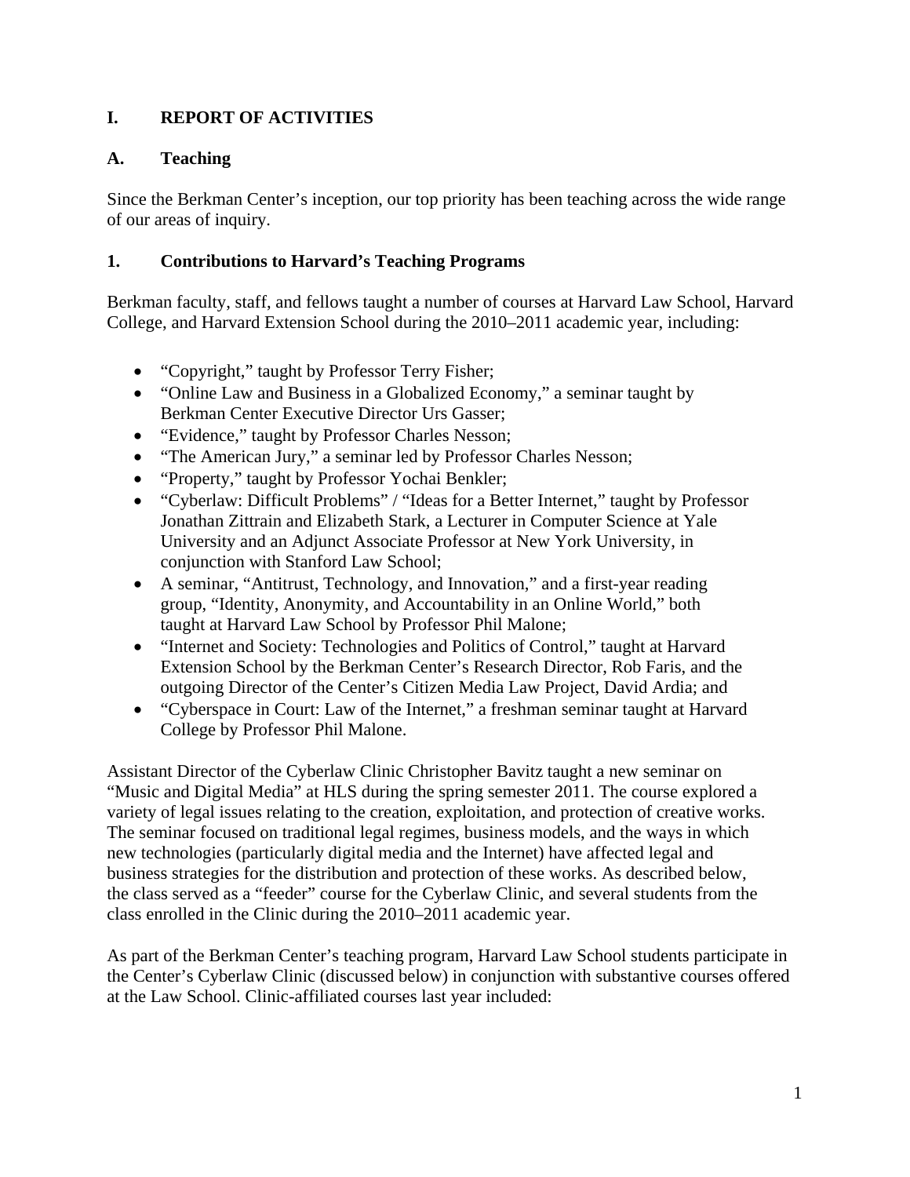# I. REPORT OF ACTIVITIES

## A. Teaching

Since the Berkman Center's inception, our top priority has been teaching across the wide range of our areas of inquiry.

### 1. Contributions to Harvard's Teaching Programs

Berkman faculty, staff, and fellows taught a number of courses at Harvard Law School, Harvard College, and Harvard Extension School during the 2010–2011 academic year, including:

- "Copyright," taught by Professor Terry Fisher;
- "Online Law and Business in a Globalized Economy," a seminar taught by Berkman Center Executive Director Urs Gasser;
- "Evidence," taught by Professor Charles Nesson;
- "The American Jury," a seminar led by Professor Charles Nesson;
- "Property," taught by Professor Yochai Benkler;
- "Cyberlaw: Difficult Problems" / "Ideas for a Better Internet," taught by Professor Jonathan Zittrain and Elizabeth Stark, a Lecturer in Computer Science at Yale University and an Adjunct Associate Professor at New York University, in conjunction with Stanford Law School;
- A seminar, "Antitrust, Technology, and Innovation," and a first-year reading group, "Identity, Anonymity, and Accountability in an Online World," both taught at Harvard Law School by Professor Phil Malone;
- "Internet and Society: Technologies and Politics of Control," taught at Harvard Extension School by the Berkman Center's Research Director, Rob Faris, and the outgoing Director of the Center's Citizen Media Law Project, David Ardia; and
- "Cyberspace in Court: Law of the Internet," a freshman seminar taught at Harvard College by Professor Phil Malone.

Assistant Director of the Cyberlaw Clinic Christopher Bavitz taught a new seminar on "Music and Digital Media" at HLS during the spring semester 2011. The course explored a variety of legal issues relating to the creation, exploitation, and protection of creative works. The seminar focused on traditional legal regimes, business models, and the ways in which new technologies (particularly digital media and the Internet) have affected legal and business strategies for the distribution and protection of these works. As described below, the class served as a "feeder" course for the Cyberlaw Clinic, and several students from the class enrolled in the Clinic during the 2010–2011 academic year.

As part of the Berkman Center's teaching program, Harvard Law School students participate in the Center's Cyberlaw Clinic (discussed below) in conjunction with substantive courses offered at the Law School. Clinic-affiliated courses last year included: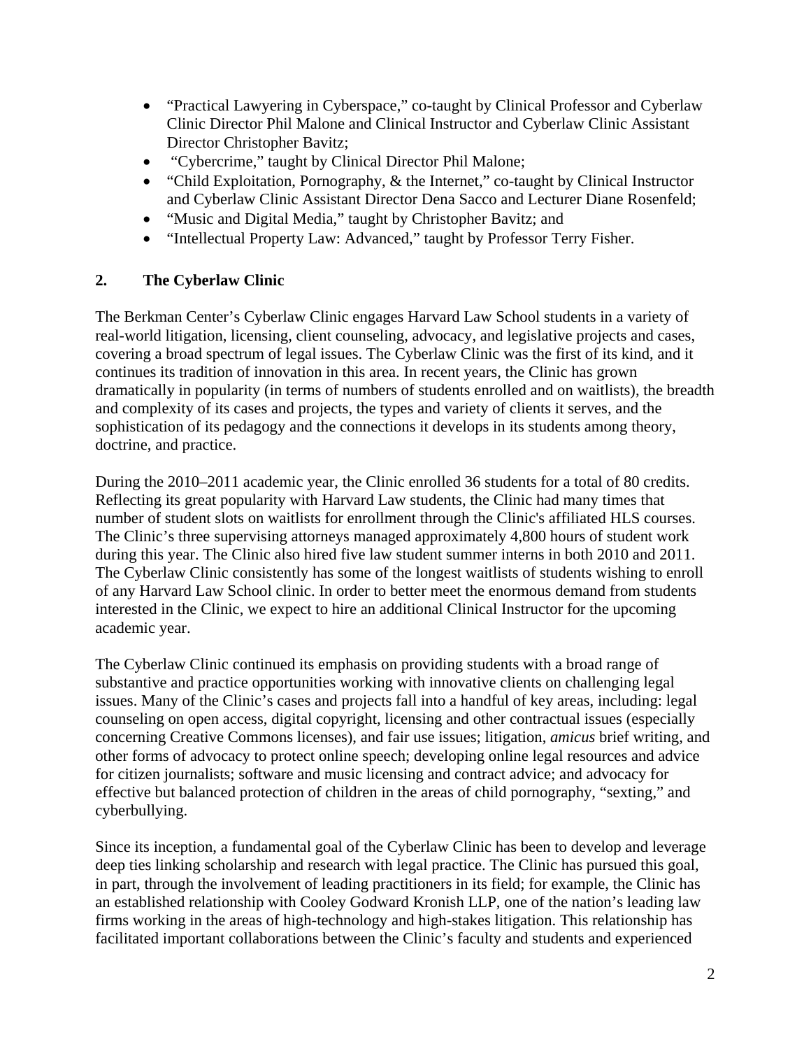- "Practical Lawyering in Cyberspace," co-taught by Clinical Professor and Cyberlaw Clinic Director Phil Malone and Clinical Instructor and Cyberlaw Clinic Assistant Director Christopher Bavitz;
- "Cybercrime," taught by Clinical Director Phil Malone;
- "Child Exploitation, Pornography, & the Internet," co-taught by Clinical Instructor and Cyberlaw Clinic Assistant Director Dena Sacco and Lecturer Diane Rosenfeld;
- "Music and Digital Media," taught by Christopher Bavitz; and
- "Intellectual Property Law: Advanced," taught by Professor Terry Fisher.

## 2. The Cyberlaw Clinic

The Berkman Center's Cyberlaw Clinic engages Harvard Law School students in a variety of real-world litigation, licensing, client counseling, advocacy, and legislative projects and cases, covering a broad spectrum of legal issues. The Cyberlaw Clinic was the first of its kind, and it continues its tradition of innovation in this area. In recent years, the Clinic has grown dramatically in popularity (in terms of numbers of students enrolled and on waitlists), the breadth and complexity of its cases and projects, the types and variety of clients it serves, and the sophistication of its pedagogy and the connections it develops in its students among theory, doctrine, and practice.

During the 2010–2011 academic year, the Clinic enrolled 36 students for a total of 80 credits. Reflecting its great popularity with Harvard Law students, the Clinic had many times that number of student slots on waitlists for enrollment through the Clinic's affiliated HLS courses. The Clinic's three supervising attorneys managed approximately 4,800 hours of student work during this year. The Clinic also hired five law student summer interns in both 2010 and 2011. The Cyberlaw Clinic consistently has some of the longest waitlists of students wishing to enroll of any Harvard Law School clinic. In order to better meet the enormous demand from students interested in the Clinic, we expect to hire an additional Clinical Instructor for the upcoming academic year.

The Cyberlaw Clinic continued its emphasis on providing students with a broad range of substantive and practice opportunities working with innovative clients on challenging legal issues. Many of the Clinic's cases and projects fall into a handful of key areas, including: legal counseling on open access, digital copyright, licensing and other contractual issues (especially concerning Creative Commons licenses), and fair use issues; litigation, *amicus* brief writing, and other forms of advocacy to protect online speech; developing online legal resources and advice for citizen journalists; software and music licensing and contract advice; and advocacy for effective but balanced protection of children in the areas of child pornography, "sexting," and cyberbullying.

Since its inception, a fundamental goal of the Cyberlaw Clinic has been to develop and leverage deep ties linking scholarship and research with legal practice. The Clinic has pursued this goal, in part, through the involvement of leading practitioners in its field; for example, the Clinic has an established relationship with Cooley Godward Kronish LLP, one of the nation's leading law firms working in the areas of high-technology and high-stakes litigation. This relationship has facilitated important collaborations between the Clinic's faculty and students and experienced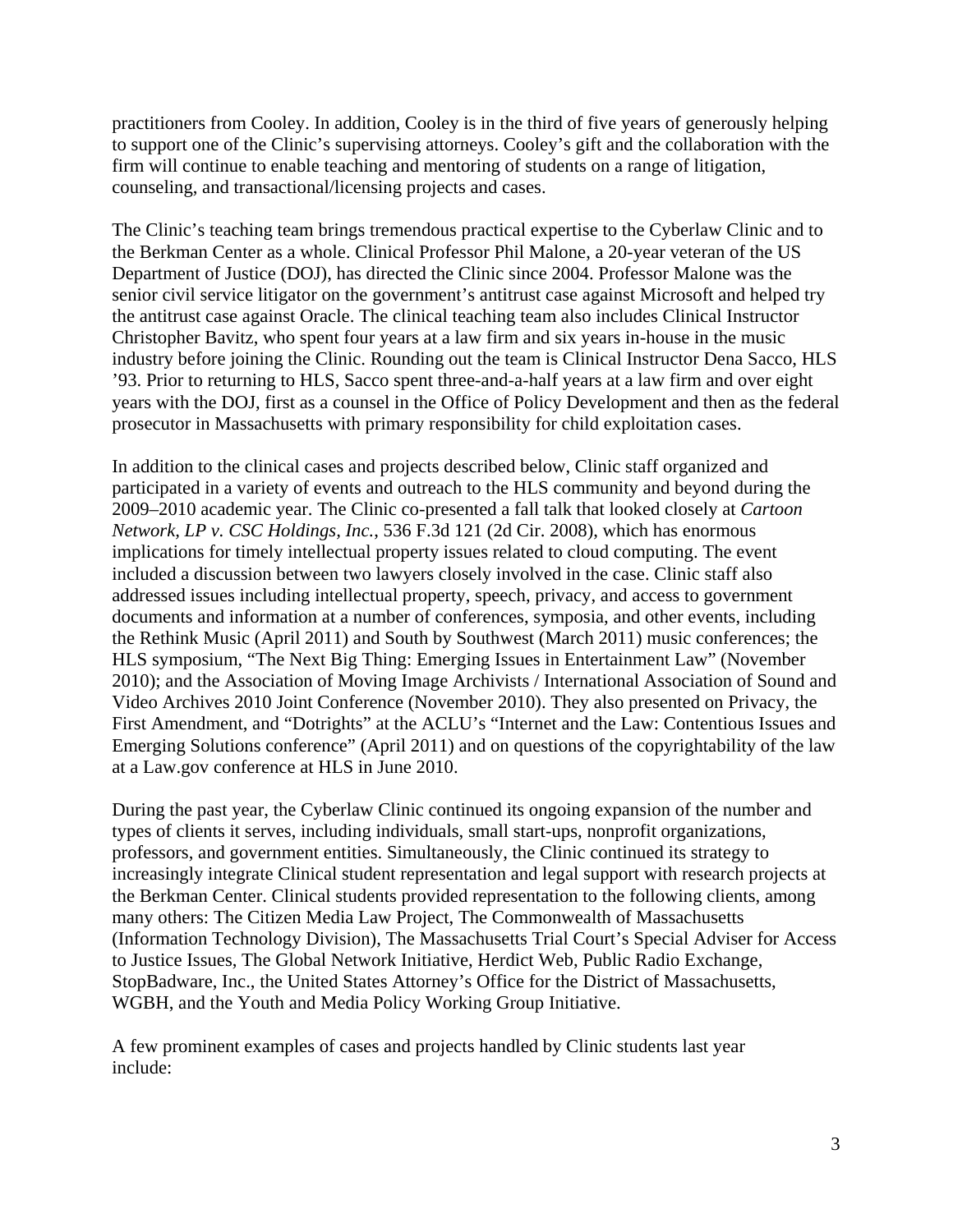practitioners from Cooley. In addition, Cooley is in the third of five years of generously helping to support one of the Clinic's supervising attorneys. Cooley's gift and the collaboration with the firm will continue to enable teaching and mentoring of students on a range of litigation, counseling, and transactional/licensing projects and cases.

The Clinic's teaching team brings tremendous practical expertise to the Cyberlaw Clinic and to the Berkman Center as a whole. Clinical Professor Phil Malone, a 20-year veteran of the US Department of Justice (DOJ), has directed the Clinic since 2004. Professor Malone was the senior civil service litigator on the government's antitrust case against Microsoft and helped try the antitrust case against Oracle. The clinical teaching team also includes Clinical Instructor Christopher Bavitz, who spent four years at a law firm and six years in-house in the music industry before joining the Clinic. Rounding out the team is Clinical Instructor Dena Sacco, HLS '93. Prior to returning to HLS, Sacco spent three-and-a-half years at a law firm and over eight years with the DOJ, first as a counsel in the Office of Policy Development and then as the federal prosecutor in Massachusetts with primary responsibility for child exploitation cases.

In addition to the clinical cases and projects described below, Clinic staff organized and participated in a variety of events and outreach to the HLS community and beyond during the 2009–2010 academic year. The Clinic co-presented a fall talk that looked closely at *Cartoon Network, LP v. CSC Holdings, Inc.*, 536 F.3d 121 (2d Cir. 2008), which has enormous implications for timely intellectual property issues related to cloud computing. The event included a discussion between two lawyers closely involved in the case. Clinic staff also addressed issues including intellectual property, speech, privacy, and access to government documents and information at a number of conferences, symposia, and other events, including the Rethink Music (April 2011) and South by Southwest (March 2011) music conferences; the HLS symposium, "The Next Big Thing: Emerging Issues in Entertainment Law" (November 2010); and the Association of Moving Image Archivists / International Association of Sound and Video Archives 2010 Joint Conference (November 2010). They also presented on Privacy, the First Amendment, and "Dotrights" at the ACLU's "Internet and the Law: Contentious Issues and Emerging Solutions conference" (April 2011) and on questions of the copyrightability of the law at a Law.gov conference at HLS in June 2010.

During the past year, the Cyberlaw Clinic continued its ongoing expansion of the number and types of clients it serves, including individuals, small start-ups, nonprofit organizations, professors, and government entities. Simultaneously, the Clinic continued its strategy to increasingly integrate Clinical student representation and legal support with research projects at the Berkman Center. Clinical students provided representation to the following clients, among many others: The Citizen Media Law Project, The Commonwealth of Massachusetts (Information Technology Division), The Massachusetts Trial Court's Special Adviser for Access to Justice Issues, The Global Network Initiative, Herdict Web, Public Radio Exchange, StopBadware, Inc., the United States Attorney's Office for the District of Massachusetts, WGBH, and the Youth and Media Policy Working Group Initiative.

A few prominent examples of cases and projects handled by Clinic students last year include: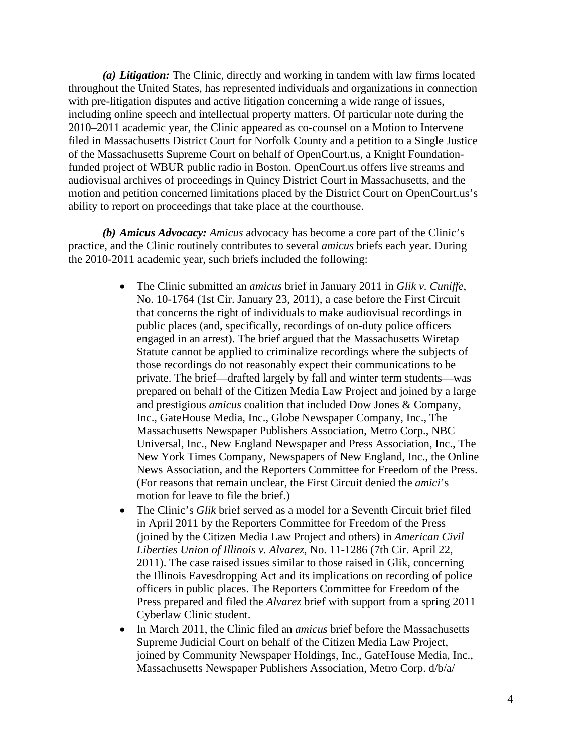*(a) Litigation:* The Clinic, directly and working in tandem with law firms located throughout the United States, has represented individuals and organizations in connection with pre-litigation disputes and active litigation concerning a wide range of issues, including online speech and intellectual property matters. Of particular note during the 2010–2011 academic year, the Clinic appeared as co-counsel on a Motion to Intervene filed in Massachusetts District Court for Norfolk County and a petition to a Single Justice of the Massachusetts Supreme Court on behalf of OpenCourt.us, a Knight Foundation-funded project of WBUR public radio in Boston. OpenCourt.us offers live streams and audiovisual archives of proceedings in Quincy District Court in Massachusetts, and the motion and petition concerned limitations placed by the District Court on OpenCourt.us's ability to report on proceedings that take place at the courthouse.

*(b) Amicus Advocacy: Amicus* advocacy has become a core part of the Clinic's practice, and the Clinic routinely contributes to several *amicus* briefs each year. During the 2010-2011 academic year, such briefs included the following:

- The Clinic submitted an *amicus* brief in January 2011 in *Glik v. Cuniffe*, No. 10-1764 (1st Cir. January 23, 2011), a case before the First Circuit that concerns the right of individuals to make audiovisual recordings in public places (and, specifically, recordings of on-duty police officers engaged in an arrest). The brief argued that the Massachusetts Wiretap Statute cannot be applied to criminalize recordings where the subjects of those recordings do not reasonably expect their communications to be private. The brief—drafted largely by fall and winter term students—was prepared on behalf of the Citizen Media Law Project and joined by a large and prestigious *amicus* coalition that included Dow Jones & Company, Inc., GateHouse Media, Inc., Globe Newspaper Company, Inc., The Massachusetts Newspaper Publishers Association, Metro Corp., NBC Universal, Inc., New England Newspaper and Press Association, Inc., The New York Times Company, Newspapers of New England, Inc., the Online News Association, and the Reporters Committee for Freedom of the Press. (For reasons that remain unclear, the First Circuit denied the *amici*'s motion for leave to file the brief.)
- The Clinic's *Glik* brief served as a model for a Seventh Circuit brief filed in April 2011 by the Reporters Committee for Freedom of the Press (joined by the Citizen Media Law Project and others) in *American Civil Liberties Union of Illinois v. Alvarez*, No. 11-1286 (7th Cir. April 22, 2011). The case raised issues similar to those raised in Glik, concerning the Illinois Eavesdropping Act and its implications on recording of police officers in public places. The Reporters Committee for Freedom of the Press prepared and filed the *Alvarez* brief with support from a spring 2011 Cyberlaw Clinic student.
- In March 2011, the Clinic filed an *amicus* brief before the Massachusetts Supreme Judicial Court on behalf of the Citizen Media Law Project, joined by Community Newspaper Holdings, Inc., GateHouse Media, Inc., Massachusetts Newspaper Publishers Association, Metro Corp. d/b/a/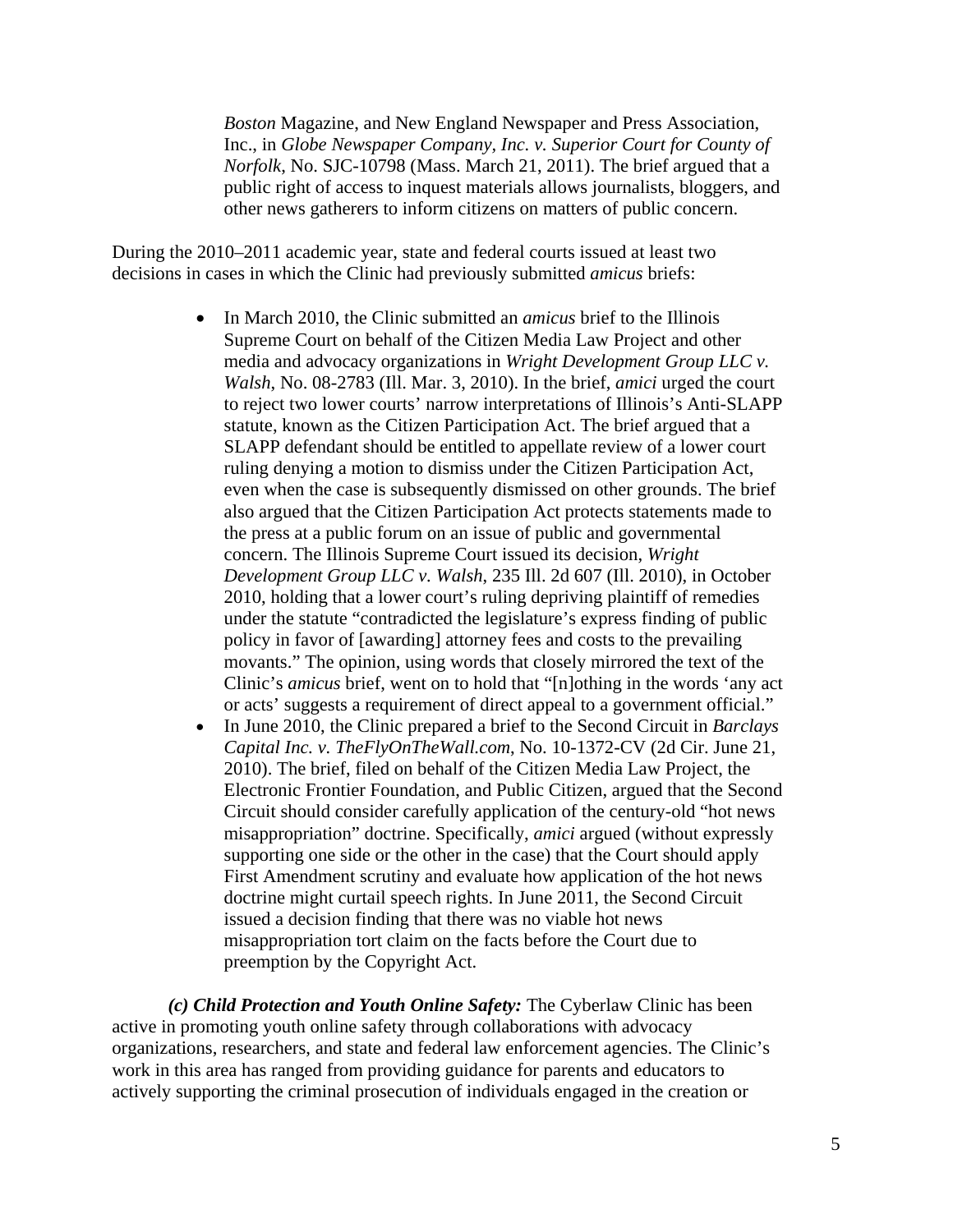*Boston* Magazine, and New England Newspaper and Press Association, Inc., in *Globe Newspaper Company, Inc. v. Superior Court for County of Norfolk*, No. SJC-10798 (Mass. March 21, 2011). The brief argued that a public right of access to inquest materials allows journalists, bloggers, and other news gatherers to inform citizens on matters of public concern.

During the 2010–2011 academic year, state and federal courts issued at least two decisions in cases in which the Clinic had previously submitted *amicus* briefs:

- In March 2010, the Clinic submitted an *amicus* brief to the Illinois Supreme Court on behalf of the Citizen Media Law Project and other media and advocacy organizations in *Wright Development Group LLC v. Walsh*, No. 08-2783 (Ill. Mar. 3, 2010). In the brief, *amici* urged the court to reject two lower courts' narrow interpretations of Illinois's Anti-SLAPP statute, known as the Citizen Participation Act. The brief argued that a SLAPP defendant should be entitled to appellate review of a lower court ruling denying a motion to dismiss under the Citizen Participation Act, even when the case is subsequently dismissed on other grounds. The brief also argued that the Citizen Participation Act protects statements made to the press at a public forum on an issue of public and governmental concern. The Illinois Supreme Court issued its decision, *Wright Development Group LLC v. Walsh*, 235 Ill. 2d 607 (Ill. 2010), in October 2010, holding that a lower court's ruling depriving plaintiff of remedies under the statute "contradicted the legislature's express finding of public policy in favor of [awarding] attorney fees and costs to the prevailing movants." The opinion, using words that closely mirrored the text of the Clinic's *amicus* brief, went on to hold that "[n]othing in the words 'any act or acts' suggests a requirement of direct appeal to a government official."
- In June 2010, the Clinic prepared a brief to the Second Circuit in *Barclays Capital Inc. v. TheFlyOnTheWall.com*, No. 10-1372-CV (2d Cir. June 21, 2010). The brief, filed on behalf of the Citizen Media Law Project, the Electronic Frontier Foundation, and Public Citizen, argued that the Second Circuit should consider carefully application of the century-old "hot news misappropriation" doctrine. Specifically, *amici* argued (without expressly supporting one side or the other in the case) that the Court should apply First Amendment scrutiny and evaluate how application of the hot news doctrine might curtail speech rights. In June 2011, the Second Circuit issued a decision finding that there was no viable hot news misappropriation tort claim on the facts before the Court due to preemption by the Copyright Act.

***(c) Child Protection and Youth Online Safety:*** The Cyberlaw Clinic has been active in promoting youth online safety through collaborations with advocacy organizations, researchers, and state and federal law enforcement agencies. The Clinic's work in this area has ranged from providing guidance for parents and educators to actively supporting the criminal prosecution of individuals engaged in the creation or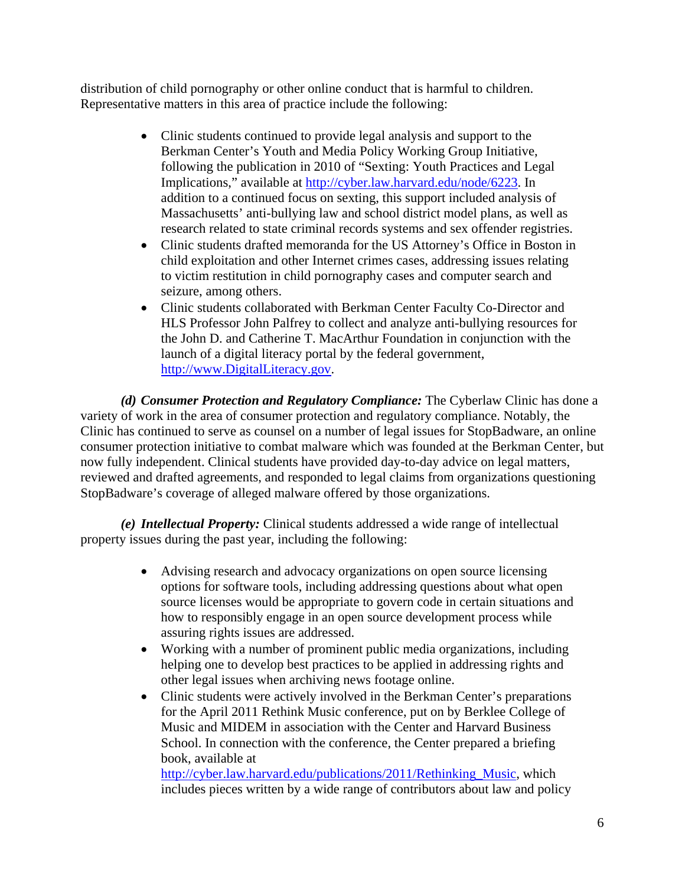distribution of child pornography or other online conduct that is harmful to children. Representative matters in this area of practice include the following:

- Clinic students continued to provide legal analysis and support to the Berkman Center's Youth and Media Policy Working Group Initiative, following the publication in 2010 of "Sexting: Youth Practices and Legal Implications," available at http://cyber.law.harvard.edu/node/6223. In addition to a continued focus on sexting, this support included analysis of Massachusetts' anti-bullying law and school district model plans, as well as research related to state criminal records systems and sex offender registries.
- Clinic students drafted memoranda for the US Attorney's Office in Boston in child exploitation and other Internet crimes cases, addressing issues relating to victim restitution in child pornography cases and computer search and seizure, among others.
- Clinic students collaborated with Berkman Center Faculty Co-Director and HLS Professor John Palfrey to collect and analyze anti-bullying resources for the John D. and Catherine T. MacArthur Foundation in conjunction with the launch of a digital literacy portal by the federal government, http://www.DigitalLiteracy.gov.

***(d) Consumer Protection and Regulatory Compliance:*** The Cyberlaw Clinic has done a variety of work in the area of consumer protection and regulatory compliance. Notably, the Clinic has continued to serve as counsel on a number of legal issues for StopBadware, an online consumer protection initiative to combat malware which was founded at the Berkman Center, but now fully independent. Clinical students have provided day-to-day advice on legal matters, reviewed and drafted agreements, and responded to legal claims from organizations questioning StopBadware's coverage of alleged malware offered by those organizations.

***(e) Intellectual Property:*** Clinical students addressed a wide range of intellectual property issues during the past year, including the following:

- Advising research and advocacy organizations on open source licensing options for software tools, including addressing questions about what open source licenses would be appropriate to govern code in certain situations and how to responsibly engage in an open source development process while assuring rights issues are addressed.
- Working with a number of prominent public media organizations, including helping one to develop best practices to be applied in addressing rights and other legal issues when archiving news footage online.
- Clinic students were actively involved in the Berkman Center's preparations for the April 2011 Rethink Music conference, put on by Berklee College of Music and MIDEM in association with the Center and Harvard Business School. In connection with the conference, the Center prepared a briefing book, available at http://cyber.law.harvard.edu/publications/2011/Rethinking_Music, which includes pieces written by a wide range of contributors about law and policy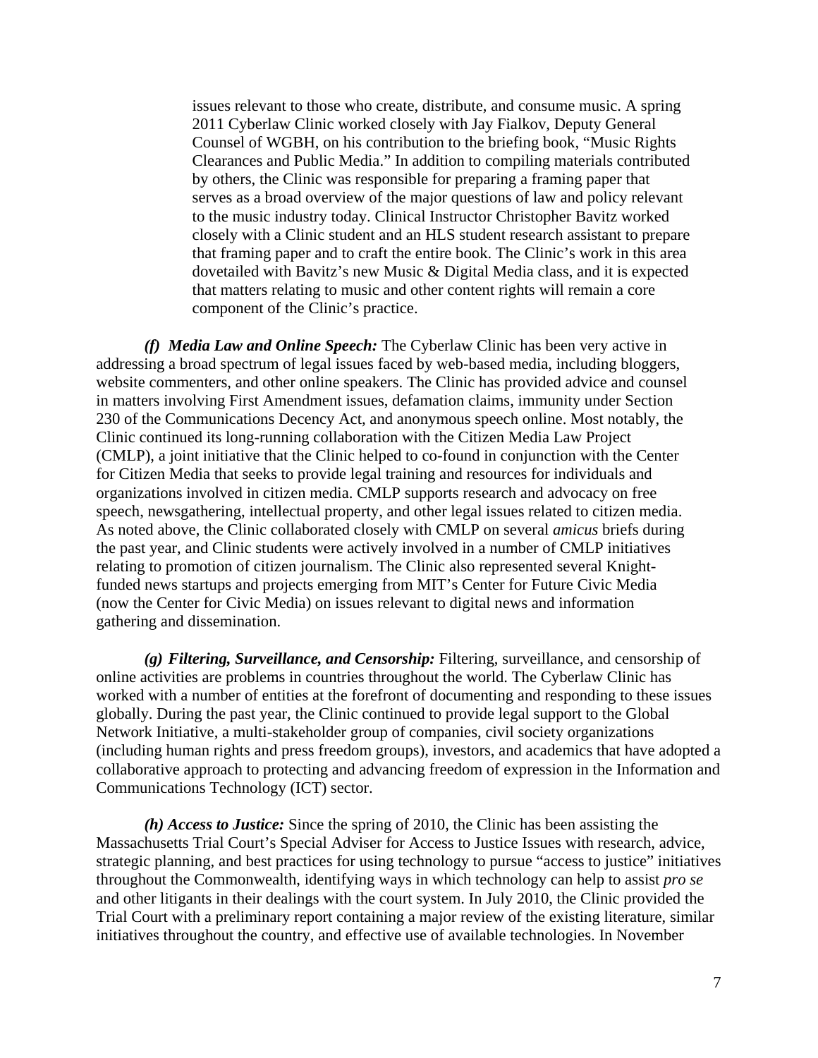issues relevant to those who create, distribute, and consume music. A spring 2011 Cyberlaw Clinic worked closely with Jay Fialkov, Deputy General Counsel of WGBH, on his contribution to the briefing book, "Music Rights Clearances and Public Media." In addition to compiling materials contributed by others, the Clinic was responsible for preparing a framing paper that serves as a broad overview of the major questions of law and policy relevant to the music industry today. Clinical Instructor Christopher Bavitz worked closely with a Clinic student and an HLS student research assistant to prepare that framing paper and to craft the entire book. The Clinic's work in this area dovetailed with Bavitz's new Music & Digital Media class, and it is expected that matters relating to music and other content rights will remain a core component of the Clinic's practice.

***(f) Media Law and Online Speech:*** The Cyberlaw Clinic has been very active in addressing a broad spectrum of legal issues faced by web-based media, including bloggers, website commenters, and other online speakers. The Clinic has provided advice and counsel in matters involving First Amendment issues, defamation claims, immunity under Section 230 of the Communications Decency Act, and anonymous speech online. Most notably, the Clinic continued its long-running collaboration with the Citizen Media Law Project (CMLP), a joint initiative that the Clinic helped to co-found in conjunction with the Center for Citizen Media that seeks to provide legal training and resources for individuals and organizations involved in citizen media. CMLP supports research and advocacy on free speech, newsgathering, intellectual property, and other legal issues related to citizen media. As noted above, the Clinic collaborated closely with CMLP on several *amicus* briefs during the past year, and Clinic students were actively involved in a number of CMLP initiatives relating to promotion of citizen journalism. The Clinic also represented several Knight-funded news startups and projects emerging from MIT's Center for Future Civic Media (now the Center for Civic Media) on issues relevant to digital news and information gathering and dissemination.

***(g) Filtering, Surveillance, and Censorship:*** Filtering, surveillance, and censorship of online activities are problems in countries throughout the world. The Cyberlaw Clinic has worked with a number of entities at the forefront of documenting and responding to these issues globally. During the past year, the Clinic continued to provide legal support to the Global Network Initiative, a multi-stakeholder group of companies, civil society organizations (including human rights and press freedom groups), investors, and academics that have adopted a collaborative approach to protecting and advancing freedom of expression in the Information and Communications Technology (ICT) sector.

***(h) Access to Justice:*** Since the spring of 2010, the Clinic has been assisting the Massachusetts Trial Court's Special Adviser for Access to Justice Issues with research, advice, strategic planning, and best practices for using technology to pursue "access to justice" initiatives throughout the Commonwealth, identifying ways in which technology can help to assist *pro se* and other litigants in their dealings with the court system. In July 2010, the Clinic provided the Trial Court with a preliminary report containing a major review of the existing literature, similar initiatives throughout the country, and effective use of available technologies. In November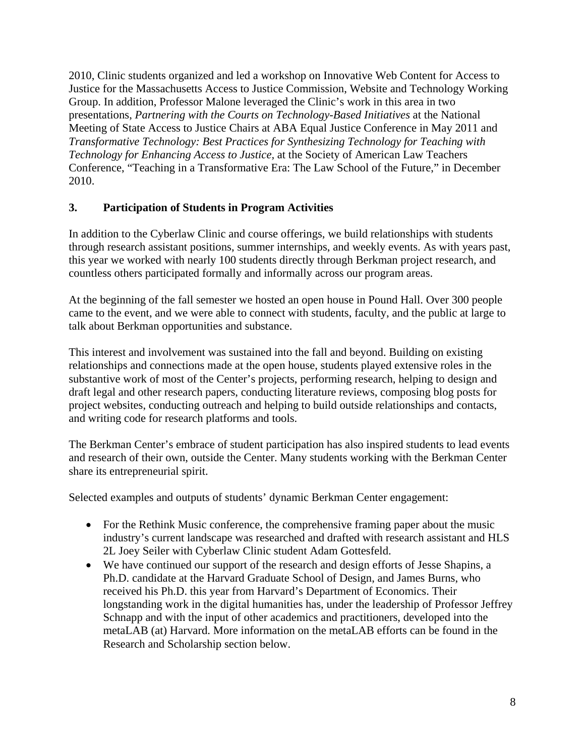2010, Clinic students organized and led a workshop on Innovative Web Content for Access to Justice for the Massachusetts Access to Justice Commission, Website and Technology Working Group. In addition, Professor Malone leveraged the Clinic's work in this area in two presentations, *Partnering with the Courts on Technology-Based Initiatives* at the National Meeting of State Access to Justice Chairs at ABA Equal Justice Conference in May 2011 and *Transformative Technology: Best Practices for Synthesizing Technology for Teaching with Technology for Enhancing Access to Justice,* at the Society of American Law Teachers Conference, "Teaching in a Transformative Era: The Law School of the Future," in December 2010.

### 3. Participation of Students in Program Activities

In addition to the Cyberlaw Clinic and course offerings, we build relationships with students through research assistant positions, summer internships, and weekly events. As with years past, this year we worked with nearly 100 students directly through Berkman project research, and countless others participated formally and informally across our program areas.

At the beginning of the fall semester we hosted an open house in Pound Hall. Over 300 people came to the event, and we were able to connect with students, faculty, and the public at large to talk about Berkman opportunities and substance.

This interest and involvement was sustained into the fall and beyond. Building on existing relationships and connections made at the open house, students played extensive roles in the substantive work of most of the Center's projects, performing research, helping to design and draft legal and other research papers, conducting literature reviews, composing blog posts for project websites, conducting outreach and helping to build outside relationships and contacts, and writing code for research platforms and tools.

The Berkman Center's embrace of student participation has also inspired students to lead events and research of their own, outside the Center. Many students working with the Berkman Center share its entrepreneurial spirit.

Selected examples and outputs of students' dynamic Berkman Center engagement:

- For the Rethink Music conference, the comprehensive framing paper about the music industry's current landscape was researched and drafted with research assistant and HLS 2L Joey Seiler with Cyberlaw Clinic student Adam Gottesfeld.
- We have continued our support of the research and design efforts of Jesse Shapins, a Ph.D. candidate at the Harvard Graduate School of Design, and James Burns, who received his Ph.D. this year from Harvard's Department of Economics. Their longstanding work in the digital humanities has, under the leadership of Professor Jeffrey Schnapp and with the input of other academics and practitioners, developed into the metaLAB (at) Harvard. More information on the metaLAB efforts can be found in the Research and Scholarship section below.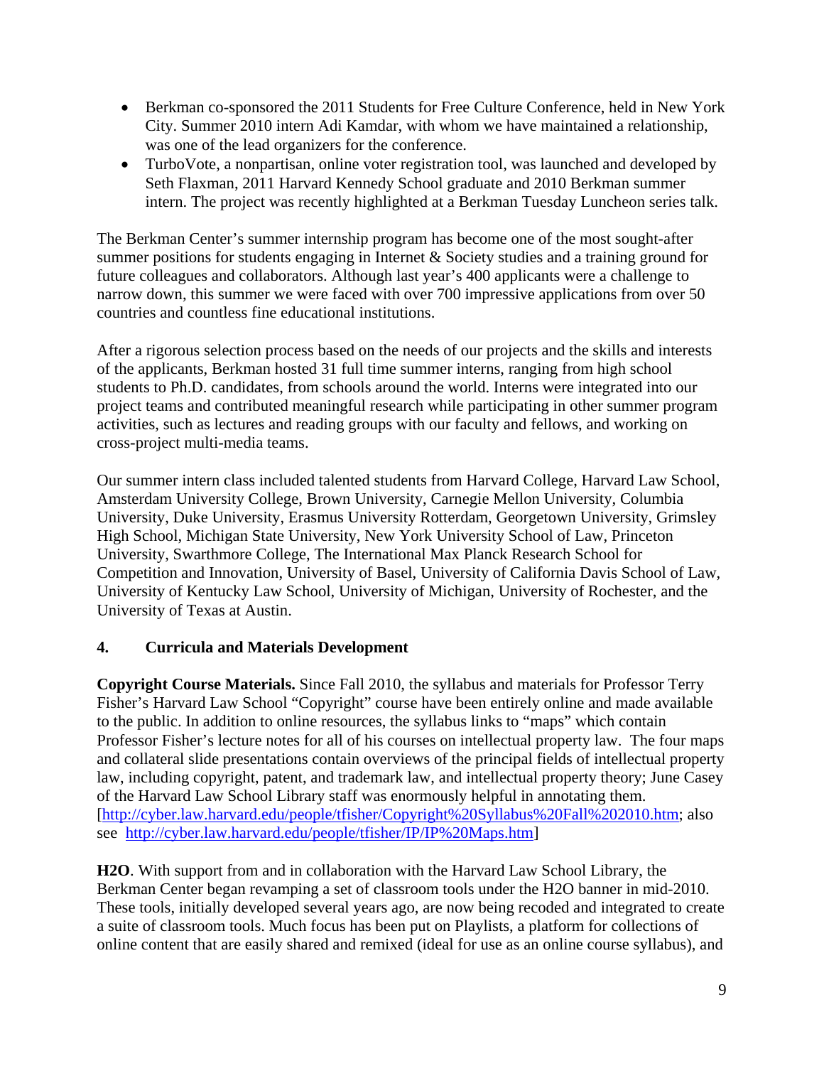- Berkman co-sponsored the 2011 Students for Free Culture Conference, held in New York City. Summer 2010 intern Adi Kamdar, with whom we have maintained a relationship, was one of the lead organizers for the conference.
- TurboVote, a nonpartisan, online voter registration tool, was launched and developed by Seth Flaxman, 2011 Harvard Kennedy School graduate and 2010 Berkman summer intern. The project was recently highlighted at a Berkman Tuesday Luncheon series talk.

The Berkman Center's summer internship program has become one of the most sought-after summer positions for students engaging in Internet & Society studies and a training ground for future colleagues and collaborators. Although last year's 400 applicants were a challenge to narrow down, this summer we were faced with over 700 impressive applications from over 50 countries and countless fine educational institutions.

After a rigorous selection process based on the needs of our projects and the skills and interests of the applicants, Berkman hosted 31 full time summer interns, ranging from high school students to Ph.D. candidates, from schools around the world. Interns were integrated into our project teams and contributed meaningful research while participating in other summer program activities, such as lectures and reading groups with our faculty and fellows, and working on cross-project multi-media teams.

Our summer intern class included talented students from Harvard College, Harvard Law School, Amsterdam University College, Brown University, Carnegie Mellon University, Columbia University, Duke University, Erasmus University Rotterdam, Georgetown University, Grimsley High School, Michigan State University, New York University School of Law, Princeton University, Swarthmore College, The International Max Planck Research School for Competition and Innovation, University of Basel, University of California Davis School of Law, University of Kentucky Law School, University of Michigan, University of Rochester, and the University of Texas at Austin.

## 4. Curricula and Materials Development

**Copyright Course Materials.** Since Fall 2010, the syllabus and materials for Professor Terry Fisher's Harvard Law School "Copyright" course have been entirely online and made available to the public. In addition to online resources, the syllabus links to "maps" which contain Professor Fisher's lecture notes for all of his courses on intellectual property law. The four maps and collateral slide presentations contain overviews of the principal fields of intellectual property law, including copyright, patent, and trademark law, and intellectual property theory; June Casey of the Harvard Law School Library staff was enormously helpful in annotating them. [http://cyber.law.harvard.edu/people/tfisher/Copyright%20Syllabus%20Fall%202010.htm; also see http://cyber.law.harvard.edu/people/tfisher/IP/IP%20Maps.htm]

**H2O**. With support from and in collaboration with the Harvard Law School Library, the Berkman Center began revamping a set of classroom tools under the H2O banner in mid-2010. These tools, initially developed several years ago, are now being recoded and integrated to create a suite of classroom tools. Much focus has been put on Playlists, a platform for collections of online content that are easily shared and remixed (ideal for use as an online course syllabus), and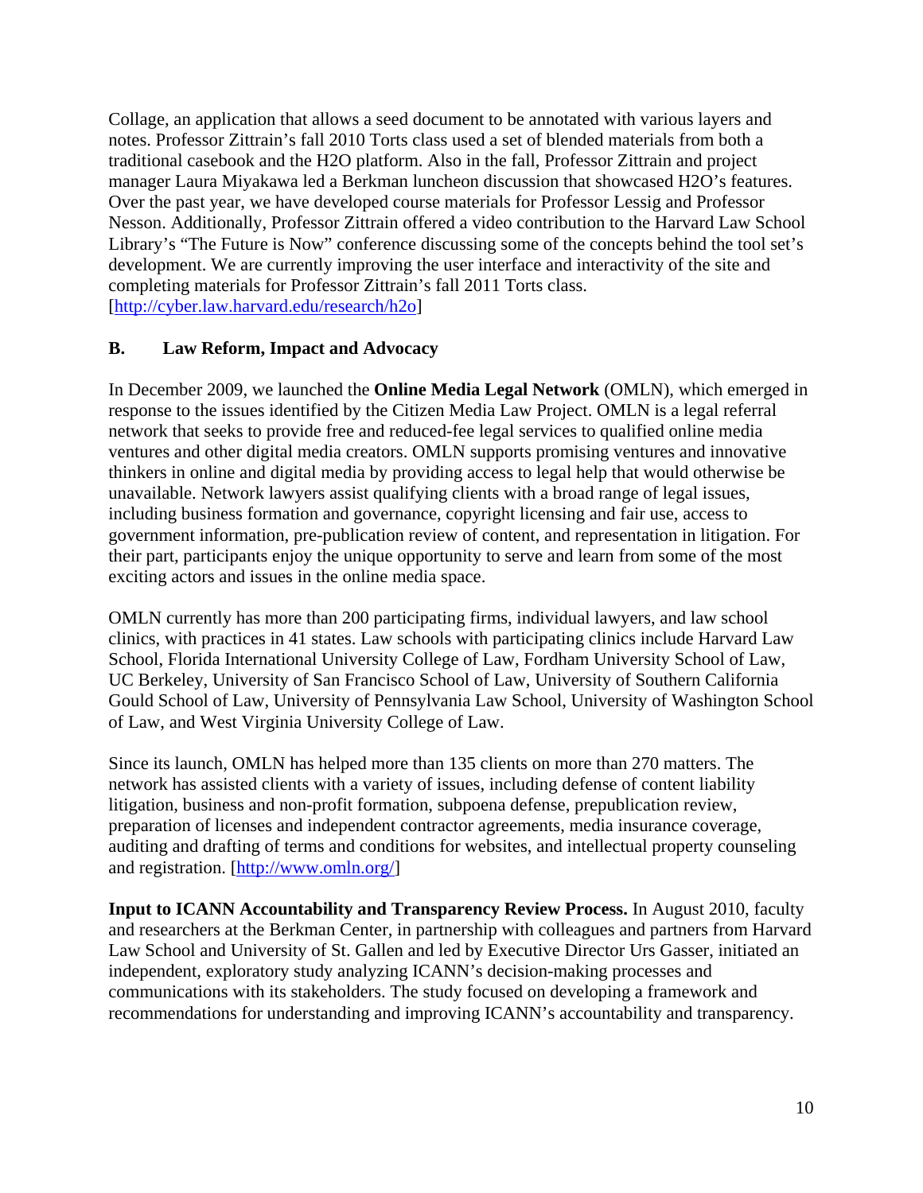Collage, an application that allows a seed document to be annotated with various layers and notes. Professor Zittrain's fall 2010 Torts class used a set of blended materials from both a traditional casebook and the H2O platform. Also in the fall, Professor Zittrain and project manager Laura Miyakawa led a Berkman luncheon discussion that showcased H2O's features. Over the past year, we have developed course materials for Professor Lessig and Professor Nesson. Additionally, Professor Zittrain offered a video contribution to the Harvard Law School Library's "The Future is Now" conference discussing some of the concepts behind the tool set's development. We are currently improving the user interface and interactivity of the site and completing materials for Professor Zittrain's fall 2011 Torts class. [http://cyber.law.harvard.edu/research/h2o]

### B. Law Reform, Impact and Advocacy

In December 2009, we launched the **Online Media Legal Network** (OMLN), which emerged in response to the issues identified by the Citizen Media Law Project. OMLN is a legal referral network that seeks to provide free and reduced-fee legal services to qualified online media ventures and other digital media creators. OMLN supports promising ventures and innovative thinkers in online and digital media by providing access to legal help that would otherwise be unavailable. Network lawyers assist qualifying clients with a broad range of legal issues, including business formation and governance, copyright licensing and fair use, access to government information, pre-publication review of content, and representation in litigation. For their part, participants enjoy the unique opportunity to serve and learn from some of the most exciting actors and issues in the online media space.

OMLN currently has more than 200 participating firms, individual lawyers, and law school clinics, with practices in 41 states. Law schools with participating clinics include Harvard Law School, Florida International University College of Law, Fordham University School of Law, UC Berkeley, University of San Francisco School of Law, University of Southern California Gould School of Law, University of Pennsylvania Law School, University of Washington School of Law, and West Virginia University College of Law.

Since its launch, OMLN has helped more than 135 clients on more than 270 matters. The network has assisted clients with a variety of issues, including defense of content liability litigation, business and non-profit formation, subpoena defense, prepublication review, preparation of licenses and independent contractor agreements, media insurance coverage, auditing and drafting of terms and conditions for websites, and intellectual property counseling and registration. [http://www.omln.org/]

**Input to ICANN Accountability and Transparency Review Process.** In August 2010, faculty and researchers at the Berkman Center, in partnership with colleagues and partners from Harvard Law School and University of St. Gallen and led by Executive Director Urs Gasser, initiated an independent, exploratory study analyzing ICANN's decision-making processes and communications with its stakeholders. The study focused on developing a framework and recommendations for understanding and improving ICANN's accountability and transparency.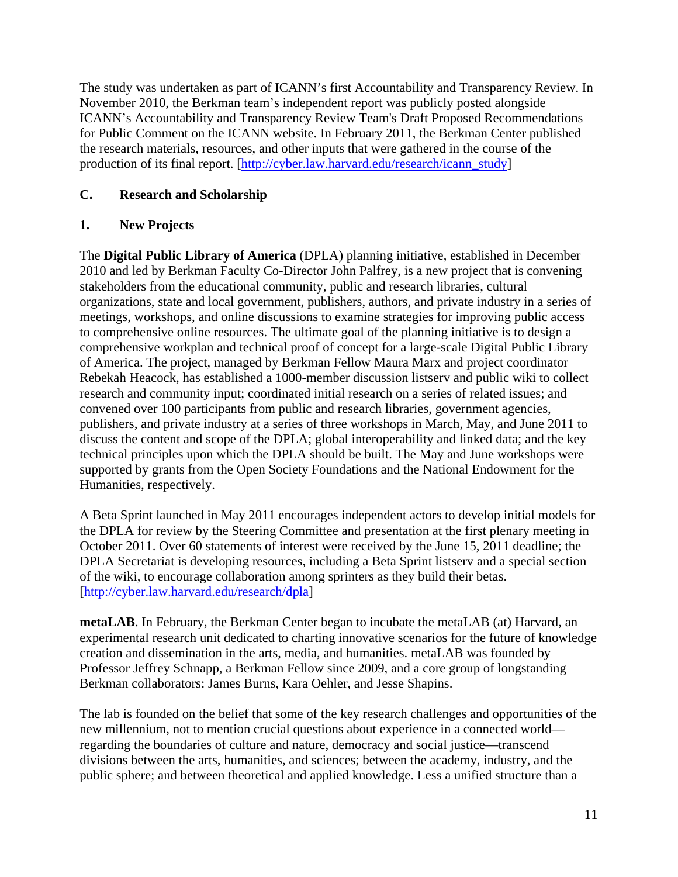The study was undertaken as part of ICANN's first Accountability and Transparency Review. In November 2010, the Berkman team's independent report was publicly posted alongside ICANN's Accountability and Transparency Review Team's Draft Proposed Recommendations for Public Comment on the ICANN website. In February 2011, the Berkman Center published the research materials, resources, and other inputs that were gathered in the course of the production of its final report. [http://cyber.law.harvard.edu/research/icann_study]

## C. Research and Scholarship

### 1. New Projects

The **Digital Public Library of America** (DPLA) planning initiative, established in December 2010 and led by Berkman Faculty Co-Director John Palfrey, is a new project that is convening stakeholders from the educational community, public and research libraries, cultural organizations, state and local government, publishers, authors, and private industry in a series of meetings, workshops, and online discussions to examine strategies for improving public access to comprehensive online resources. The ultimate goal of the planning initiative is to design a comprehensive workplan and technical proof of concept for a large-scale Digital Public Library of America. The project, managed by Berkman Fellow Maura Marx and project coordinator Rebekah Heacock, has established a 1000-member discussion listserv and public wiki to collect research and community input; coordinated initial research on a series of related issues; and convened over 100 participants from public and research libraries, government agencies, publishers, and private industry at a series of three workshops in March, May, and June 2011 to discuss the content and scope of the DPLA; global interoperability and linked data; and the key technical principles upon which the DPLA should be built. The May and June workshops were supported by grants from the Open Society Foundations and the National Endowment for the Humanities, respectively.

A Beta Sprint launched in May 2011 encourages independent actors to develop initial models for the DPLA for review by the Steering Committee and presentation at the first plenary meeting in October 2011. Over 60 statements of interest were received by the June 15, 2011 deadline; the DPLA Secretariat is developing resources, including a Beta Sprint listserv and a special section of the wiki, to encourage collaboration among sprinters as they build their betas. [http://cyber.law.harvard.edu/research/dpla]

**metaLAB**. In February, the Berkman Center began to incubate the metaLAB (at) Harvard, an experimental research unit dedicated to charting innovative scenarios for the future of knowledge creation and dissemination in the arts, media, and humanities. metaLAB was founded by Professor Jeffrey Schnapp, a Berkman Fellow since 2009, and a core group of longstanding Berkman collaborators: James Burns, Kara Oehler, and Jesse Shapins.

The lab is founded on the belief that some of the key research challenges and opportunities of the new millennium, not to mention crucial questions about experience in a connected world—regarding the boundaries of culture and nature, democracy and social justice—transcend divisions between the arts, humanities, and sciences; between the academy, industry, and the public sphere; and between theoretical and applied knowledge. Less a unified structure than a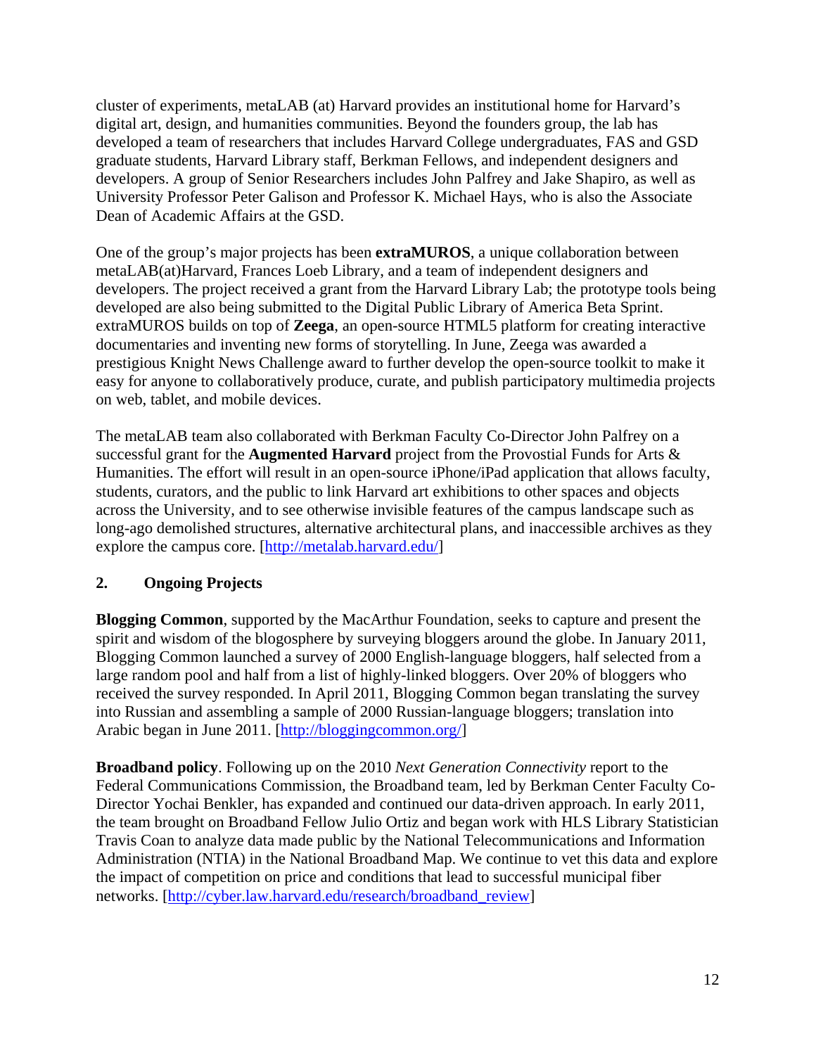cluster of experiments, metaLAB (at) Harvard provides an institutional home for Harvard's digital art, design, and humanities communities. Beyond the founders group, the lab has developed a team of researchers that includes Harvard College undergraduates, FAS and GSD graduate students, Harvard Library staff, Berkman Fellows, and independent designers and developers. A group of Senior Researchers includes John Palfrey and Jake Shapiro, as well as University Professor Peter Galison and Professor K. Michael Hays, who is also the Associate Dean of Academic Affairs at the GSD.

One of the group's major projects has been **extraMUROS**, a unique collaboration between metaLAB(at)Harvard, Frances Loeb Library, and a team of independent designers and developers. The project received a grant from the Harvard Library Lab; the prototype tools being developed are also being submitted to the Digital Public Library of America Beta Sprint. extraMUROS builds on top of **Zeega**, an open-source HTML5 platform for creating interactive documentaries and inventing new forms of storytelling. In June, Zeega was awarded a prestigious Knight News Challenge award to further develop the open-source toolkit to make it easy for anyone to collaboratively produce, curate, and publish participatory multimedia projects on web, tablet, and mobile devices.

The metaLAB team also collaborated with Berkman Faculty Co-Director John Palfrey on a successful grant for the **Augmented Harvard** project from the Provostial Funds for Arts & Humanities. The effort will result in an open-source iPhone/iPad application that allows faculty, students, curators, and the public to link Harvard art exhibitions to other spaces and objects across the University, and to see otherwise invisible features of the campus landscape such as long-ago demolished structures, alternative architectural plans, and inaccessible archives as they explore the campus core. [http://metalab.harvard.edu/]

## 2. Ongoing Projects

**Blogging Common**, supported by the MacArthur Foundation, seeks to capture and present the spirit and wisdom of the blogosphere by surveying bloggers around the globe. In January 2011, Blogging Common launched a survey of 2000 English-language bloggers, half selected from a large random pool and half from a list of highly-linked bloggers. Over 20% of bloggers who received the survey responded. In April 2011, Blogging Common began translating the survey into Russian and assembling a sample of 2000 Russian-language bloggers; translation into Arabic began in June 2011. [http://bloggingcommon.org/]

**Broadband policy**. Following up on the 2010 *Next Generation Connectivity* report to the Federal Communications Commission, the Broadband team, led by Berkman Center Faculty Co-Director Yochai Benkler, has expanded and continued our data-driven approach. In early 2011, the team brought on Broadband Fellow Julio Ortiz and began work with HLS Library Statistician Travis Coan to analyze data made public by the National Telecommunications and Information Administration (NTIA) in the National Broadband Map. We continue to vet this data and explore the impact of competition on price and conditions that lead to successful municipal fiber networks. [http://cyber.law.harvard.edu/research/broadband_review]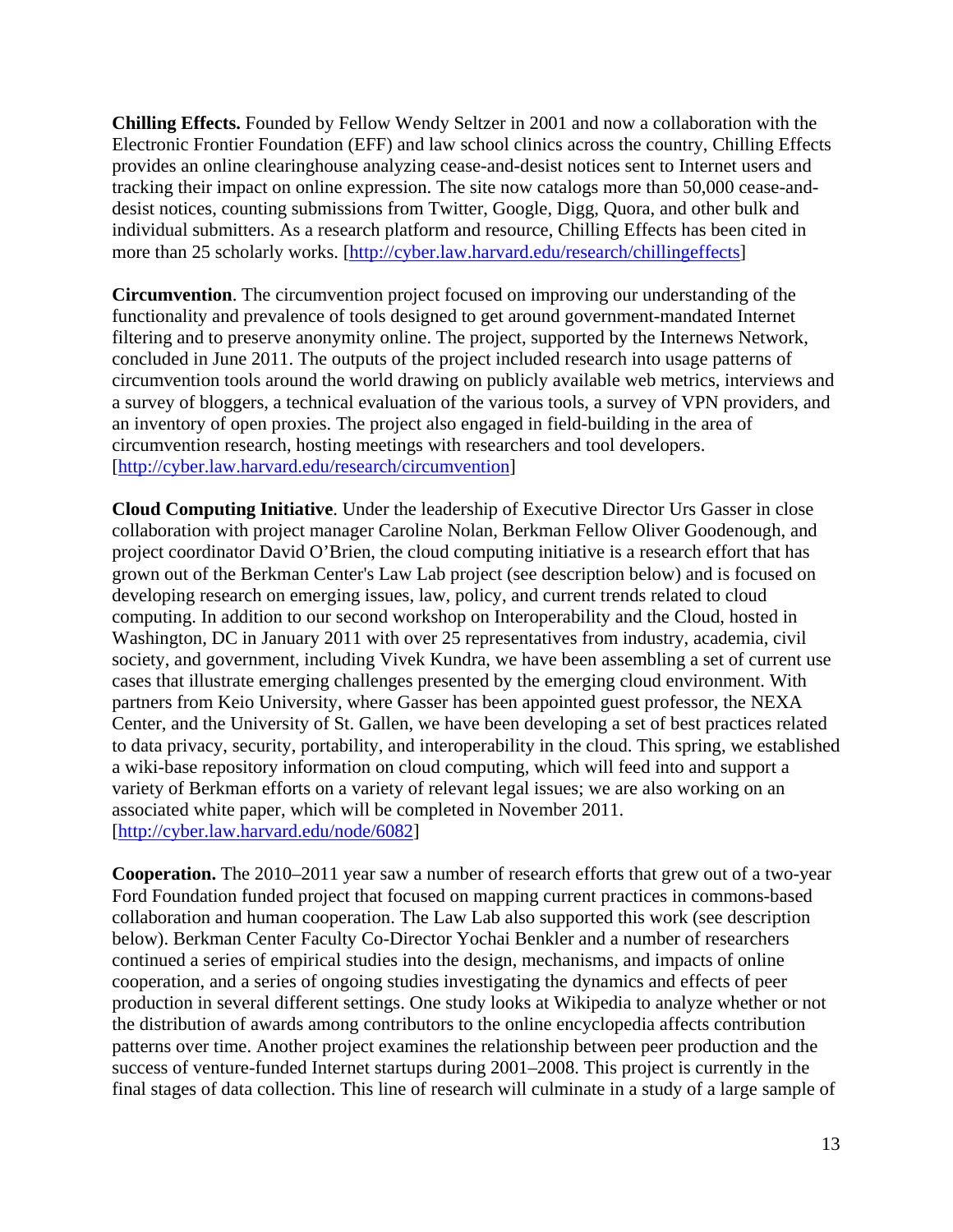**Chilling Effects.** Founded by Fellow Wendy Seltzer in 2001 and now a collaboration with the Electronic Frontier Foundation (EFF) and law school clinics across the country, Chilling Effects provides an online clearinghouse analyzing cease-and-desist notices sent to Internet users and tracking their impact on online expression. The site now catalogs more than 50,000 cease-and-desist notices, counting submissions from Twitter, Google, Digg, Quora, and other bulk and individual submitters. As a research platform and resource, Chilling Effects has been cited in more than 25 scholarly works. [http://cyber.law.harvard.edu/research/chillingeffects]

**Circumvention**. The circumvention project focused on improving our understanding of the functionality and prevalence of tools designed to get around government-mandated Internet filtering and to preserve anonymity online. The project, supported by the Internews Network, concluded in June 2011. The outputs of the project included research into usage patterns of circumvention tools around the world drawing on publicly available web metrics, interviews and a survey of bloggers, a technical evaluation of the various tools, a survey of VPN providers, and an inventory of open proxies. The project also engaged in field-building in the area of circumvention research, hosting meetings with researchers and tool developers. [http://cyber.law.harvard.edu/research/circumvention]

**Cloud Computing Initiative**. Under the leadership of Executive Director Urs Gasser in close collaboration with project manager Caroline Nolan, Berkman Fellow Oliver Goodenough, and project coordinator David O'Brien, the cloud computing initiative is a research effort that has grown out of the Berkman Center's Law Lab project (see description below) and is focused on developing research on emerging issues, law, policy, and current trends related to cloud computing. In addition to our second workshop on Interoperability and the Cloud, hosted in Washington, DC in January 2011 with over 25 representatives from industry, academia, civil society, and government, including Vivek Kundra, we have been assembling a set of current use cases that illustrate emerging challenges presented by the emerging cloud environment. With partners from Keio University, where Gasser has been appointed guest professor, the NEXA Center, and the University of St. Gallen, we have been developing a set of best practices related to data privacy, security, portability, and interoperability in the cloud. This spring, we established a wiki-base repository information on cloud computing, which will feed into and support a variety of Berkman efforts on a variety of relevant legal issues; we are also working on an associated white paper, which will be completed in November 2011. [http://cyber.law.harvard.edu/node/6082]

**Cooperation.** The 2010–2011 year saw a number of research efforts that grew out of a two-year Ford Foundation funded project that focused on mapping current practices in commons-based collaboration and human cooperation. The Law Lab also supported this work (see description below). Berkman Center Faculty Co-Director Yochai Benkler and a number of researchers continued a series of empirical studies into the design, mechanisms, and impacts of online cooperation, and a series of ongoing studies investigating the dynamics and effects of peer production in several different settings. One study looks at Wikipedia to analyze whether or not the distribution of awards among contributors to the online encyclopedia affects contribution patterns over time. Another project examines the relationship between peer production and the success of venture-funded Internet startups during 2001–2008. This project is currently in the final stages of data collection. This line of research will culminate in a study of a large sample of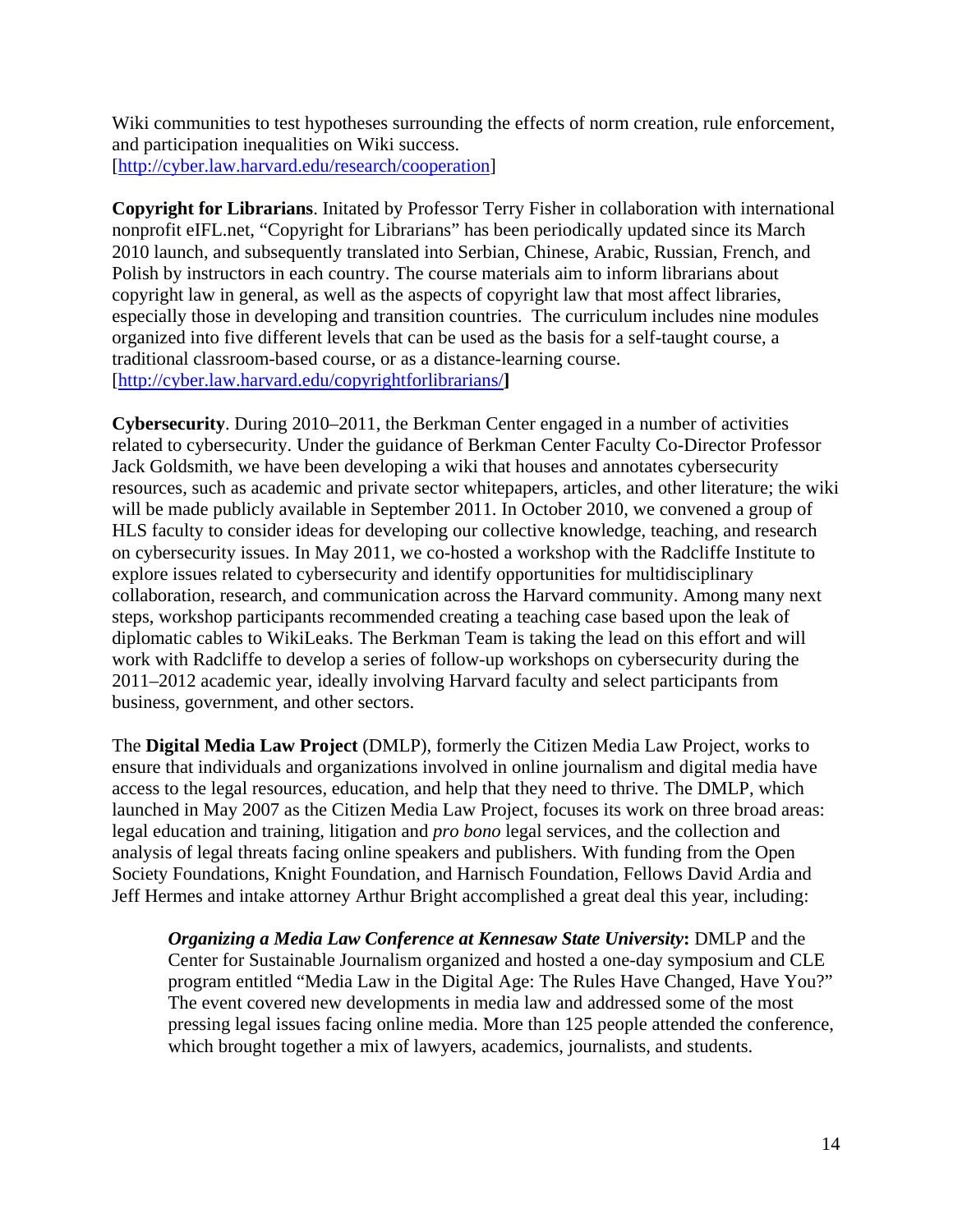Wiki communities to test hypotheses surrounding the effects of norm creation, rule enforcement, and participation inequalities on Wiki success. [http://cyber.law.harvard.edu/research/cooperation]

**Copyright for Librarians**. Initated by Professor Terry Fisher in collaboration with international nonprofit eIFL.net, "Copyright for Librarians" has been periodically updated since its March 2010 launch, and subsequently translated into Serbian, Chinese, Arabic, Russian, French, and Polish by instructors in each country. The course materials aim to inform librarians about copyright law in general, as well as the aspects of copyright law that most affect libraries, especially those in developing and transition countries. The curriculum includes nine modules organized into five different levels that can be used as the basis for a self-taught course, a traditional classroom-based course, or as a distance-learning course. [http://cyber.law.harvard.edu/copyrightforlibrarians/**]**

**Cybersecurity**. During 2010–2011, the Berkman Center engaged in a number of activities related to cybersecurity. Under the guidance of Berkman Center Faculty Co-Director Professor Jack Goldsmith, we have been developing a wiki that houses and annotates cybersecurity resources, such as academic and private sector whitepapers, articles, and other literature; the wiki will be made publicly available in September 2011. In October 2010, we convened a group of HLS faculty to consider ideas for developing our collective knowledge, teaching, and research on cybersecurity issues. In May 2011, we co-hosted a workshop with the Radcliffe Institute to explore issues related to cybersecurity and identify opportunities for multidisciplinary collaboration, research, and communication across the Harvard community. Among many next steps, workshop participants recommended creating a teaching case based upon the leak of diplomatic cables to WikiLeaks. The Berkman Team is taking the lead on this effort and will work with Radcliffe to develop a series of follow-up workshops on cybersecurity during the 2011–2012 academic year, ideally involving Harvard faculty and select participants from business, government, and other sectors.

The **Digital Media Law Project** (DMLP), formerly the Citizen Media Law Project, works to ensure that individuals and organizations involved in online journalism and digital media have access to the legal resources, education, and help that they need to thrive. The DMLP, which launched in May 2007 as the Citizen Media Law Project, focuses its work on three broad areas: legal education and training, litigation and *pro bono* legal services, and the collection and analysis of legal threats facing online speakers and publishers. With funding from the Open Society Foundations, Knight Foundation, and Harnisch Foundation, Fellows David Ardia and Jeff Hermes and intake attorney Arthur Bright accomplished a great deal this year, including:

> ***Organizing a Media Law Conference at Kennesaw State University*:** DMLP and the Center for Sustainable Journalism organized and hosted a one-day symposium and CLE program entitled "Media Law in the Digital Age: The Rules Have Changed, Have You?" The event covered new developments in media law and addressed some of the most pressing legal issues facing online media. More than 125 people attended the conference, which brought together a mix of lawyers, academics, journalists, and students.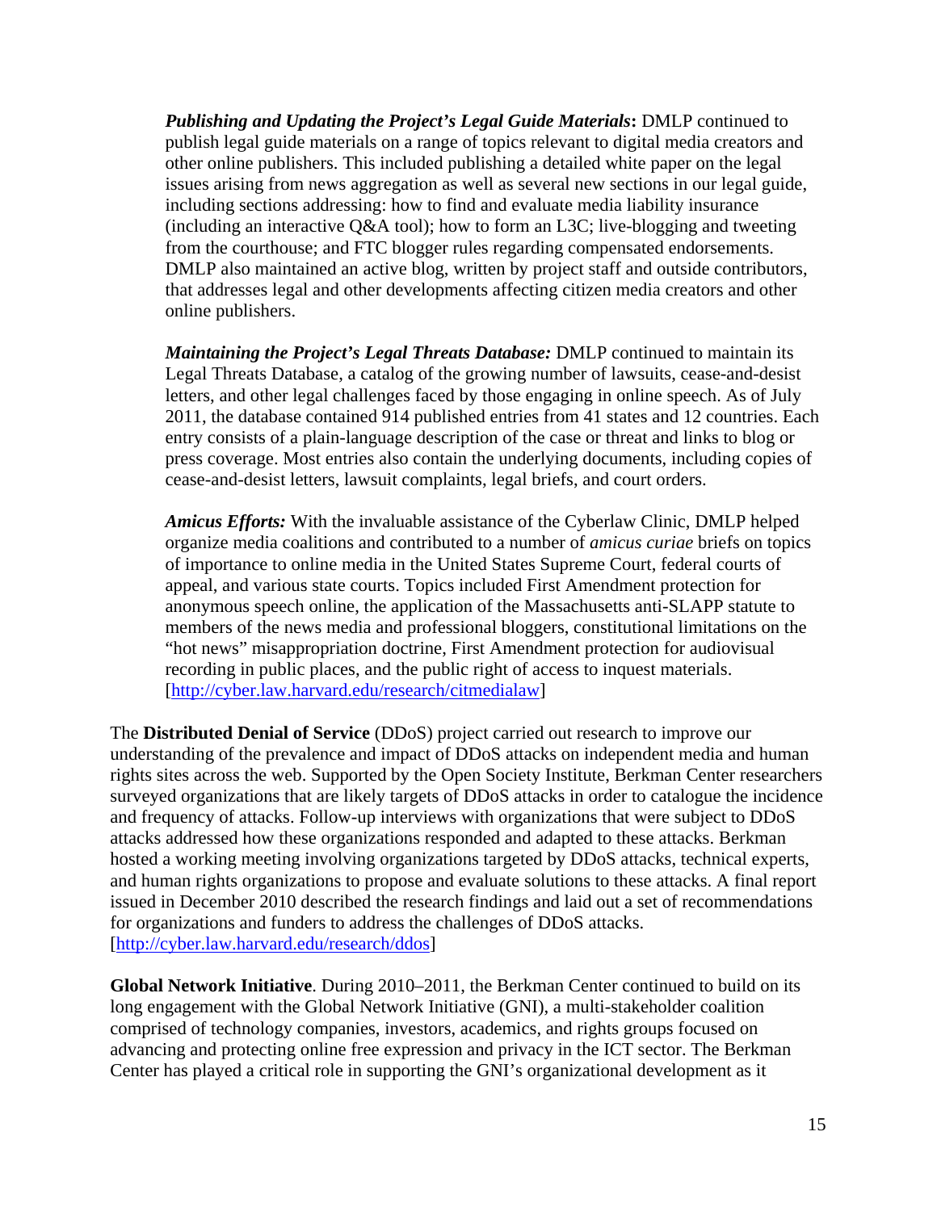*Publishing and Updating the Project's Legal Guide Materials***:** DMLP continued to publish legal guide materials on a range of topics relevant to digital media creators and other online publishers. This included publishing a detailed white paper on the legal issues arising from news aggregation as well as several new sections in our legal guide, including sections addressing: how to find and evaluate media liability insurance (including an interactive Q&A tool); how to form an L3C; live-blogging and tweeting from the courthouse; and FTC blogger rules regarding compensated endorsements. DMLP also maintained an active blog, written by project staff and outside contributors, that addresses legal and other developments affecting citizen media creators and other online publishers.

*Maintaining the Project's Legal Threats Database:* DMLP continued to maintain its Legal Threats Database, a catalog of the growing number of lawsuits, cease-and-desist letters, and other legal challenges faced by those engaging in online speech. As of July 2011, the database contained 914 published entries from 41 states and 12 countries. Each entry consists of a plain-language description of the case or threat and links to blog or press coverage. Most entries also contain the underlying documents, including copies of cease-and-desist letters, lawsuit complaints, legal briefs, and court orders.

*Amicus Efforts:* With the invaluable assistance of the Cyberlaw Clinic, DMLP helped organize media coalitions and contributed to a number of *amicus curiae* briefs on topics of importance to online media in the United States Supreme Court, federal courts of appeal, and various state courts. Topics included First Amendment protection for anonymous speech online, the application of the Massachusetts anti-SLAPP statute to members of the news media and professional bloggers, constitutional limitations on the "hot news" misappropriation doctrine, First Amendment protection for audiovisual recording in public places, and the public right of access to inquest materials. [http://cyber.law.harvard.edu/research/citmedialaw]

The **Distributed Denial of Service** (DDoS) project carried out research to improve our understanding of the prevalence and impact of DDoS attacks on independent media and human rights sites across the web. Supported by the Open Society Institute, Berkman Center researchers surveyed organizations that are likely targets of DDoS attacks in order to catalogue the incidence and frequency of attacks. Follow-up interviews with organizations that were subject to DDoS attacks addressed how these organizations responded and adapted to these attacks. Berkman hosted a working meeting involving organizations targeted by DDoS attacks, technical experts, and human rights organizations to propose and evaluate solutions to these attacks. A final report issued in December 2010 described the research findings and laid out a set of recommendations for organizations and funders to address the challenges of DDoS attacks. [http://cyber.law.harvard.edu/research/ddos]

**Global Network Initiative**. During 2010–2011, the Berkman Center continued to build on its long engagement with the Global Network Initiative (GNI), a multi-stakeholder coalition comprised of technology companies, investors, academics, and rights groups focused on advancing and protecting online free expression and privacy in the ICT sector. The Berkman Center has played a critical role in supporting the GNI's organizational development as it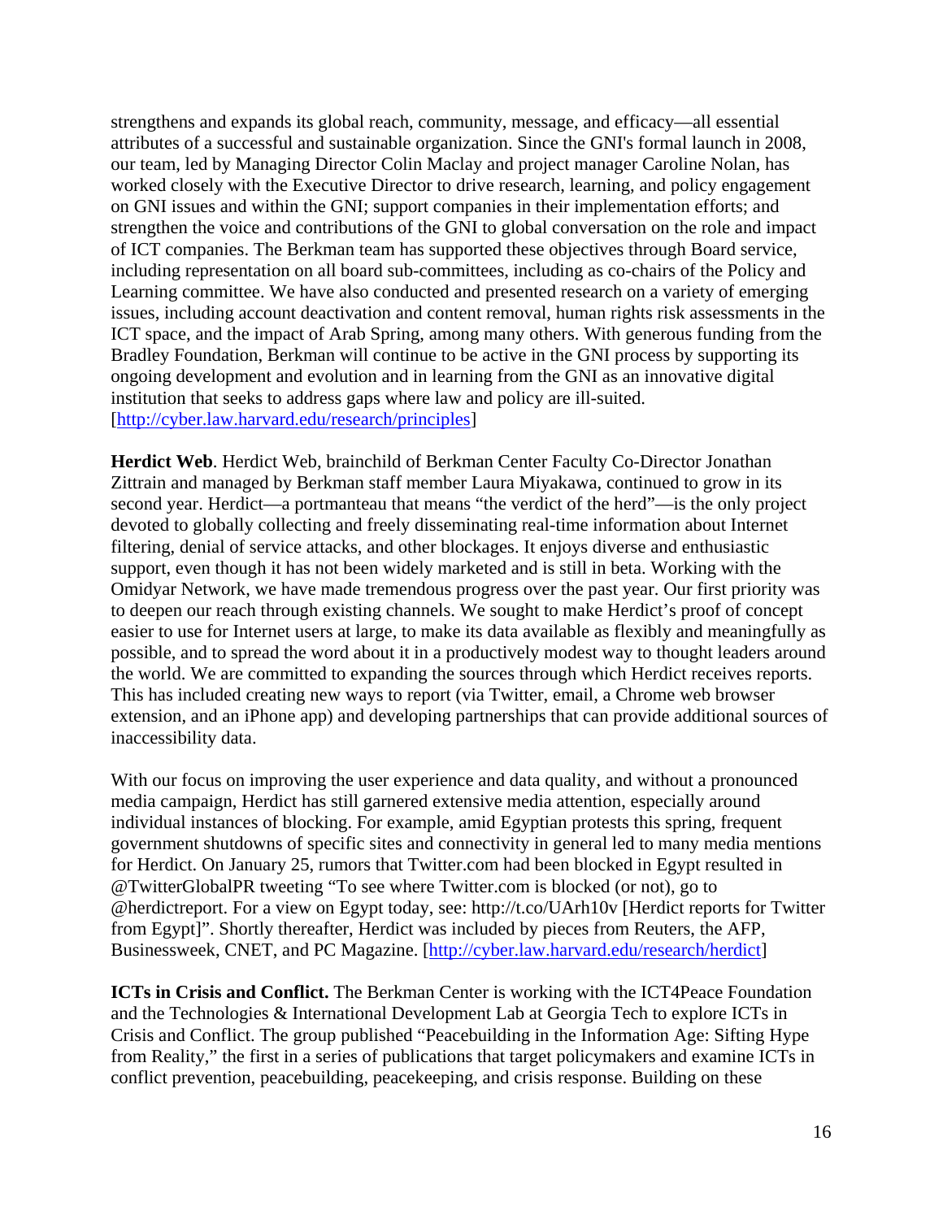strengthens and expands its global reach, community, message, and efficacy—all essential attributes of a successful and sustainable organization. Since the GNI's formal launch in 2008, our team, led by Managing Director Colin Maclay and project manager Caroline Nolan, has worked closely with the Executive Director to drive research, learning, and policy engagement on GNI issues and within the GNI; support companies in their implementation efforts; and strengthen the voice and contributions of the GNI to global conversation on the role and impact of ICT companies. The Berkman team has supported these objectives through Board service, including representation on all board sub-committees, including as co-chairs of the Policy and Learning committee. We have also conducted and presented research on a variety of emerging issues, including account deactivation and content removal, human rights risk assessments in the ICT space, and the impact of Arab Spring, among many others. With generous funding from the Bradley Foundation, Berkman will continue to be active in the GNI process by supporting its ongoing development and evolution and in learning from the GNI as an innovative digital institution that seeks to address gaps where law and policy are ill-suited. [http://cyber.law.harvard.edu/research/principles]

**Herdict Web**. Herdict Web, brainchild of Berkman Center Faculty Co-Director Jonathan Zittrain and managed by Berkman staff member Laura Miyakawa, continued to grow in its second year. Herdict—a portmanteau that means "the verdict of the herd"—is the only project devoted to globally collecting and freely disseminating real-time information about Internet filtering, denial of service attacks, and other blockages. It enjoys diverse and enthusiastic support, even though it has not been widely marketed and is still in beta. Working with the Omidyar Network, we have made tremendous progress over the past year. Our first priority was to deepen our reach through existing channels. We sought to make Herdict's proof of concept easier to use for Internet users at large, to make its data available as flexibly and meaningfully as possible, and to spread the word about it in a productively modest way to thought leaders around the world. We are committed to expanding the sources through which Herdict receives reports. This has included creating new ways to report (via Twitter, email, a Chrome web browser extension, and an iPhone app) and developing partnerships that can provide additional sources of inaccessibility data.

With our focus on improving the user experience and data quality, and without a pronounced media campaign, Herdict has still garnered extensive media attention, especially around individual instances of blocking. For example, amid Egyptian protests this spring, frequent government shutdowns of specific sites and connectivity in general led to many media mentions for Herdict. On January 25, rumors that Twitter.com had been blocked in Egypt resulted in @TwitterGlobalPR tweeting "To see where Twitter.com is blocked (or not), go to @herdictreport. For a view on Egypt today, see: http://t.co/UArh10v [Herdict reports for Twitter from Egypt]". Shortly thereafter, Herdict was included by pieces from Reuters, the AFP, Businessweek, CNET, and PC Magazine. [http://cyber.law.harvard.edu/research/herdict]

**ICTs in Crisis and Conflict.** The Berkman Center is working with the ICT4Peace Foundation and the Technologies & International Development Lab at Georgia Tech to explore ICTs in Crisis and Conflict. The group published "Peacebuilding in the Information Age: Sifting Hype from Reality," the first in a series of publications that target policymakers and examine ICTs in conflict prevention, peacebuilding, peacekeeping, and crisis response. Building on these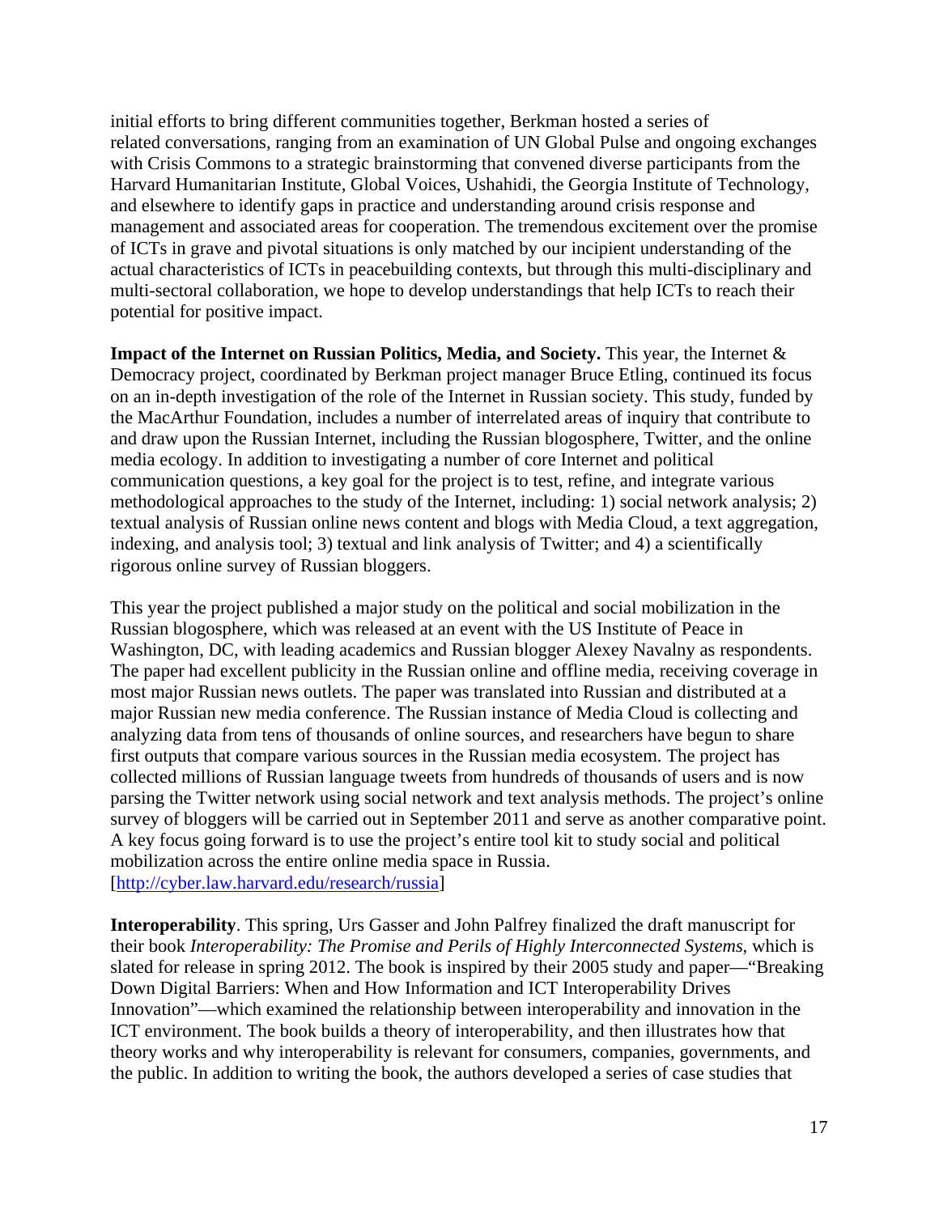initial efforts to bring different communities together, Berkman hosted a series of related conversations, ranging from an examination of UN Global Pulse and ongoing exchanges with Crisis Commons to a strategic brainstorming that convened diverse participants from the Harvard Humanitarian Institute, Global Voices, Ushahidi, the Georgia Institute of Technology, and elsewhere to identify gaps in practice and understanding around crisis response and management and associated areas for cooperation. The tremendous excitement over the promise of ICTs in grave and pivotal situations is only matched by our incipient understanding of the actual characteristics of ICTs in peacebuilding contexts, but through this multi-disciplinary and multi-sectoral collaboration, we hope to develop understandings that help ICTs to reach their potential for positive impact.

**Impact of the Internet on Russian Politics, Media, and Society.** This year, the Internet & Democracy project, coordinated by Berkman project manager Bruce Etling, continued its focus on an in-depth investigation of the role of the Internet in Russian society. This study, funded by the MacArthur Foundation, includes a number of interrelated areas of inquiry that contribute to and draw upon the Russian Internet, including the Russian blogosphere, Twitter, and the online media ecology. In addition to investigating a number of core Internet and political communication questions, a key goal for the project is to test, refine, and integrate various methodological approaches to the study of the Internet, including: 1) social network analysis; 2) textual analysis of Russian online news content and blogs with Media Cloud, a text aggregation, indexing, and analysis tool; 3) textual and link analysis of Twitter; and 4) a scientifically rigorous online survey of Russian bloggers.

This year the project published a major study on the political and social mobilization in the Russian blogosphere, which was released at an event with the US Institute of Peace in Washington, DC, with leading academics and Russian blogger Alexey Navalny as respondents. The paper had excellent publicity in the Russian online and offline media, receiving coverage in most major Russian news outlets. The paper was translated into Russian and distributed at a major Russian new media conference. The Russian instance of Media Cloud is collecting and analyzing data from tens of thousands of online sources, and researchers have begun to share first outputs that compare various sources in the Russian media ecosystem. The project has collected millions of Russian language tweets from hundreds of thousands of users and is now parsing the Twitter network using social network and text analysis methods. The project's online survey of bloggers will be carried out in September 2011 and serve as another comparative point. A key focus going forward is to use the project's entire tool kit to study social and political mobilization across the entire online media space in Russia. [http://cyber.law.harvard.edu/research/russia]

**Interoperability**. This spring, Urs Gasser and John Palfrey finalized the draft manuscript for their book *Interoperability: The Promise and Perils of Highly Interconnected Systems*, which is slated for release in spring 2012. The book is inspired by their 2005 study and paper—"Breaking Down Digital Barriers: When and How Information and ICT Interoperability Drives Innovation"—which examined the relationship between interoperability and innovation in the ICT environment. The book builds a theory of interoperability, and then illustrates how that theory works and why interoperability is relevant for consumers, companies, governments, and the public. In addition to writing the book, the authors developed a series of case studies that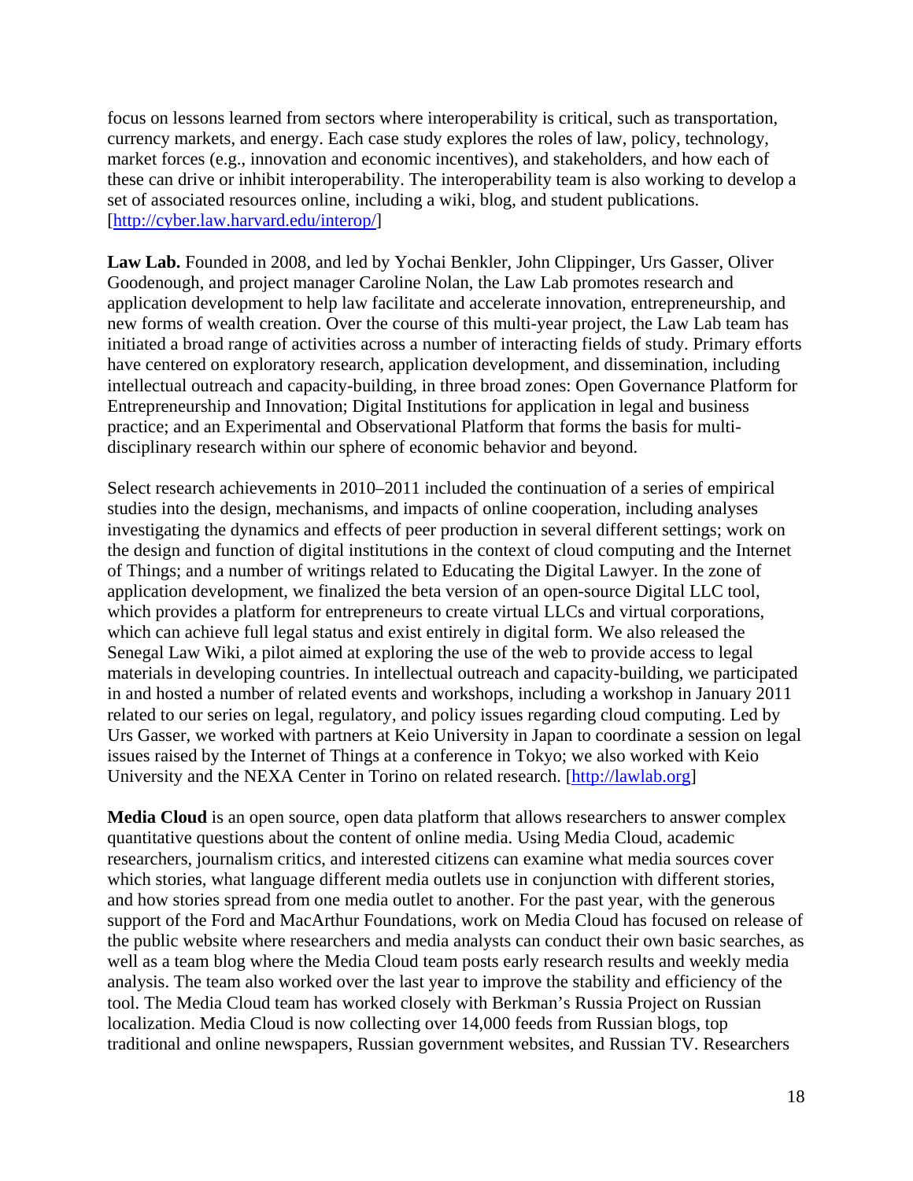focus on lessons learned from sectors where interoperability is critical, such as transportation, currency markets, and energy. Each case study explores the roles of law, policy, technology, market forces (e.g., innovation and economic incentives), and stakeholders, and how each of these can drive or inhibit interoperability. The interoperability team is also working to develop a set of associated resources online, including a wiki, blog, and student publications. [http://cyber.law.harvard.edu/interop/]

**Law Lab.** Founded in 2008, and led by Yochai Benkler, John Clippinger, Urs Gasser, Oliver Goodenough, and project manager Caroline Nolan, the Law Lab promotes research and application development to help law facilitate and accelerate innovation, entrepreneurship, and new forms of wealth creation. Over the course of this multi-year project, the Law Lab team has initiated a broad range of activities across a number of interacting fields of study. Primary efforts have centered on exploratory research, application development, and dissemination, including intellectual outreach and capacity-building, in three broad zones: Open Governance Platform for Entrepreneurship and Innovation; Digital Institutions for application in legal and business practice; and an Experimental and Observational Platform that forms the basis for multi-disciplinary research within our sphere of economic behavior and beyond.

Select research achievements in 2010–2011 included the continuation of a series of empirical studies into the design, mechanisms, and impacts of online cooperation, including analyses investigating the dynamics and effects of peer production in several different settings; work on the design and function of digital institutions in the context of cloud computing and the Internet of Things; and a number of writings related to Educating the Digital Lawyer. In the zone of application development, we finalized the beta version of an open-source Digital LLC tool, which provides a platform for entrepreneurs to create virtual LLCs and virtual corporations, which can achieve full legal status and exist entirely in digital form. We also released the Senegal Law Wiki, a pilot aimed at exploring the use of the web to provide access to legal materials in developing countries. In intellectual outreach and capacity-building, we participated in and hosted a number of related events and workshops, including a workshop in January 2011 related to our series on legal, regulatory, and policy issues regarding cloud computing. Led by Urs Gasser, we worked with partners at Keio University in Japan to coordinate a session on legal issues raised by the Internet of Things at a conference in Tokyo; we also worked with Keio University and the NEXA Center in Torino on related research. [http://lawlab.org]

**Media Cloud** is an open source, open data platform that allows researchers to answer complex quantitative questions about the content of online media. Using Media Cloud, academic researchers, journalism critics, and interested citizens can examine what media sources cover which stories, what language different media outlets use in conjunction with different stories, and how stories spread from one media outlet to another. For the past year, with the generous support of the Ford and MacArthur Foundations, work on Media Cloud has focused on release of the public website where researchers and media analysts can conduct their own basic searches, as well as a team blog where the Media Cloud team posts early research results and weekly media analysis. The team also worked over the last year to improve the stability and efficiency of the tool. The Media Cloud team has worked closely with Berkman's Russia Project on Russian localization. Media Cloud is now collecting over 14,000 feeds from Russian blogs, top traditional and online newspapers, Russian government websites, and Russian TV. Researchers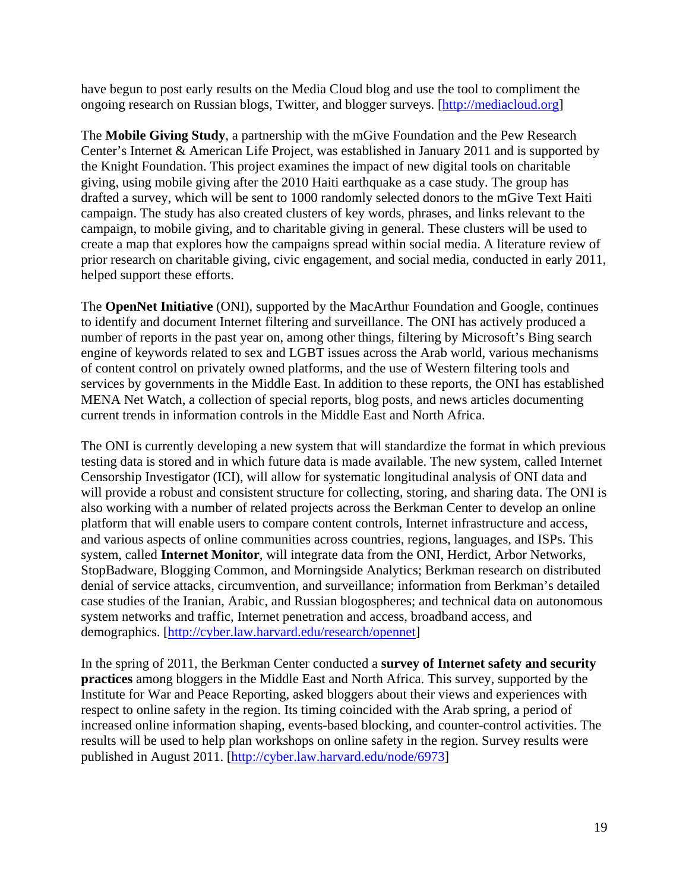have begun to post early results on the Media Cloud blog and use the tool to compliment the ongoing research on Russian blogs, Twitter, and blogger surveys. [http://mediacloud.org]

The **Mobile Giving Study**, a partnership with the mGive Foundation and the Pew Research Center's Internet & American Life Project, was established in January 2011 and is supported by the Knight Foundation. This project examines the impact of new digital tools on charitable giving, using mobile giving after the 2010 Haiti earthquake as a case study. The group has drafted a survey, which will be sent to 1000 randomly selected donors to the mGive Text Haiti campaign. The study has also created clusters of key words, phrases, and links relevant to the campaign, to mobile giving, and to charitable giving in general. These clusters will be used to create a map that explores how the campaigns spread within social media. A literature review of prior research on charitable giving, civic engagement, and social media, conducted in early 2011, helped support these efforts.

The **OpenNet Initiative** (ONI), supported by the MacArthur Foundation and Google, continues to identify and document Internet filtering and surveillance. The ONI has actively produced a number of reports in the past year on, among other things, filtering by Microsoft's Bing search engine of keywords related to sex and LGBT issues across the Arab world, various mechanisms of content control on privately owned platforms, and the use of Western filtering tools and services by governments in the Middle East. In addition to these reports, the ONI has established MENA Net Watch, a collection of special reports, blog posts, and news articles documenting current trends in information controls in the Middle East and North Africa.

The ONI is currently developing a new system that will standardize the format in which previous testing data is stored and in which future data is made available. The new system, called Internet Censorship Investigator (ICI), will allow for systematic longitudinal analysis of ONI data and will provide a robust and consistent structure for collecting, storing, and sharing data. The ONI is also working with a number of related projects across the Berkman Center to develop an online platform that will enable users to compare content controls, Internet infrastructure and access, and various aspects of online communities across countries, regions, languages, and ISPs. This system, called **Internet Monitor**, will integrate data from the ONI, Herdict, Arbor Networks, StopBadware, Blogging Common, and Morningside Analytics; Berkman research on distributed denial of service attacks, circumvention, and surveillance; information from Berkman's detailed case studies of the Iranian, Arabic, and Russian blogospheres; and technical data on autonomous system networks and traffic, Internet penetration and access, broadband access, and demographics. [http://cyber.law.harvard.edu/research/opennet]

In the spring of 2011, the Berkman Center conducted a **survey of Internet safety and security practices** among bloggers in the Middle East and North Africa. This survey, supported by the Institute for War and Peace Reporting, asked bloggers about their views and experiences with respect to online safety in the region. Its timing coincided with the Arab spring, a period of increased online information shaping, events-based blocking, and counter-control activities. The results will be used to help plan workshops on online safety in the region. Survey results were published in August 2011. [http://cyber.law.harvard.edu/node/6973]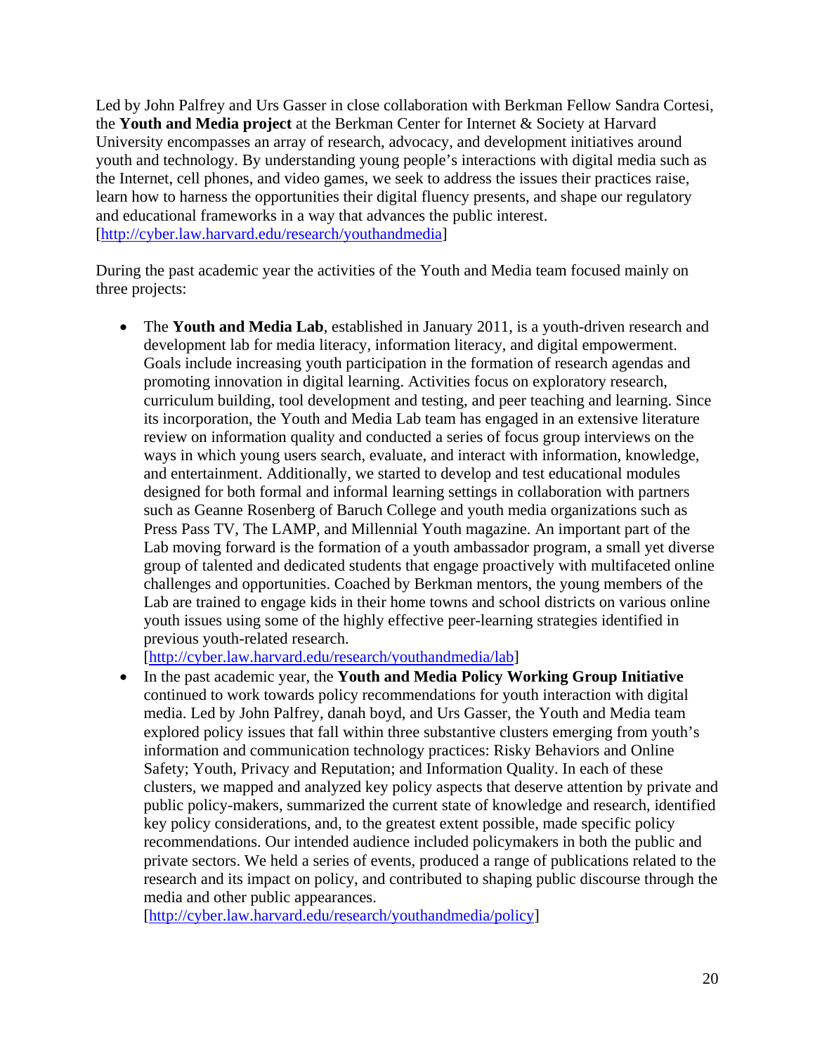Led by John Palfrey and Urs Gasser in close collaboration with Berkman Fellow Sandra Cortesi, the **Youth and Media project** at the Berkman Center for Internet & Society at Harvard University encompasses an array of research, advocacy, and development initiatives around youth and technology. By understanding young people's interactions with digital media such as the Internet, cell phones, and video games, we seek to address the issues their practices raise, learn how to harness the opportunities their digital fluency presents, and shape our regulatory and educational frameworks in a way that advances the public interest. [http://cyber.law.harvard.edu/research/youthandmedia]

During the past academic year the activities of the Youth and Media team focused mainly on three projects:

- The **Youth and Media Lab**, established in January 2011, is a youth-driven research and development lab for media literacy, information literacy, and digital empowerment. Goals include increasing youth participation in the formation of research agendas and promoting innovation in digital learning. Activities focus on exploratory research, curriculum building, tool development and testing, and peer teaching and learning. Since its incorporation, the Youth and Media Lab team has engaged in an extensive literature review on information quality and conducted a series of focus group interviews on the ways in which young users search, evaluate, and interact with information, knowledge, and entertainment. Additionally, we started to develop and test educational modules designed for both formal and informal learning settings in collaboration with partners such as Geanne Rosenberg of Baruch College and youth media organizations such as Press Pass TV, The LAMP, and Millennial Youth magazine. An important part of the Lab moving forward is the formation of a youth ambassador program, a small yet diverse group of talented and dedicated students that engage proactively with multifaceted online challenges and opportunities. Coached by Berkman mentors, the young members of the Lab are trained to engage kids in their home towns and school districts on various online youth issues using some of the highly effective peer-learning strategies identified in previous youth-related research. [http://cyber.law.harvard.edu/research/youthandmedia/lab]
- In the past academic year, the **Youth and Media Policy Working Group Initiative** continued to work towards policy recommendations for youth interaction with digital media. Led by John Palfrey, danah boyd, and Urs Gasser, the Youth and Media team explored policy issues that fall within three substantive clusters emerging from youth's information and communication technology practices: Risky Behaviors and Online Safety; Youth, Privacy and Reputation; and Information Quality. In each of these clusters, we mapped and analyzed key policy aspects that deserve attention by private and public policy-makers, summarized the current state of knowledge and research, identified key policy considerations, and, to the greatest extent possible, made specific policy recommendations. Our intended audience included policymakers in both the public and private sectors. We held a series of events, produced a range of publications related to the research and its impact on policy, and contributed to shaping public discourse through the media and other public appearances. [http://cyber.law.harvard.edu/research/youthandmedia/policy]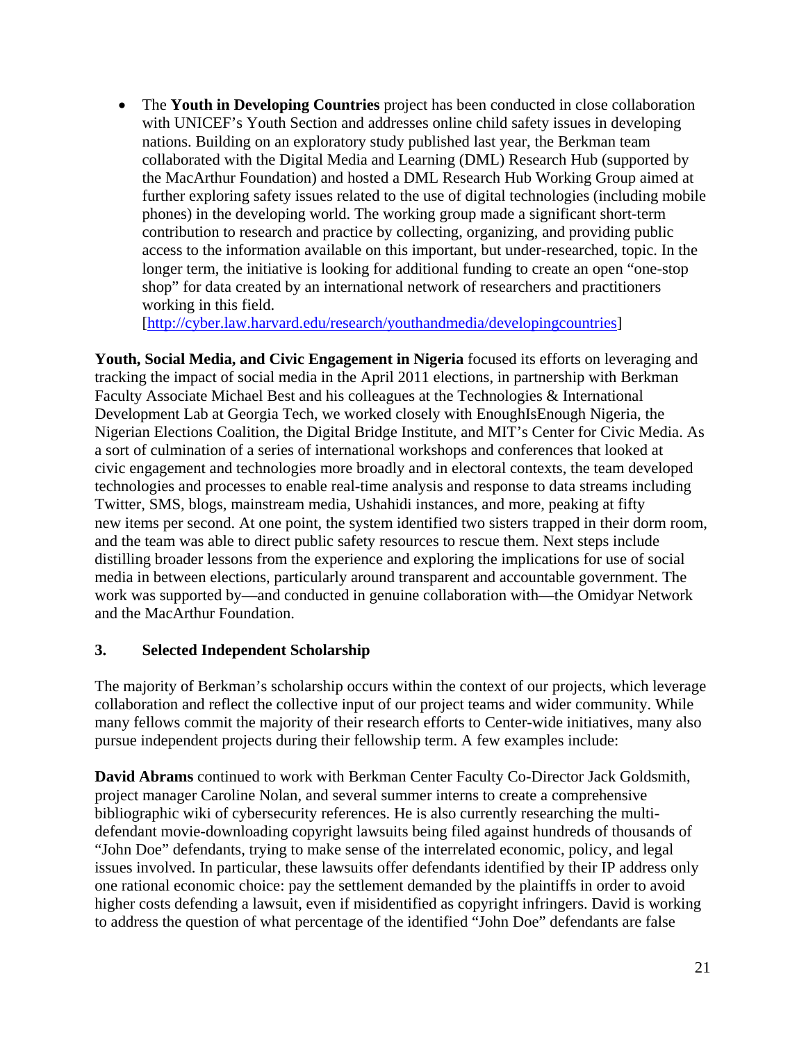- The **Youth in Developing Countries** project has been conducted in close collaboration with UNICEF's Youth Section and addresses online child safety issues in developing nations. Building on an exploratory study published last year, the Berkman team collaborated with the Digital Media and Learning (DML) Research Hub (supported by the MacArthur Foundation) and hosted a DML Research Hub Working Group aimed at further exploring safety issues related to the use of digital technologies (including mobile phones) in the developing world. The working group made a significant short-term contribution to research and practice by collecting, organizing, and providing public access to the information available on this important, but under-researched, topic. In the longer term, the initiative is looking for additional funding to create an open "one-stop shop" for data created by an international network of researchers and practitioners working in this field. [http://cyber.law.harvard.edu/research/youthandmedia/developingcountries]

**Youth, Social Media, and Civic Engagement in Nigeria** focused its efforts on leveraging and tracking the impact of social media in the April 2011 elections, in partnership with Berkman Faculty Associate Michael Best and his colleagues at the Technologies & International Development Lab at Georgia Tech, we worked closely with EnoughIsEnough Nigeria, the Nigerian Elections Coalition, the Digital Bridge Institute, and MIT's Center for Civic Media. As a sort of culmination of a series of international workshops and conferences that looked at civic engagement and technologies more broadly and in electoral contexts, the team developed technologies and processes to enable real-time analysis and response to data streams including Twitter, SMS, blogs, mainstream media, Ushahidi instances, and more, peaking at fifty new items per second. At one point, the system identified two sisters trapped in their dorm room, and the team was able to direct public safety resources to rescue them. Next steps include distilling broader lessons from the experience and exploring the implications for use of social media in between elections, particularly around transparent and accountable government. The work was supported by—and conducted in genuine collaboration with—the Omidyar Network and the MacArthur Foundation.

### 3. Selected Independent Scholarship

The majority of Berkman's scholarship occurs within the context of our projects, which leverage collaboration and reflect the collective input of our project teams and wider community. While many fellows commit the majority of their research efforts to Center-wide initiatives, many also pursue independent projects during their fellowship term. A few examples include:

**David Abrams** continued to work with Berkman Center Faculty Co-Director Jack Goldsmith, project manager Caroline Nolan, and several summer interns to create a comprehensive bibliographic wiki of cybersecurity references. He is also currently researching the multi-defendant movie-downloading copyright lawsuits being filed against hundreds of thousands of "John Doe" defendants, trying to make sense of the interrelated economic, policy, and legal issues involved. In particular, these lawsuits offer defendants identified by their IP address only one rational economic choice: pay the settlement demanded by the plaintiffs in order to avoid higher costs defending a lawsuit, even if misidentified as copyright infringers. David is working to address the question of what percentage of the identified "John Doe" defendants are false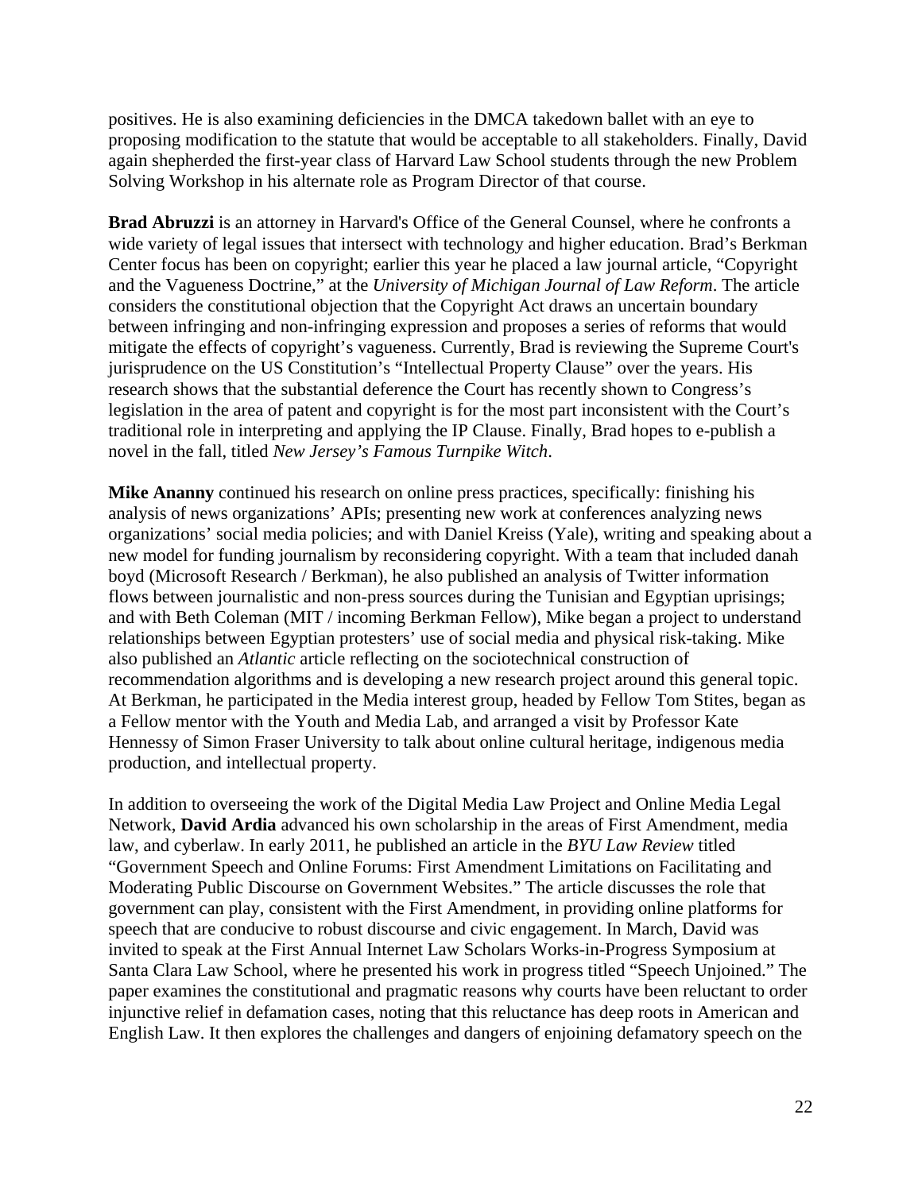positives. He is also examining deficiencies in the DMCA takedown ballet with an eye to proposing modification to the statute that would be acceptable to all stakeholders. Finally, David again shepherded the first-year class of Harvard Law School students through the new Problem Solving Workshop in his alternate role as Program Director of that course.

**Brad Abruzzi** is an attorney in Harvard's Office of the General Counsel, where he confronts a wide variety of legal issues that intersect with technology and higher education. Brad's Berkman Center focus has been on copyright; earlier this year he placed a law journal article, "Copyright and the Vagueness Doctrine," at the *University of Michigan Journal of Law Reform*. The article considers the constitutional objection that the Copyright Act draws an uncertain boundary between infringing and non-infringing expression and proposes a series of reforms that would mitigate the effects of copyright's vagueness. Currently, Brad is reviewing the Supreme Court's jurisprudence on the US Constitution's "Intellectual Property Clause" over the years. His research shows that the substantial deference the Court has recently shown to Congress's legislation in the area of patent and copyright is for the most part inconsistent with the Court's traditional role in interpreting and applying the IP Clause. Finally, Brad hopes to e-publish a novel in the fall, titled *New Jersey's Famous Turnpike Witch*.

**Mike Ananny** continued his research on online press practices, specifically: finishing his analysis of news organizations' APIs; presenting new work at conferences analyzing news organizations' social media policies; and with Daniel Kreiss (Yale), writing and speaking about a new model for funding journalism by reconsidering copyright. With a team that included danah boyd (Microsoft Research / Berkman), he also published an analysis of Twitter information flows between journalistic and non-press sources during the Tunisian and Egyptian uprisings; and with Beth Coleman (MIT / incoming Berkman Fellow), Mike began a project to understand relationships between Egyptian protesters' use of social media and physical risk-taking. Mike also published an *Atlantic* article reflecting on the sociotechnical construction of recommendation algorithms and is developing a new research project around this general topic. At Berkman, he participated in the Media interest group, headed by Fellow Tom Stites, began as a Fellow mentor with the Youth and Media Lab, and arranged a visit by Professor Kate Hennessy of Simon Fraser University to talk about online cultural heritage, indigenous media production, and intellectual property.

In addition to overseeing the work of the Digital Media Law Project and Online Media Legal Network, **David Ardia** advanced his own scholarship in the areas of First Amendment, media law, and cyberlaw. In early 2011, he published an article in the *BYU Law Review* titled "Government Speech and Online Forums: First Amendment Limitations on Facilitating and Moderating Public Discourse on Government Websites." The article discusses the role that government can play, consistent with the First Amendment, in providing online platforms for speech that are conducive to robust discourse and civic engagement. In March, David was invited to speak at the First Annual Internet Law Scholars Works-in-Progress Symposium at Santa Clara Law School, where he presented his work in progress titled "Speech Unjoined." The paper examines the constitutional and pragmatic reasons why courts have been reluctant to order injunctive relief in defamation cases, noting that this reluctance has deep roots in American and English Law. It then explores the challenges and dangers of enjoining defamatory speech on the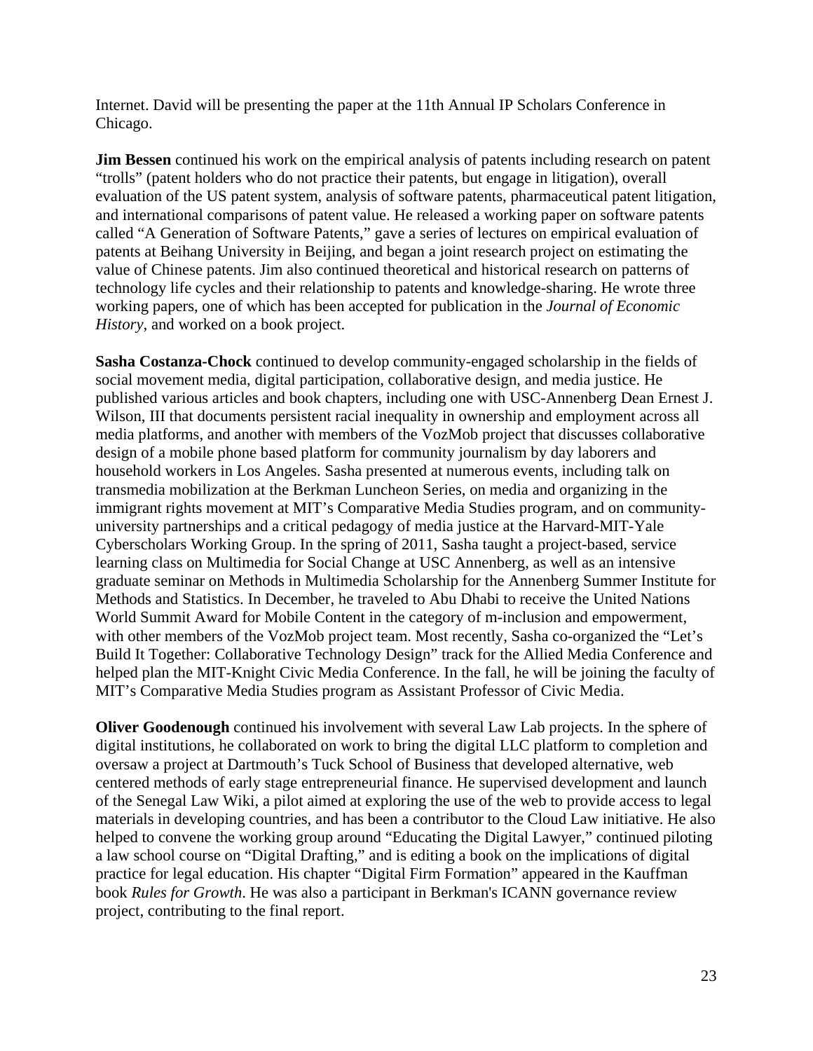Internet. David will be presenting the paper at the 11th Annual IP Scholars Conference in Chicago.

**Jim Bessen** continued his work on the empirical analysis of patents including research on patent "trolls" (patent holders who do not practice their patents, but engage in litigation), overall evaluation of the US patent system, analysis of software patents, pharmaceutical patent litigation, and international comparisons of patent value. He released a working paper on software patents called "A Generation of Software Patents," gave a series of lectures on empirical evaluation of patents at Beihang University in Beijing, and began a joint research project on estimating the value of Chinese patents. Jim also continued theoretical and historical research on patterns of technology life cycles and their relationship to patents and knowledge-sharing. He wrote three working papers, one of which has been accepted for publication in the *Journal of Economic History*, and worked on a book project.

**Sasha Costanza-Chock** continued to develop community-engaged scholarship in the fields of social movement media, digital participation, collaborative design, and media justice. He published various articles and book chapters, including one with USC-Annenberg Dean Ernest J. Wilson, III that documents persistent racial inequality in ownership and employment across all media platforms, and another with members of the VozMob project that discusses collaborative design of a mobile phone based platform for community journalism by day laborers and household workers in Los Angeles. Sasha presented at numerous events, including talk on transmedia mobilization at the Berkman Luncheon Series, on media and organizing in the immigrant rights movement at MIT's Comparative Media Studies program, and on community-university partnerships and a critical pedagogy of media justice at the Harvard-MIT-Yale Cyberscholars Working Group. In the spring of 2011, Sasha taught a project-based, service learning class on Multimedia for Social Change at USC Annenberg, as well as an intensive graduate seminar on Methods in Multimedia Scholarship for the Annenberg Summer Institute for Methods and Statistics. In December, he traveled to Abu Dhabi to receive the United Nations World Summit Award for Mobile Content in the category of m-inclusion and empowerment, with other members of the VozMob project team. Most recently, Sasha co-organized the "Let's Build It Together: Collaborative Technology Design" track for the Allied Media Conference and helped plan the MIT-Knight Civic Media Conference. In the fall, he will be joining the faculty of MIT's Comparative Media Studies program as Assistant Professor of Civic Media.

**Oliver Goodenough** continued his involvement with several Law Lab projects. In the sphere of digital institutions, he collaborated on work to bring the digital LLC platform to completion and oversaw a project at Dartmouth's Tuck School of Business that developed alternative, web centered methods of early stage entrepreneurial finance. He supervised development and launch of the Senegal Law Wiki, a pilot aimed at exploring the use of the web to provide access to legal materials in developing countries, and has been a contributor to the Cloud Law initiative. He also helped to convene the working group around "Educating the Digital Lawyer," continued piloting a law school course on "Digital Drafting," and is editing a book on the implications of digital practice for legal education. His chapter "Digital Firm Formation" appeared in the Kauffman book *Rules for Growth*. He was also a participant in Berkman's ICANN governance review project, contributing to the final report.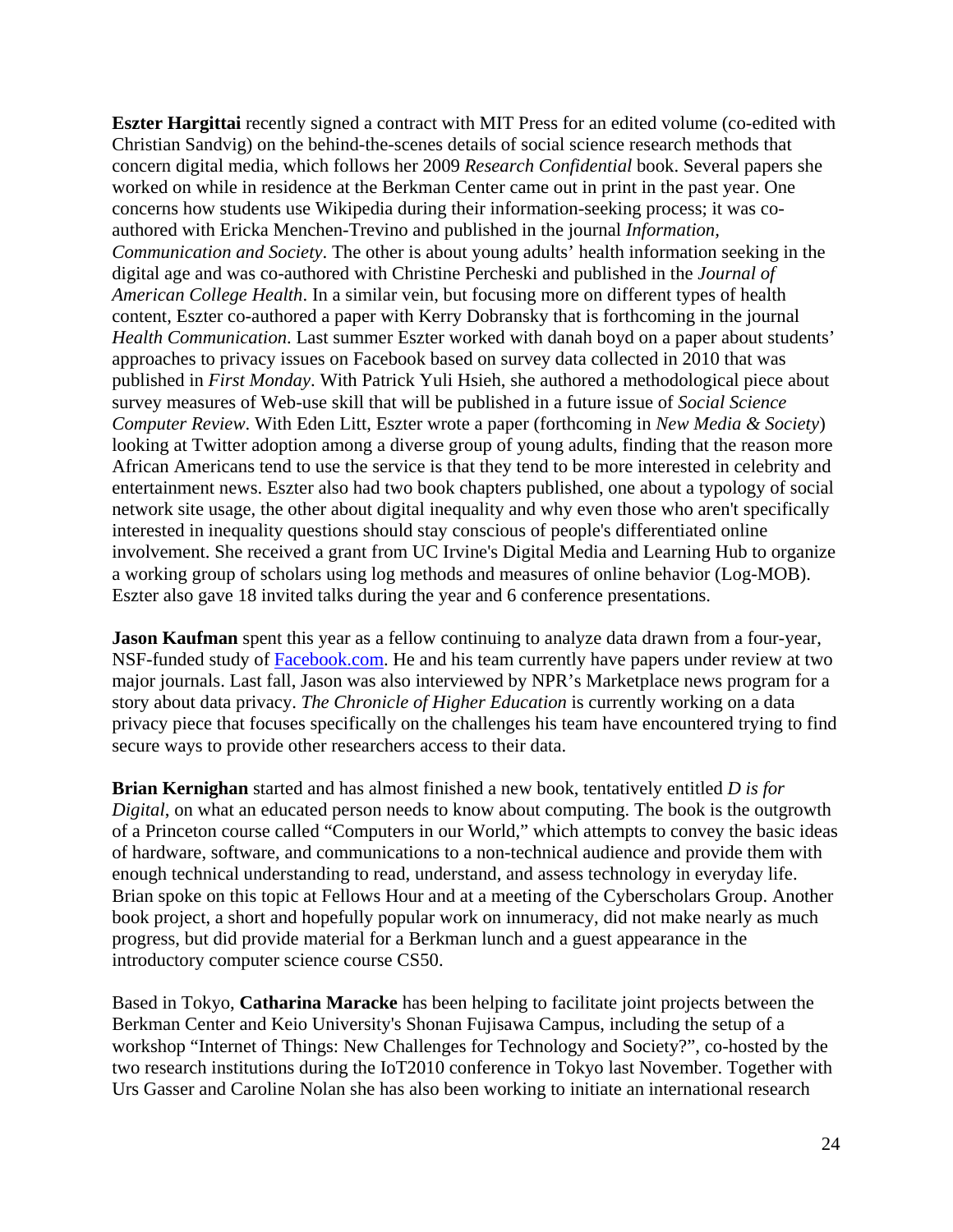**Eszter Hargittai** recently signed a contract with MIT Press for an edited volume (co-edited with Christian Sandvig) on the behind-the-scenes details of social science research methods that concern digital media, which follows her 2009 *Research Confidential* book. Several papers she worked on while in residence at the Berkman Center came out in print in the past year. One concerns how students use Wikipedia during their information-seeking process; it was co-authored with Ericka Menchen-Trevino and published in the journal *Information, Communication and Society*. The other is about young adults' health information seeking in the digital age and was co-authored with Christine Percheski and published in the *Journal of American College Health*. In a similar vein, but focusing more on different types of health content, Eszter co-authored a paper with Kerry Dobransky that is forthcoming in the journal *Health Communication*. Last summer Eszter worked with danah boyd on a paper about students' approaches to privacy issues on Facebook based on survey data collected in 2010 that was published in *First Monday*. With Patrick Yuli Hsieh, she authored a methodological piece about survey measures of Web-use skill that will be published in a future issue of *Social Science Computer Review*. With Eden Litt, Eszter wrote a paper (forthcoming in *New Media & Society*) looking at Twitter adoption among a diverse group of young adults, finding that the reason more African Americans tend to use the service is that they tend to be more interested in celebrity and entertainment news. Eszter also had two book chapters published, one about a typology of social network site usage, the other about digital inequality and why even those who aren't specifically interested in inequality questions should stay conscious of people's differentiated online involvement. She received a grant from UC Irvine's Digital Media and Learning Hub to organize a working group of scholars using log methods and measures of online behavior (Log-MOB). Eszter also gave 18 invited talks during the year and 6 conference presentations.

**Jason Kaufman** spent this year as a fellow continuing to analyze data drawn from a four-year, NSF-funded study of Facebook.com. He and his team currently have papers under review at two major journals. Last fall, Jason was also interviewed by NPR's Marketplace news program for a story about data privacy. *The Chronicle of Higher Education* is currently working on a data privacy piece that focuses specifically on the challenges his team have encountered trying to find secure ways to provide other researchers access to their data.

**Brian Kernighan** started and has almost finished a new book, tentatively entitled *D is for Digital*, on what an educated person needs to know about computing. The book is the outgrowth of a Princeton course called "Computers in our World," which attempts to convey the basic ideas of hardware, software, and communications to a non-technical audience and provide them with enough technical understanding to read, understand, and assess technology in everyday life. Brian spoke on this topic at Fellows Hour and at a meeting of the Cyberscholars Group. Another book project, a short and hopefully popular work on innumeracy, did not make nearly as much progress, but did provide material for a Berkman lunch and a guest appearance in the introductory computer science course CS50.

Based in Tokyo, **Catharina Maracke** has been helping to facilitate joint projects between the Berkman Center and Keio University's Shonan Fujisawa Campus, including the setup of a workshop "Internet of Things: New Challenges for Technology and Society?", co-hosted by the two research institutions during the IoT2010 conference in Tokyo last November. Together with Urs Gasser and Caroline Nolan she has also been working to initiate an international research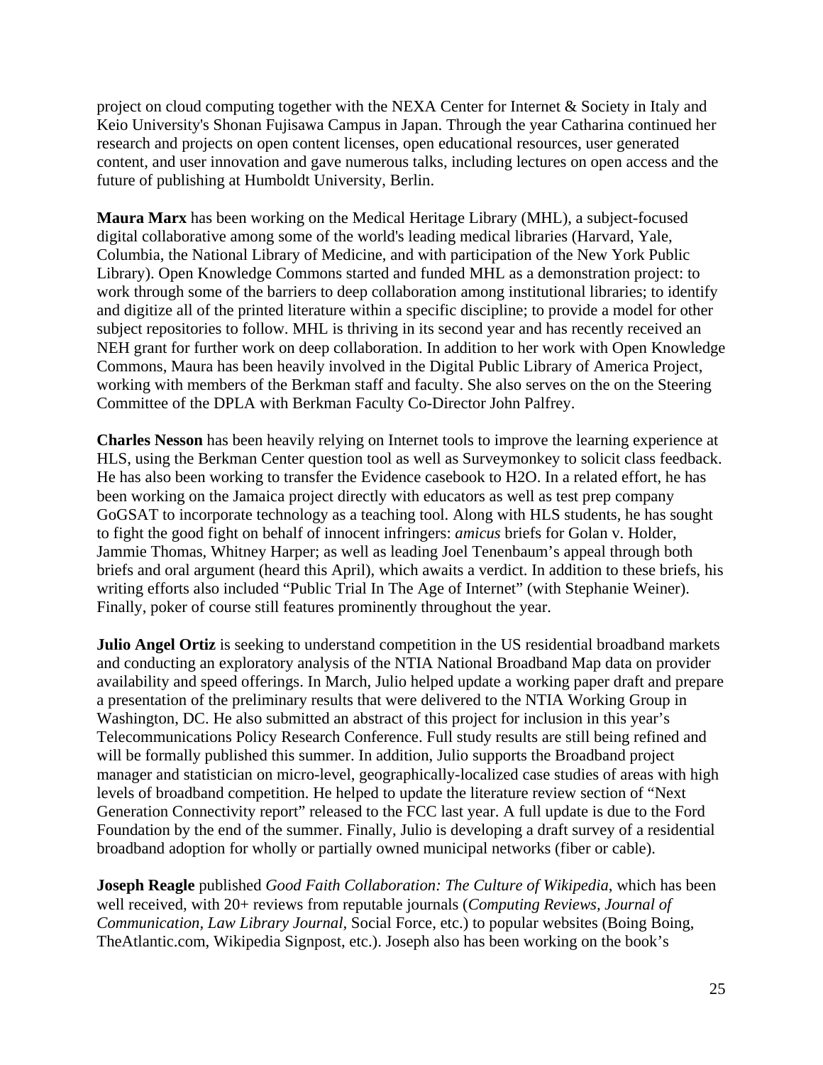project on cloud computing together with the NEXA Center for Internet & Society in Italy and Keio University's Shonan Fujisawa Campus in Japan. Through the year Catharina continued her research and projects on open content licenses, open educational resources, user generated content, and user innovation and gave numerous talks, including lectures on open access and the future of publishing at Humboldt University, Berlin.

**Maura Marx** has been working on the Medical Heritage Library (MHL), a subject-focused digital collaborative among some of the world's leading medical libraries (Harvard, Yale, Columbia, the National Library of Medicine, and with participation of the New York Public Library). Open Knowledge Commons started and funded MHL as a demonstration project: to work through some of the barriers to deep collaboration among institutional libraries; to identify and digitize all of the printed literature within a specific discipline; to provide a model for other subject repositories to follow. MHL is thriving in its second year and has recently received an NEH grant for further work on deep collaboration. In addition to her work with Open Knowledge Commons, Maura has been heavily involved in the Digital Public Library of America Project, working with members of the Berkman staff and faculty. She also serves on the on the Steering Committee of the DPLA with Berkman Faculty Co-Director John Palfrey.

**Charles Nesson** has been heavily relying on Internet tools to improve the learning experience at HLS, using the Berkman Center question tool as well as Surveymonkey to solicit class feedback. He has also been working to transfer the Evidence casebook to H2O. In a related effort, he has been working on the Jamaica project directly with educators as well as test prep company GoGSAT to incorporate technology as a teaching tool. Along with HLS students, he has sought to fight the good fight on behalf of innocent infringers: *amicus* briefs for Golan v. Holder, Jammie Thomas, Whitney Harper; as well as leading Joel Tenenbaum's appeal through both briefs and oral argument (heard this April), which awaits a verdict. In addition to these briefs, his writing efforts also included "Public Trial In The Age of Internet" (with Stephanie Weiner). Finally, poker of course still features prominently throughout the year.

**Julio Angel Ortiz** is seeking to understand competition in the US residential broadband markets and conducting an exploratory analysis of the NTIA National Broadband Map data on provider availability and speed offerings. In March, Julio helped update a working paper draft and prepare a presentation of the preliminary results that were delivered to the NTIA Working Group in Washington, DC. He also submitted an abstract of this project for inclusion in this year's Telecommunications Policy Research Conference. Full study results are still being refined and will be formally published this summer. In addition, Julio supports the Broadband project manager and statistician on micro-level, geographically-localized case studies of areas with high levels of broadband competition. He helped to update the literature review section of "Next Generation Connectivity report" released to the FCC last year. A full update is due to the Ford Foundation by the end of the summer. Finally, Julio is developing a draft survey of a residential broadband adoption for wholly or partially owned municipal networks (fiber or cable).

**Joseph Reagle** published *Good Faith Collaboration: The Culture of Wikipedia*, which has been well received, with 20+ reviews from reputable journals (*Computing Reviews, Journal of Communication, Law Library Journal,* Social Force, etc.) to popular websites (Boing Boing, TheAtlantic.com, Wikipedia Signpost, etc.). Joseph also has been working on the book's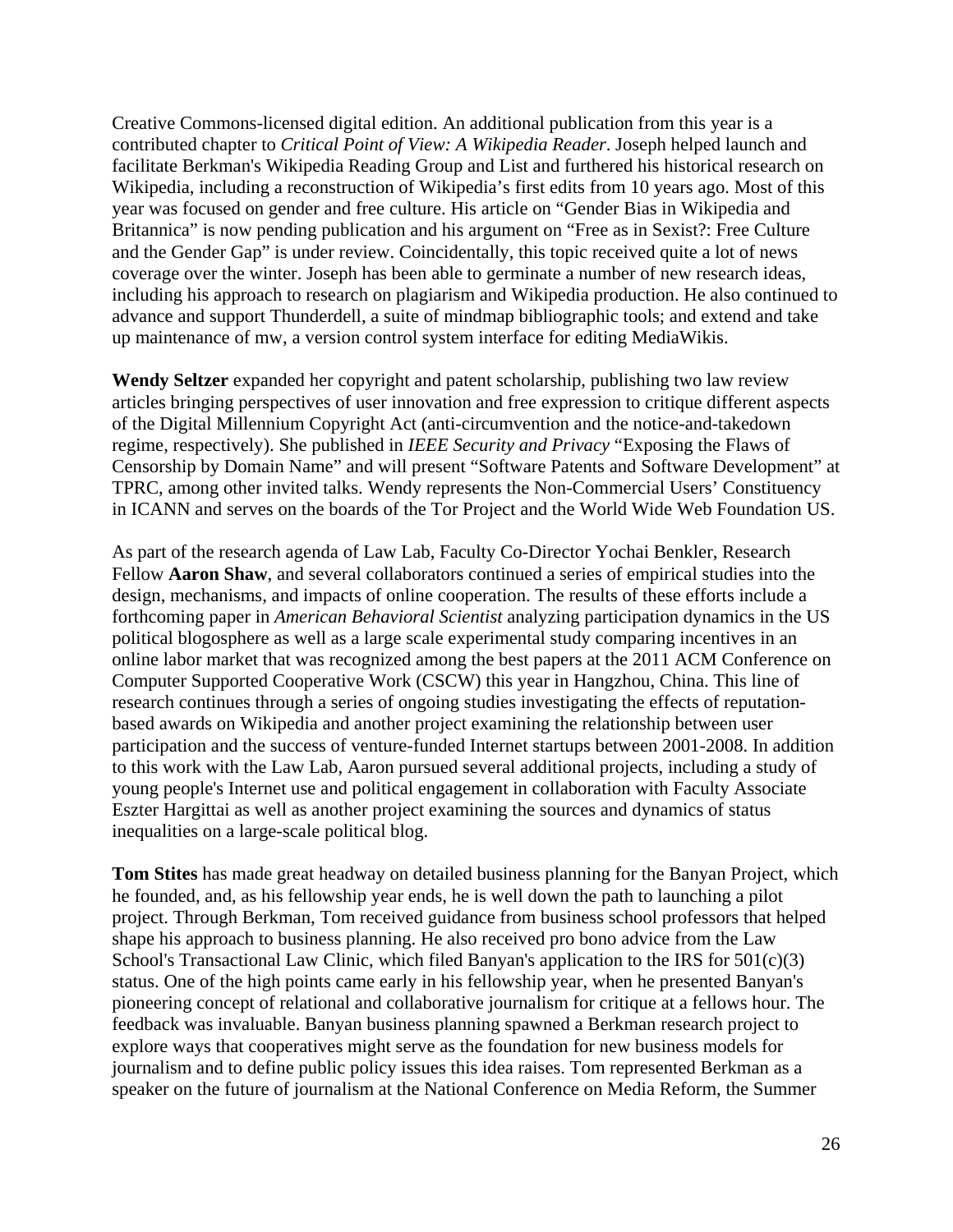Creative Commons-licensed digital edition. An additional publication from this year is a contributed chapter to *Critical Point of View: A Wikipedia Reader*. Joseph helped launch and facilitate Berkman's Wikipedia Reading Group and List and furthered his historical research on Wikipedia, including a reconstruction of Wikipedia's first edits from 10 years ago. Most of this year was focused on gender and free culture. His article on "Gender Bias in Wikipedia and Britannica" is now pending publication and his argument on "Free as in Sexist?: Free Culture and the Gender Gap" is under review. Coincidentally, this topic received quite a lot of news coverage over the winter. Joseph has been able to germinate a number of new research ideas, including his approach to research on plagiarism and Wikipedia production. He also continued to advance and support Thunderdell, a suite of mindmap bibliographic tools; and extend and take up maintenance of mw, a version control system interface for editing MediaWikis.

**Wendy Seltzer** expanded her copyright and patent scholarship, publishing two law review articles bringing perspectives of user innovation and free expression to critique different aspects of the Digital Millennium Copyright Act (anti-circumvention and the notice-and-takedown regime, respectively). She published in *IEEE Security and Privacy* "Exposing the Flaws of Censorship by Domain Name" and will present "Software Patents and Software Development" at TPRC, among other invited talks. Wendy represents the Non-Commercial Users' Constituency in ICANN and serves on the boards of the Tor Project and the World Wide Web Foundation US.

As part of the research agenda of Law Lab, Faculty Co-Director Yochai Benkler, Research Fellow **Aaron Shaw**, and several collaborators continued a series of empirical studies into the design, mechanisms, and impacts of online cooperation. The results of these efforts include a forthcoming paper in *American Behavioral Scientist* analyzing participation dynamics in the US political blogosphere as well as a large scale experimental study comparing incentives in an online labor market that was recognized among the best papers at the 2011 ACM Conference on Computer Supported Cooperative Work (CSCW) this year in Hangzhou, China. This line of research continues through a series of ongoing studies investigating the effects of reputation-based awards on Wikipedia and another project examining the relationship between user participation and the success of venture-funded Internet startups between 2001-2008. In addition to this work with the Law Lab, Aaron pursued several additional projects, including a study of young people's Internet use and political engagement in collaboration with Faculty Associate Eszter Hargittai as well as another project examining the sources and dynamics of status inequalities on a large-scale political blog.

**Tom Stites** has made great headway on detailed business planning for the Banyan Project, which he founded, and, as his fellowship year ends, he is well down the path to launching a pilot project. Through Berkman, Tom received guidance from business school professors that helped shape his approach to business planning. He also received pro bono advice from the Law School's Transactional Law Clinic, which filed Banyan's application to the IRS for 501(c)(3) status. One of the high points came early in his fellowship year, when he presented Banyan's pioneering concept of relational and collaborative journalism for critique at a fellows hour. The feedback was invaluable. Banyan business planning spawned a Berkman research project to explore ways that cooperatives might serve as the foundation for new business models for journalism and to define public policy issues this idea raises. Tom represented Berkman as a speaker on the future of journalism at the National Conference on Media Reform, the Summer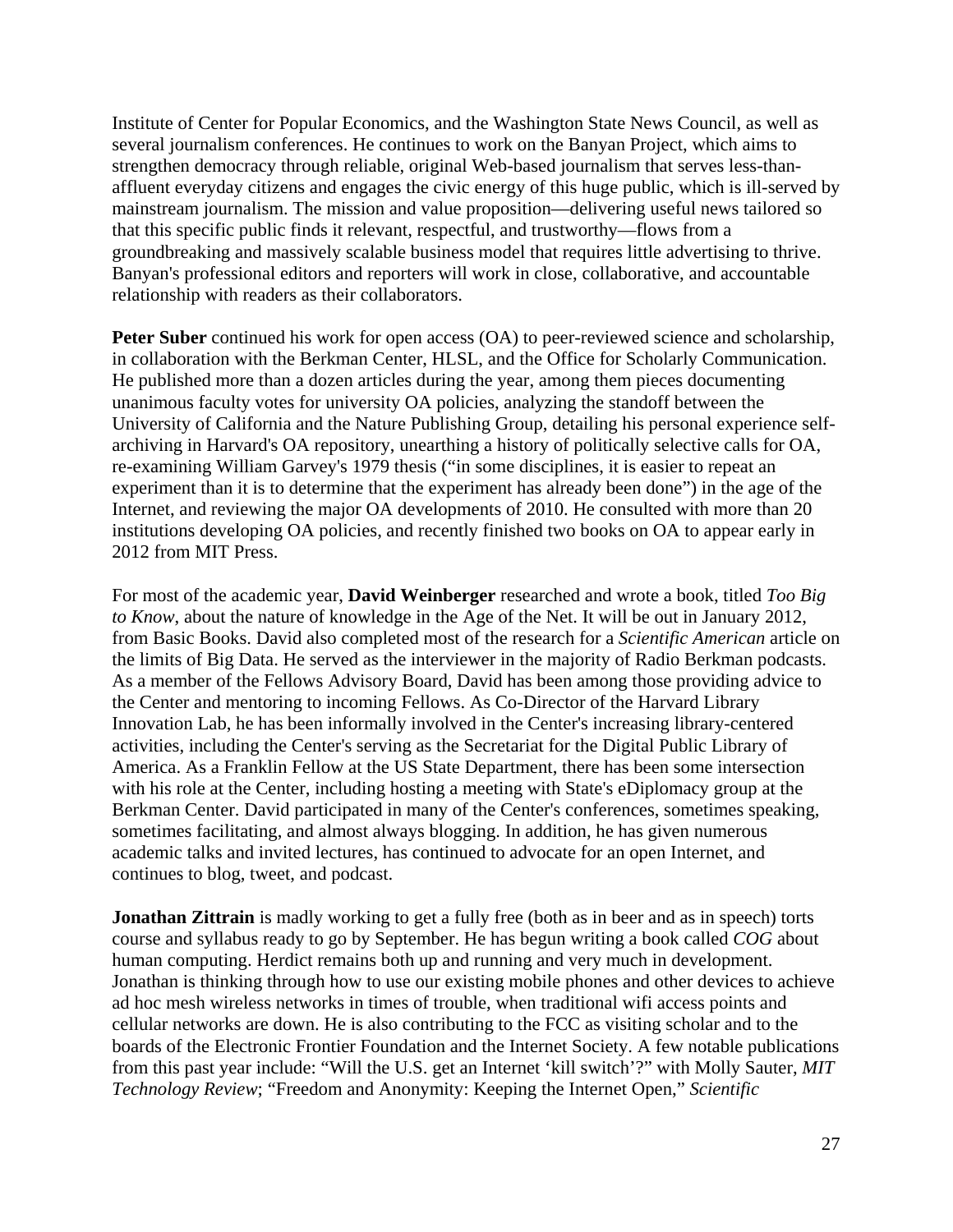Institute of Center for Popular Economics, and the Washington State News Council, as well as several journalism conferences. He continues to work on the Banyan Project, which aims to strengthen democracy through reliable, original Web-based journalism that serves less-than-affluent everyday citizens and engages the civic energy of this huge public, which is ill-served by mainstream journalism. The mission and value proposition—delivering useful news tailored so that this specific public finds it relevant, respectful, and trustworthy—flows from a groundbreaking and massively scalable business model that requires little advertising to thrive. Banyan's professional editors and reporters will work in close, collaborative, and accountable relationship with readers as their collaborators.

**Peter Suber** continued his work for open access (OA) to peer-reviewed science and scholarship, in collaboration with the Berkman Center, HLSL, and the Office for Scholarly Communication. He published more than a dozen articles during the year, among them pieces documenting unanimous faculty votes for university OA policies, analyzing the standoff between the University of California and the Nature Publishing Group, detailing his personal experience self-archiving in Harvard's OA repository, unearthing a history of politically selective calls for OA, re-examining William Garvey's 1979 thesis ("in some disciplines, it is easier to repeat an experiment than it is to determine that the experiment has already been done") in the age of the Internet, and reviewing the major OA developments of 2010. He consulted with more than 20 institutions developing OA policies, and recently finished two books on OA to appear early in 2012 from MIT Press.

For most of the academic year, **David Weinberger** researched and wrote a book, titled *Too Big to Know*, about the nature of knowledge in the Age of the Net. It will be out in January 2012, from Basic Books. David also completed most of the research for a *Scientific American* article on the limits of Big Data. He served as the interviewer in the majority of Radio Berkman podcasts. As a member of the Fellows Advisory Board, David has been among those providing advice to the Center and mentoring to incoming Fellows. As Co-Director of the Harvard Library Innovation Lab, he has been informally involved in the Center's increasing library-centered activities, including the Center's serving as the Secretariat for the Digital Public Library of America. As a Franklin Fellow at the US State Department, there has been some intersection with his role at the Center, including hosting a meeting with State's eDiplomacy group at the Berkman Center. David participated in many of the Center's conferences, sometimes speaking, sometimes facilitating, and almost always blogging. In addition, he has given numerous academic talks and invited lectures, has continued to advocate for an open Internet, and continues to blog, tweet, and podcast.

**Jonathan Zittrain** is madly working to get a fully free (both as in beer and as in speech) torts course and syllabus ready to go by September. He has begun writing a book called *COG* about human computing. Herdict remains both up and running and very much in development. Jonathan is thinking through how to use our existing mobile phones and other devices to achieve ad hoc mesh wireless networks in times of trouble, when traditional wifi access points and cellular networks are down. He is also contributing to the FCC as visiting scholar and to the boards of the Electronic Frontier Foundation and the Internet Society. A few notable publications from this past year include: "Will the U.S. get an Internet 'kill switch'?" with Molly Sauter, *MIT Technology Review*; "Freedom and Anonymity: Keeping the Internet Open," *Scientific*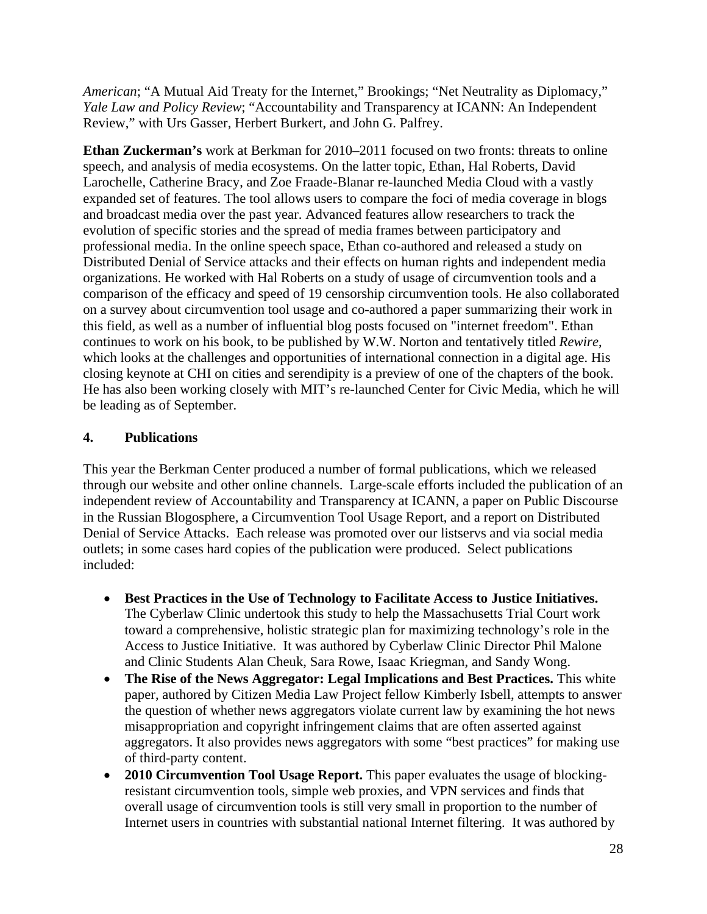*American*; “A Mutual Aid Treaty for the Internet,” Brookings; “Net Neutrality as Diplomacy,” *Yale Law and Policy Review*; “Accountability and Transparency at ICANN: An Independent Review,” with Urs Gasser, Herbert Burkert, and John G. Palfrey.

**Ethan Zuckerman’s** work at Berkman for 2010–2011 focused on two fronts: threats to online speech, and analysis of media ecosystems. On the latter topic, Ethan, Hal Roberts, David Larochelle, Catherine Bracy, and Zoe Fraade-Blanar re-launched Media Cloud with a vastly expanded set of features. The tool allows users to compare the foci of media coverage in blogs and broadcast media over the past year. Advanced features allow researchers to track the evolution of specific stories and the spread of media frames between participatory and professional media. In the online speech space, Ethan co-authored and released a study on Distributed Denial of Service attacks and their effects on human rights and independent media organizations. He worked with Hal Roberts on a study of usage of circumvention tools and a comparison of the efficacy and speed of 19 censorship circumvention tools. He also collaborated on a survey about circumvention tool usage and co-authored a paper summarizing their work in this field, as well as a number of influential blog posts focused on "internet freedom". Ethan continues to work on his book, to be published by W.W. Norton and tentatively titled *Rewire*, which looks at the challenges and opportunities of international connection in a digital age. His closing keynote at CHI on cities and serendipity is a preview of one of the chapters of the book. He has also been working closely with MIT’s re-launched Center for Civic Media, which he will be leading as of September.

## 4. Publications

This year the Berkman Center produced a number of formal publications, which we released through our website and other online channels. Large-scale efforts included the publication of an independent review of Accountability and Transparency at ICANN, a paper on Public Discourse in the Russian Blogosphere, a Circumvention Tool Usage Report, and a report on Distributed Denial of Service Attacks. Each release was promoted over our listservs and via social media outlets; in some cases hard copies of the publication were produced. Select publications included:

- **Best Practices in the Use of Technology to Facilitate Access to Justice Initiatives.** The Cyberlaw Clinic undertook this study to help the Massachusetts Trial Court work toward a comprehensive, holistic strategic plan for maximizing technology’s role in the Access to Justice Initiative. It was authored by Cyberlaw Clinic Director Phil Malone and Clinic Students Alan Cheuk, Sara Rowe, Isaac Kriegman, and Sandy Wong.
- **The Rise of the News Aggregator: Legal Implications and Best Practices.** This white paper, authored by Citizen Media Law Project fellow Kimberly Isbell, attempts to answer the question of whether news aggregators violate current law by examining the hot news misappropriation and copyright infringement claims that are often asserted against aggregators. It also provides news aggregators with some “best practices” for making use of third-party content.
- **2010 Circumvention Tool Usage Report.** This paper evaluates the usage of blocking-resistant circumvention tools, simple web proxies, and VPN services and finds that overall usage of circumvention tools is still very small in proportion to the number of Internet users in countries with substantial national Internet filtering. It was authored by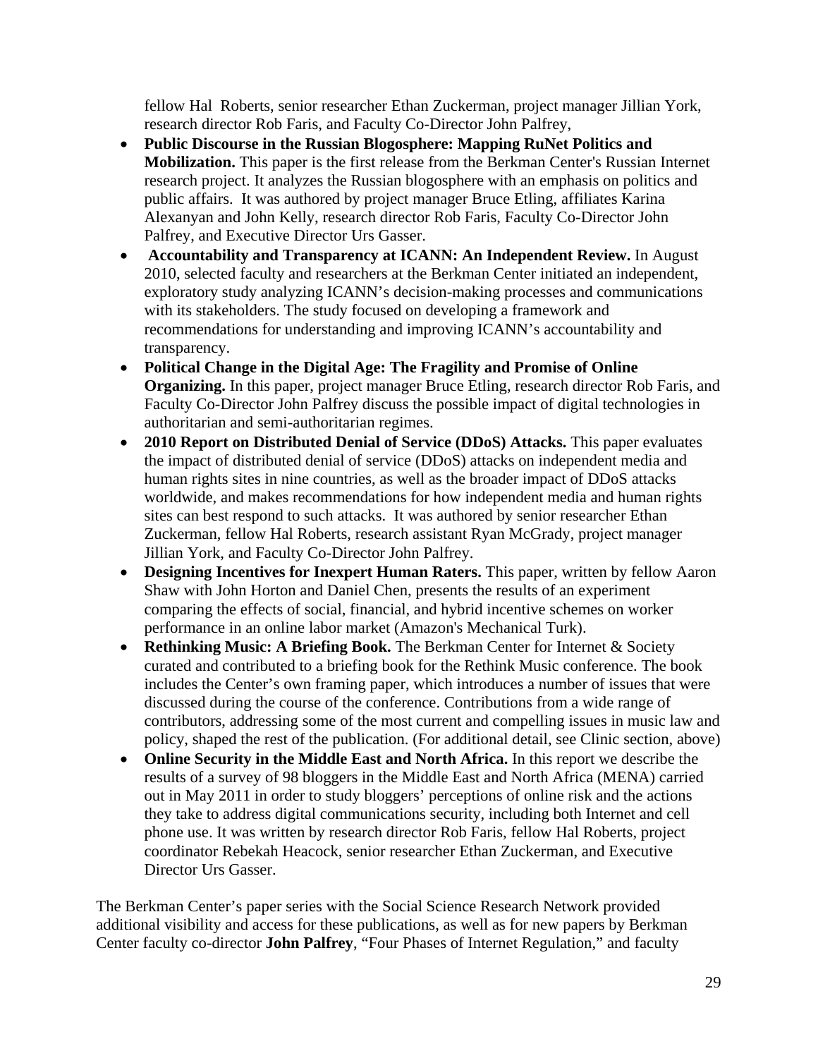fellow Hal Roberts, senior researcher Ethan Zuckerman, project manager Jillian York, research director Rob Faris, and Faculty Co-Director John Palfrey,

- **Public Discourse in the Russian Blogosphere: Mapping RuNet Politics and Mobilization.** This paper is the first release from the Berkman Center's Russian Internet research project. It analyzes the Russian blogosphere with an emphasis on politics and public affairs. It was authored by project manager Bruce Etling, affiliates Karina Alexanyan and John Kelly, research director Rob Faris, Faculty Co-Director John Palfrey, and Executive Director Urs Gasser.
- **Accountability and Transparency at ICANN: An Independent Review.** In August 2010, selected faculty and researchers at the Berkman Center initiated an independent, exploratory study analyzing ICANN's decision-making processes and communications with its stakeholders. The study focused on developing a framework and recommendations for understanding and improving ICANN's accountability and transparency.
- **Political Change in the Digital Age: The Fragility and Promise of Online Organizing.** In this paper, project manager Bruce Etling, research director Rob Faris, and Faculty Co-Director John Palfrey discuss the possible impact of digital technologies in authoritarian and semi-authoritarian regimes.
- **2010 Report on Distributed Denial of Service (DDoS) Attacks.** This paper evaluates the impact of distributed denial of service (DDoS) attacks on independent media and human rights sites in nine countries, as well as the broader impact of DDoS attacks worldwide, and makes recommendations for how independent media and human rights sites can best respond to such attacks. It was authored by senior researcher Ethan Zuckerman, fellow Hal Roberts, research assistant Ryan McGrady, project manager Jillian York, and Faculty Co-Director John Palfrey.
- **Designing Incentives for Inexpert Human Raters.** This paper, written by fellow Aaron Shaw with John Horton and Daniel Chen, presents the results of an experiment comparing the effects of social, financial, and hybrid incentive schemes on worker performance in an online labor market (Amazon's Mechanical Turk).
- **Rethinking Music: A Briefing Book.** The Berkman Center for Internet & Society curated and contributed to a briefing book for the Rethink Music conference. The book includes the Center's own framing paper, which introduces a number of issues that were discussed during the course of the conference. Contributions from a wide range of contributors, addressing some of the most current and compelling issues in music law and policy, shaped the rest of the publication. (For additional detail, see Clinic section, above)
- **Online Security in the Middle East and North Africa.** In this report we describe the results of a survey of 98 bloggers in the Middle East and North Africa (MENA) carried out in May 2011 in order to study bloggers' perceptions of online risk and the actions they take to address digital communications security, including both Internet and cell phone use. It was written by research director Rob Faris, fellow Hal Roberts, project coordinator Rebekah Heacock, senior researcher Ethan Zuckerman, and Executive Director Urs Gasser.

The Berkman Center's paper series with the Social Science Research Network provided additional visibility and access for these publications, as well as for new papers by Berkman Center faculty co-director **John Palfrey**, "Four Phases of Internet Regulation," and faculty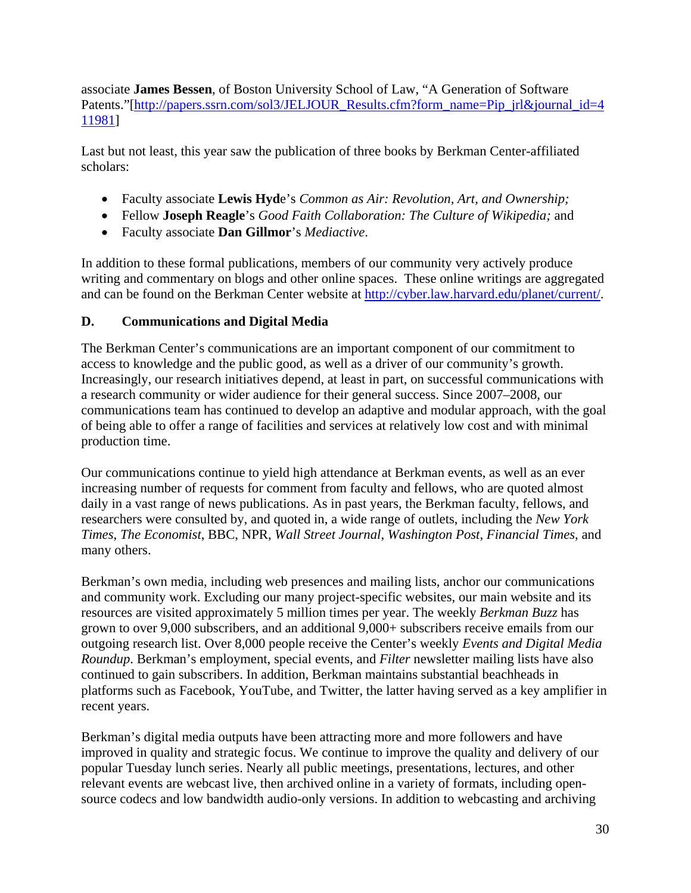associate **James Bessen**, of Boston University School of Law, "A Generation of Software Patents."[http://papers.ssrn.com/sol3/JELJOUR_Results.cfm?form_name=Pip_jrl&journal_id=411981]

Last but not least, this year saw the publication of three books by Berkman Center-affiliated scholars:

- Faculty associate **Lewis Hyde**'s *Common as Air: Revolution, Art, and Ownership;*
- Fellow **Joseph Reagle**'s *Good Faith Collaboration: The Culture of Wikipedia;* and
- Faculty associate **Dan Gillmor**'s *Mediactive*.

In addition to these formal publications, members of our community very actively produce writing and commentary on blogs and other online spaces. These online writings are aggregated and can be found on the Berkman Center website at http://cyber.law.harvard.edu/planet/current/.

### D. Communications and Digital Media

The Berkman Center's communications are an important component of our commitment to access to knowledge and the public good, as well as a driver of our community's growth. Increasingly, our research initiatives depend, at least in part, on successful communications with a research community or wider audience for their general success. Since 2007–2008, our communications team has continued to develop an adaptive and modular approach, with the goal of being able to offer a range of facilities and services at relatively low cost and with minimal production time.

Our communications continue to yield high attendance at Berkman events, as well as an ever increasing number of requests for comment from faculty and fellows, who are quoted almost daily in a vast range of news publications. As in past years, the Berkman faculty, fellows, and researchers were consulted by, and quoted in, a wide range of outlets, including the *New York Times*, *The Economist*, BBC, NPR, *Wall Street Journal*, *Washington Post*, *Financial Times*, and many others.

Berkman's own media, including web presences and mailing lists, anchor our communications and community work. Excluding our many project-specific websites, our main website and its resources are visited approximately 5 million times per year. The weekly *Berkman Buzz* has grown to over 9,000 subscribers, and an additional 9,000+ subscribers receive emails from our outgoing research list. Over 8,000 people receive the Center's weekly *Events and Digital Media Roundup*. Berkman's employment, special events, and *Filter* newsletter mailing lists have also continued to gain subscribers. In addition, Berkman maintains substantial beachheads in platforms such as Facebook, YouTube, and Twitter, the latter having served as a key amplifier in recent years.

Berkman's digital media outputs have been attracting more and more followers and have improved in quality and strategic focus. We continue to improve the quality and delivery of our popular Tuesday lunch series. Nearly all public meetings, presentations, lectures, and other relevant events are webcast live, then archived online in a variety of formats, including open-source codecs and low bandwidth audio-only versions. In addition to webcasting and archiving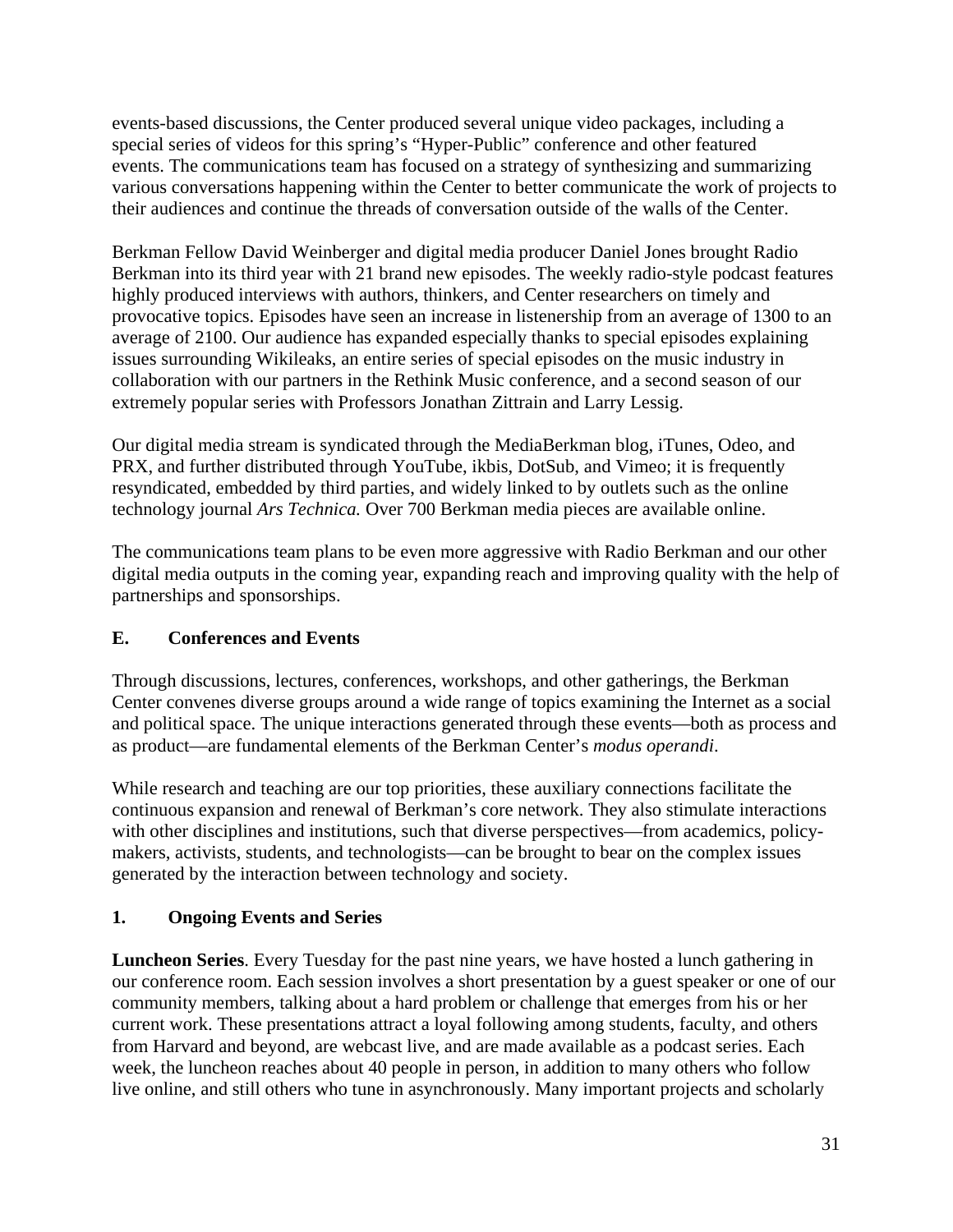events-based discussions, the Center produced several unique video packages, including a special series of videos for this spring's "Hyper-Public" conference and other featured events. The communications team has focused on a strategy of synthesizing and summarizing various conversations happening within the Center to better communicate the work of projects to their audiences and continue the threads of conversation outside of the walls of the Center.

Berkman Fellow David Weinberger and digital media producer Daniel Jones brought Radio Berkman into its third year with 21 brand new episodes. The weekly radio-style podcast features highly produced interviews with authors, thinkers, and Center researchers on timely and provocative topics. Episodes have seen an increase in listenership from an average of 1300 to an average of 2100. Our audience has expanded especially thanks to special episodes explaining issues surrounding Wikileaks, an entire series of special episodes on the music industry in collaboration with our partners in the Rethink Music conference, and a second season of our extremely popular series with Professors Jonathan Zittrain and Larry Lessig.

Our digital media stream is syndicated through the MediaBerkman blog, iTunes, Odeo, and PRX, and further distributed through YouTube, ikbis, DotSub, and Vimeo; it is frequently resyndicated, embedded by third parties, and widely linked to by outlets such as the online technology journal *Ars Technica.* Over 700 Berkman media pieces are available online.

The communications team plans to be even more aggressive with Radio Berkman and our other digital media outputs in the coming year, expanding reach and improving quality with the help of partnerships and sponsorships.

## E. Conferences and Events

Through discussions, lectures, conferences, workshops, and other gatherings, the Berkman Center convenes diverse groups around a wide range of topics examining the Internet as a social and political space. The unique interactions generated through these events—both as process and as product—are fundamental elements of the Berkman Center's *modus operandi*.

While research and teaching are our top priorities, these auxiliary connections facilitate the continuous expansion and renewal of Berkman's core network. They also stimulate interactions with other disciplines and institutions, such that diverse perspectives—from academics, policy-makers, activists, students, and technologists—can be brought to bear on the complex issues generated by the interaction between technology and society.

### 1. Ongoing Events and Series

**Luncheon Series**. Every Tuesday for the past nine years, we have hosted a lunch gathering in our conference room. Each session involves a short presentation by a guest speaker or one of our community members, talking about a hard problem or challenge that emerges from his or her current work. These presentations attract a loyal following among students, faculty, and others from Harvard and beyond, are webcast live, and are made available as a podcast series. Each week, the luncheon reaches about 40 people in person, in addition to many others who follow live online, and still others who tune in asynchronously. Many important projects and scholarly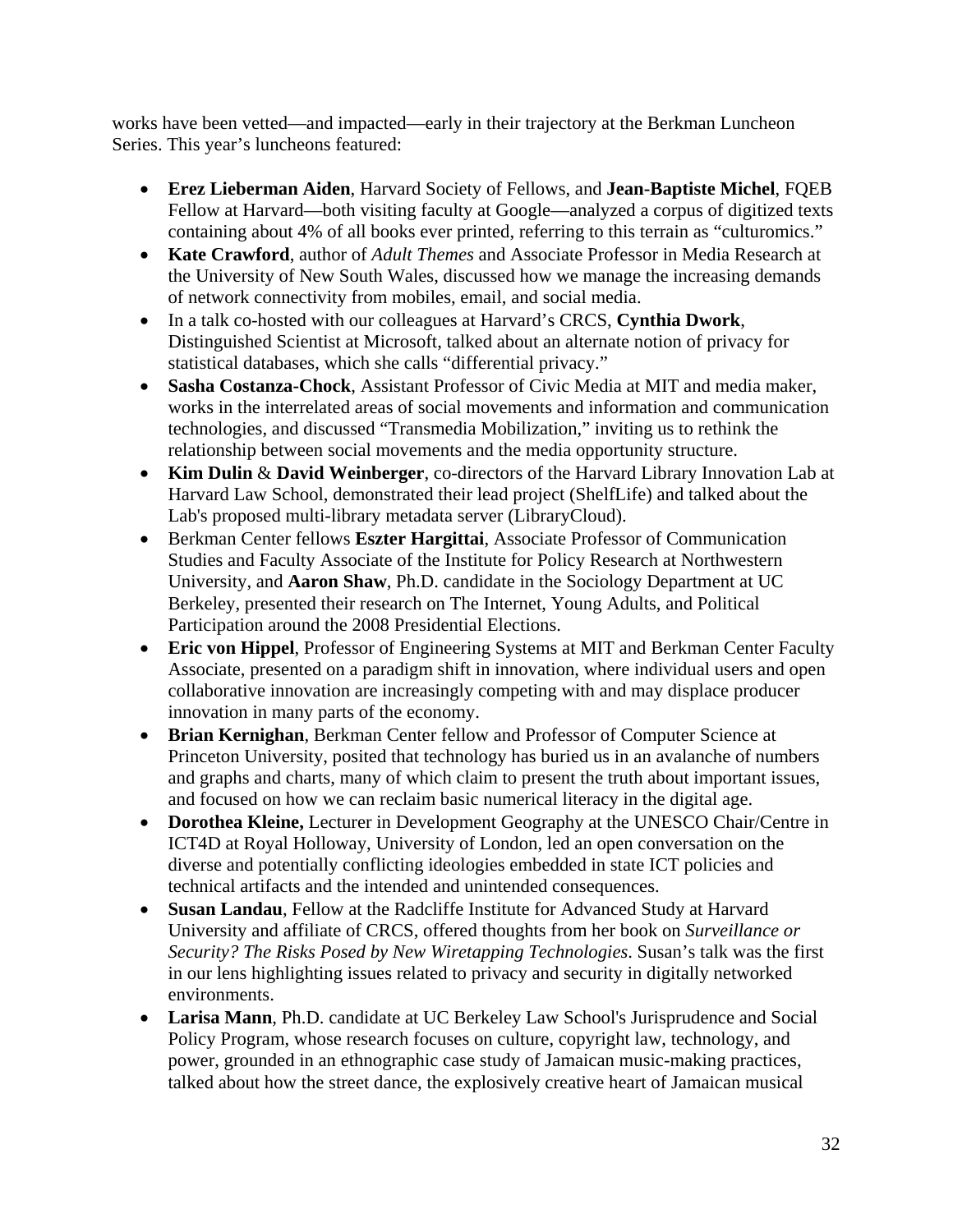works have been vetted—and impacted—early in their trajectory at the Berkman Luncheon Series. This year's luncheons featured:

- **Erez Lieberman Aiden**, Harvard Society of Fellows, and **Jean-Baptiste Michel**, FQEB Fellow at Harvard—both visiting faculty at Google—analyzed a corpus of digitized texts containing about 4% of all books ever printed, referring to this terrain as "culturomics."
- **Kate Crawford**, author of *Adult Themes* and Associate Professor in Media Research at the University of New South Wales, discussed how we manage the increasing demands of network connectivity from mobiles, email, and social media.
- In a talk co-hosted with our colleagues at Harvard's CRCS, **Cynthia Dwork**, Distinguished Scientist at Microsoft, talked about an alternate notion of privacy for statistical databases, which she calls "differential privacy."
- **Sasha Costanza-Chock**, Assistant Professor of Civic Media at MIT and media maker, works in the interrelated areas of social movements and information and communication technologies, and discussed "Transmedia Mobilization," inviting us to rethink the relationship between social movements and the media opportunity structure.
- **Kim Dulin** & **David Weinberger**, co-directors of the Harvard Library Innovation Lab at Harvard Law School, demonstrated their lead project (ShelfLife) and talked about the Lab's proposed multi-library metadata server (LibraryCloud).
- Berkman Center fellows **Eszter Hargittai**, Associate Professor of Communication Studies and Faculty Associate of the Institute for Policy Research at Northwestern University, and **Aaron Shaw**, Ph.D. candidate in the Sociology Department at UC Berkeley, presented their research on The Internet, Young Adults, and Political Participation around the 2008 Presidential Elections.
- **Eric von Hippel**, Professor of Engineering Systems at MIT and Berkman Center Faculty Associate, presented on a paradigm shift in innovation, where individual users and open collaborative innovation are increasingly competing with and may displace producer innovation in many parts of the economy.
- **Brian Kernighan**, Berkman Center fellow and Professor of Computer Science at Princeton University, posited that technology has buried us in an avalanche of numbers and graphs and charts, many of which claim to present the truth about important issues, and focused on how we can reclaim basic numerical literacy in the digital age.
- **Dorothea Kleine,** Lecturer in Development Geography at the UNESCO Chair/Centre in ICT4D at Royal Holloway, University of London, led an open conversation on the diverse and potentially conflicting ideologies embedded in state ICT policies and technical artifacts and the intended and unintended consequences.
- **Susan Landau**, Fellow at the Radcliffe Institute for Advanced Study at Harvard University and affiliate of CRCS, offered thoughts from her book on *Surveillance or Security? The Risks Posed by New Wiretapping Technologies*. Susan's talk was the first in our lens highlighting issues related to privacy and security in digitally networked environments.
- **Larisa Mann**, Ph.D. candidate at UC Berkeley Law School's Jurisprudence and Social Policy Program, whose research focuses on culture, copyright law, technology, and power, grounded in an ethnographic case study of Jamaican music-making practices, talked about how the street dance, the explosively creative heart of Jamaican musical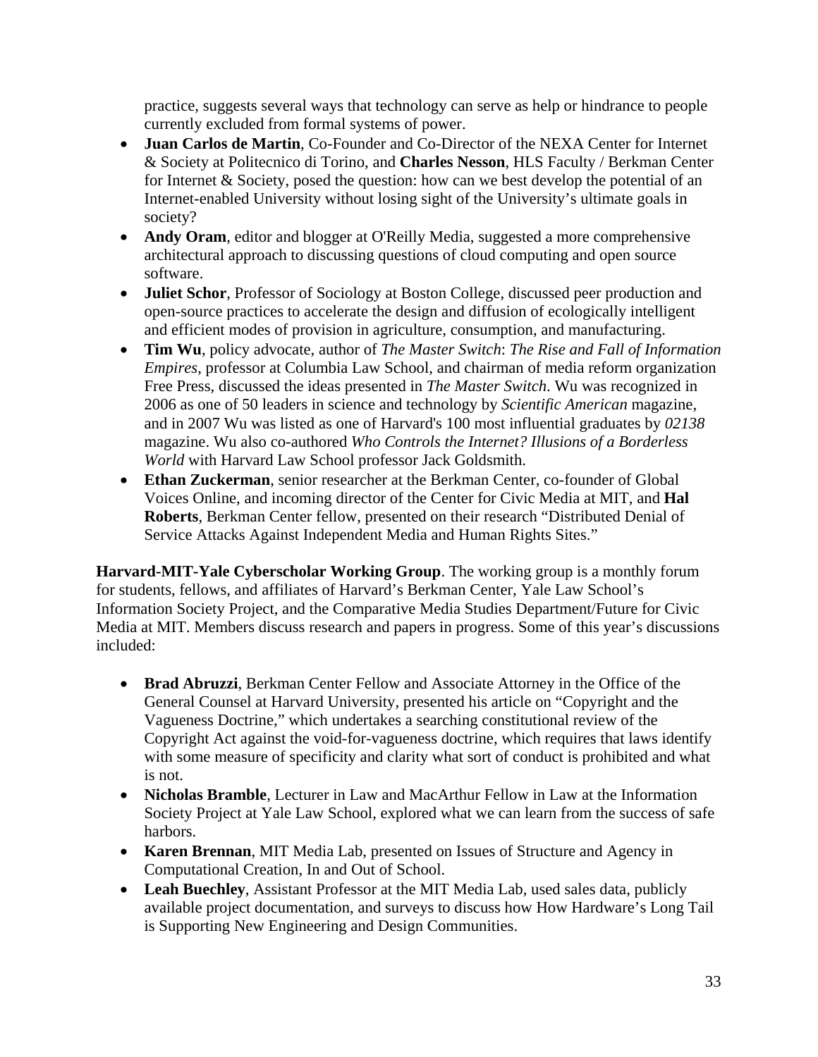practice, suggests several ways that technology can serve as help or hindrance to people currently excluded from formal systems of power.

- **Juan Carlos de Martin**, Co-Founder and Co-Director of the NEXA Center for Internet & Society at Politecnico di Torino, and **Charles Nesson**, HLS Faculty / Berkman Center for Internet & Society, posed the question: how can we best develop the potential of an Internet-enabled University without losing sight of the University's ultimate goals in society?
- **Andy Oram**, editor and blogger at O'Reilly Media, suggested a more comprehensive architectural approach to discussing questions of cloud computing and open source software.
- **Juliet Schor**, Professor of Sociology at Boston College, discussed peer production and open-source practices to accelerate the design and diffusion of ecologically intelligent and efficient modes of provision in agriculture, consumption, and manufacturing.
- **Tim Wu**, policy advocate, author of *The Master Switch*: *The Rise and Fall of Information Empires*, professor at Columbia Law School, and chairman of media reform organization Free Press, discussed the ideas presented in *The Master Switch*. Wu was recognized in 2006 as one of 50 leaders in science and technology by *Scientific American* magazine, and in 2007 Wu was listed as one of Harvard's 100 most influential graduates by *02138* magazine. Wu also co-authored *Who Controls the Internet? Illusions of a Borderless World* with Harvard Law School professor Jack Goldsmith.
- **Ethan Zuckerman**, senior researcher at the Berkman Center, co-founder of Global Voices Online, and incoming director of the Center for Civic Media at MIT, and **Hal Roberts**, Berkman Center fellow, presented on their research "Distributed Denial of Service Attacks Against Independent Media and Human Rights Sites."

**Harvard-MIT-Yale Cyberscholar Working Group**. The working group is a monthly forum for students, fellows, and affiliates of Harvard's Berkman Center, Yale Law School's Information Society Project, and the Comparative Media Studies Department/Future for Civic Media at MIT. Members discuss research and papers in progress. Some of this year's discussions included:

- **Brad Abruzzi**, Berkman Center Fellow and Associate Attorney in the Office of the General Counsel at Harvard University, presented his article on "Copyright and the Vagueness Doctrine," which undertakes a searching constitutional review of the Copyright Act against the void-for-vagueness doctrine, which requires that laws identify with some measure of specificity and clarity what sort of conduct is prohibited and what is not.
- **Nicholas Bramble**, Lecturer in Law and MacArthur Fellow in Law at the Information Society Project at Yale Law School, explored what we can learn from the success of safe harbors.
- **Karen Brennan**, MIT Media Lab, presented on Issues of Structure and Agency in Computational Creation, In and Out of School.
- **Leah Buechley**, Assistant Professor at the MIT Media Lab, used sales data, publicly available project documentation, and surveys to discuss how How Hardware's Long Tail is Supporting New Engineering and Design Communities.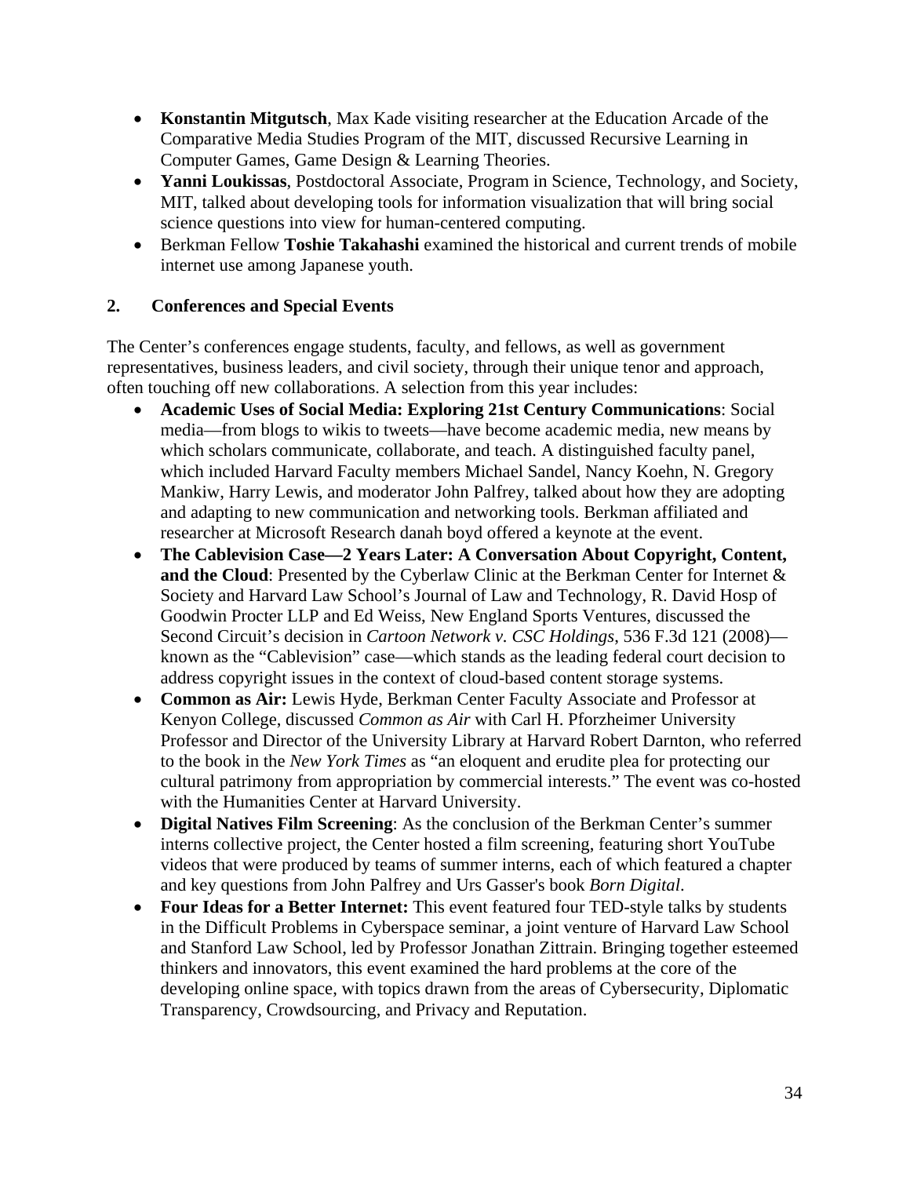- **Konstantin Mitgutsch**, Max Kade visiting researcher at the Education Arcade of the Comparative Media Studies Program of the MIT, discussed Recursive Learning in Computer Games, Game Design & Learning Theories.
- **Yanni Loukissas**, Postdoctoral Associate, Program in Science, Technology, and Society, MIT, talked about developing tools for information visualization that will bring social science questions into view for human-centered computing.
- Berkman Fellow **Toshie Takahashi** examined the historical and current trends of mobile internet use among Japanese youth.

### 2. Conferences and Special Events

The Center's conferences engage students, faculty, and fellows, as well as government representatives, business leaders, and civil society, through their unique tenor and approach, often touching off new collaborations. A selection from this year includes:

- **Academic Uses of Social Media: Exploring 21st Century Communications**: Social media—from blogs to wikis to tweets—have become academic media, new means by which scholars communicate, collaborate, and teach. A distinguished faculty panel, which included Harvard Faculty members Michael Sandel, Nancy Koehn, N. Gregory Mankiw, Harry Lewis, and moderator John Palfrey, talked about how they are adopting and adapting to new communication and networking tools. Berkman affiliated and researcher at Microsoft Research danah boyd offered a keynote at the event.
- **The Cablevision Case—2 Years Later: A Conversation About Copyright, Content, and the Cloud**: Presented by the Cyberlaw Clinic at the Berkman Center for Internet & Society and Harvard Law School's Journal of Law and Technology, R. David Hosp of Goodwin Procter LLP and Ed Weiss, New England Sports Ventures, discussed the Second Circuit's decision in *Cartoon Network v. CSC Holdings*, 536 F.3d 121 (2008)—known as the "Cablevision" case—which stands as the leading federal court decision to address copyright issues in the context of cloud-based content storage systems.
- **Common as Air:** Lewis Hyde, Berkman Center Faculty Associate and Professor at Kenyon College, discussed *Common as Air* with Carl H. Pforzheimer University Professor and Director of the University Library at Harvard Robert Darnton, who referred to the book in the *New York Times* as "an eloquent and erudite plea for protecting our cultural patrimony from appropriation by commercial interests." The event was co-hosted with the Humanities Center at Harvard University.
- **Digital Natives Film Screening**: As the conclusion of the Berkman Center's summer interns collective project, the Center hosted a film screening, featuring short YouTube videos that were produced by teams of summer interns, each of which featured a chapter and key questions from John Palfrey and Urs Gasser's book *Born Digital*.
- **Four Ideas for a Better Internet:** This event featured four TED-style talks by students in the Difficult Problems in Cyberspace seminar, a joint venture of Harvard Law School and Stanford Law School, led by Professor Jonathan Zittrain. Bringing together esteemed thinkers and innovators, this event examined the hard problems at the core of the developing online space, with topics drawn from the areas of Cybersecurity, Diplomatic Transparency, Crowdsourcing, and Privacy and Reputation.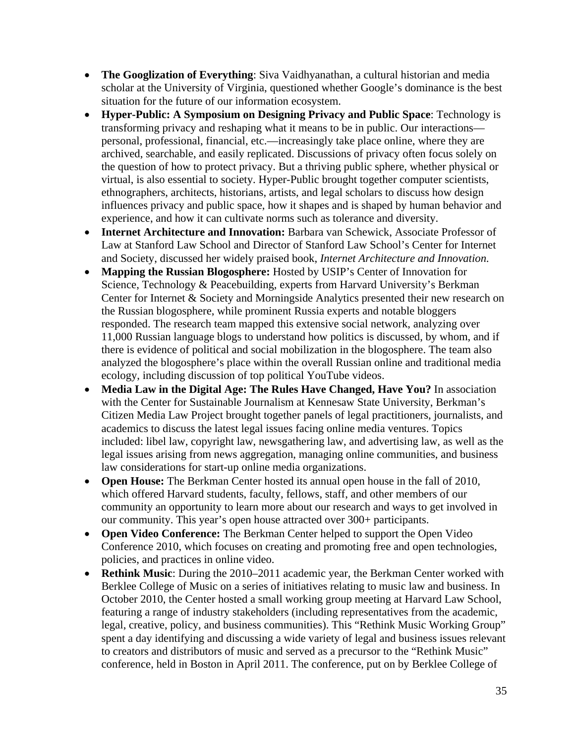- **The Googlization of Everything**: Siva Vaidhyanathan, a cultural historian and media scholar at the University of Virginia, questioned whether Google's dominance is the best situation for the future of our information ecosystem.
- **Hyper-Public: A Symposium on Designing Privacy and Public Space**: Technology is transforming privacy and reshaping what it means to be in public. Our interactions—personal, professional, financial, etc.—increasingly take place online, where they are archived, searchable, and easily replicated. Discussions of privacy often focus solely on the question of how to protect privacy. But a thriving public sphere, whether physical or virtual, is also essential to society. Hyper-Public brought together computer scientists, ethnographers, architects, historians, artists, and legal scholars to discuss how design influences privacy and public space, how it shapes and is shaped by human behavior and experience, and how it can cultivate norms such as tolerance and diversity.
- **Internet Architecture and Innovation:** Barbara van Schewick, Associate Professor of Law at Stanford Law School and Director of Stanford Law School's Center for Internet and Society, discussed her widely praised book, *Internet Architecture and Innovation.*
- **Mapping the Russian Blogosphere:** Hosted by USIP's Center of Innovation for Science, Technology & Peacebuilding, experts from Harvard University's Berkman Center for Internet & Society and Morningside Analytics presented their new research on the Russian blogosphere, while prominent Russia experts and notable bloggers responded. The research team mapped this extensive social network, analyzing over 11,000 Russian language blogs to understand how politics is discussed, by whom, and if there is evidence of political and social mobilization in the blogosphere. The team also analyzed the blogosphere's place within the overall Russian online and traditional media ecology, including discussion of top political YouTube videos.
- **Media Law in the Digital Age: The Rules Have Changed, Have You?** In association with the Center for Sustainable Journalism at Kennesaw State University, Berkman's Citizen Media Law Project brought together panels of legal practitioners, journalists, and academics to discuss the latest legal issues facing online media ventures. Topics included: libel law, copyright law, newsgathering law, and advertising law, as well as the legal issues arising from news aggregation, managing online communities, and business law considerations for start-up online media organizations.
- **Open House:** The Berkman Center hosted its annual open house in the fall of 2010, which offered Harvard students, faculty, fellows, staff, and other members of our community an opportunity to learn more about our research and ways to get involved in our community. This year's open house attracted over 300+ participants.
- **Open Video Conference:** The Berkman Center helped to support the Open Video Conference 2010, which focuses on creating and promoting free and open technologies, policies, and practices in online video.
- **Rethink Music**: During the 2010–2011 academic year, the Berkman Center worked with Berklee College of Music on a series of initiatives relating to music law and business. In October 2010, the Center hosted a small working group meeting at Harvard Law School, featuring a range of industry stakeholders (including representatives from the academic, legal, creative, policy, and business communities). This "Rethink Music Working Group" spent a day identifying and discussing a wide variety of legal and business issues relevant to creators and distributors of music and served as a precursor to the "Rethink Music" conference, held in Boston in April 2011. The conference, put on by Berklee College of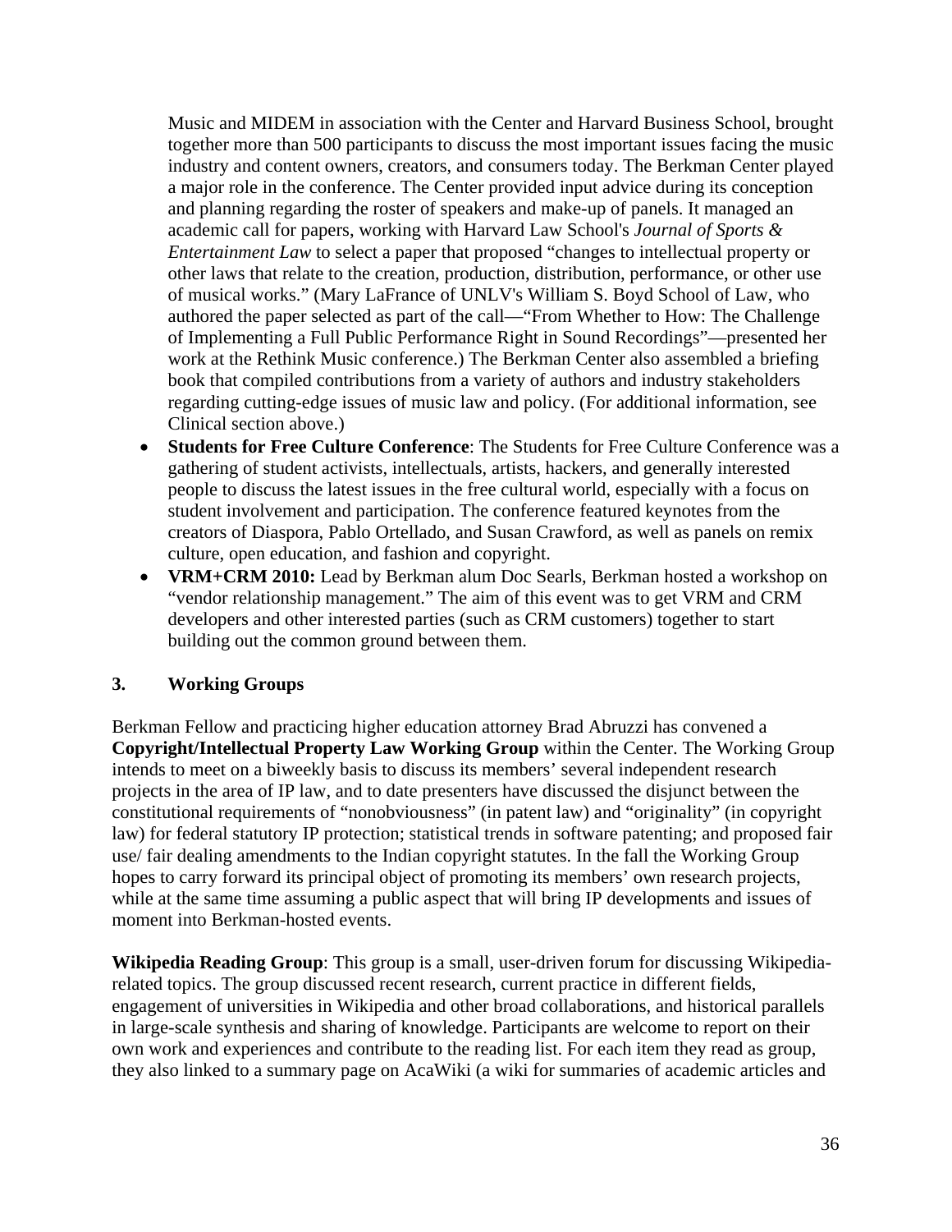Music and MIDEM in association with the Center and Harvard Business School, brought together more than 500 participants to discuss the most important issues facing the music industry and content owners, creators, and consumers today. The Berkman Center played a major role in the conference. The Center provided input advice during its conception and planning regarding the roster of speakers and make-up of panels. It managed an academic call for papers, working with Harvard Law School's *Journal of Sports & Entertainment Law* to select a paper that proposed "changes to intellectual property or other laws that relate to the creation, production, distribution, performance, or other use of musical works." (Mary LaFrance of UNLV's William S. Boyd School of Law, who authored the paper selected as part of the call—"From Whether to How: The Challenge of Implementing a Full Public Performance Right in Sound Recordings"—presented her work at the Rethink Music conference.) The Berkman Center also assembled a briefing book that compiled contributions from a variety of authors and industry stakeholders regarding cutting-edge issues of music law and policy. (For additional information, see Clinical section above.)

- **Students for Free Culture Conference**: The Students for Free Culture Conference was a gathering of student activists, intellectuals, artists, hackers, and generally interested people to discuss the latest issues in the free cultural world, especially with a focus on student involvement and participation. The conference featured keynotes from the creators of Diaspora, Pablo Ortellado, and Susan Crawford, as well as panels on remix culture, open education, and fashion and copyright.
- **VRM+CRM 2010:** Lead by Berkman alum Doc Searls, Berkman hosted a workshop on "vendor relationship management." The aim of this event was to get VRM and CRM developers and other interested parties (such as CRM customers) together to start building out the common ground between them.

### 3. Working Groups

Berkman Fellow and practicing higher education attorney Brad Abruzzi has convened a **Copyright/Intellectual Property Law Working Group** within the Center. The Working Group intends to meet on a biweekly basis to discuss its members' several independent research projects in the area of IP law, and to date presenters have discussed the disjunct between the constitutional requirements of "nonobviousness" (in patent law) and "originality" (in copyright law) for federal statutory IP protection; statistical trends in software patenting; and proposed fair use/ fair dealing amendments to the Indian copyright statutes. In the fall the Working Group hopes to carry forward its principal object of promoting its members' own research projects, while at the same time assuming a public aspect that will bring IP developments and issues of moment into Berkman-hosted events.

**Wikipedia Reading Group**: This group is a small, user-driven forum for discussing Wikipedia-related topics. The group discussed recent research, current practice in different fields, engagement of universities in Wikipedia and other broad collaborations, and historical parallels in large-scale synthesis and sharing of knowledge. Participants are welcome to report on their own work and experiences and contribute to the reading list. For each item they read as group, they also linked to a summary page on AcaWiki (a wiki for summaries of academic articles and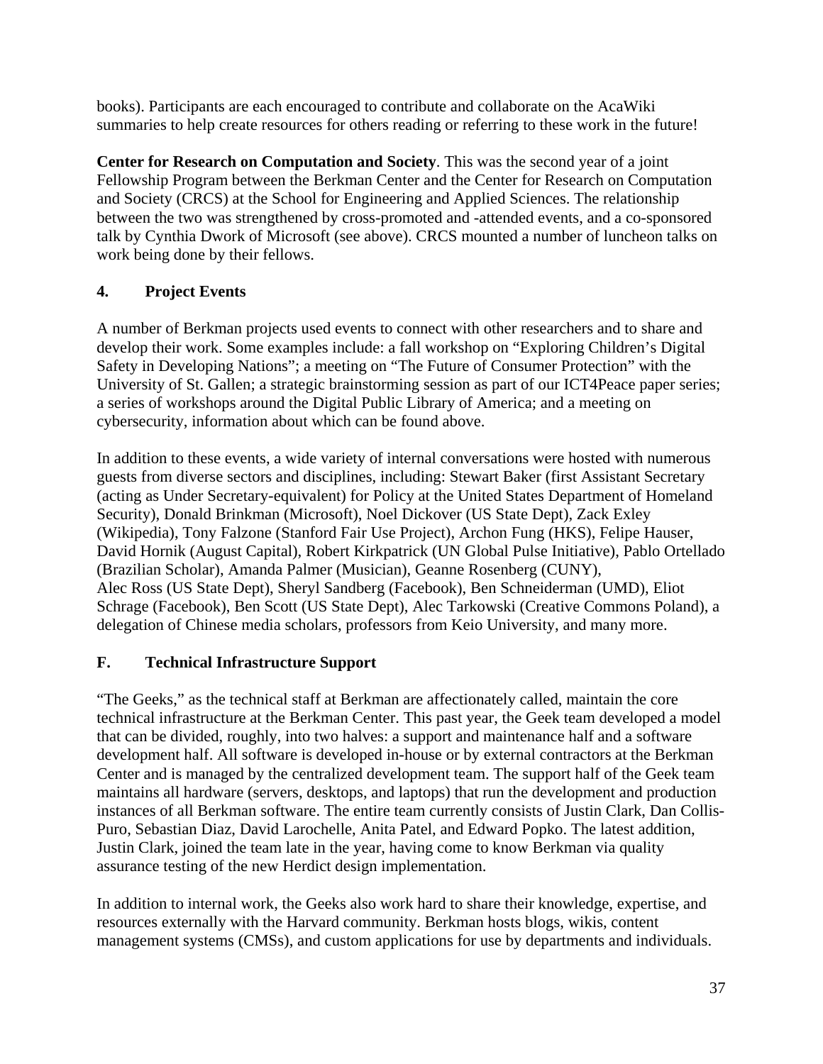books). Participants are each encouraged to contribute and collaborate on the AcaWiki summaries to help create resources for others reading or referring to these work in the future!

**Center for Research on Computation and Society**. This was the second year of a joint Fellowship Program between the Berkman Center and the Center for Research on Computation and Society (CRCS) at the School for Engineering and Applied Sciences. The relationship between the two was strengthened by cross-promoted and -attended events, and a co-sponsored talk by Cynthia Dwork of Microsoft (see above). CRCS mounted a number of luncheon talks on work being done by their fellows.

### 4. Project Events

A number of Berkman projects used events to connect with other researchers and to share and develop their work. Some examples include: a fall workshop on "Exploring Children's Digital Safety in Developing Nations"; a meeting on "The Future of Consumer Protection" with the University of St. Gallen; a strategic brainstorming session as part of our ICT4Peace paper series; a series of workshops around the Digital Public Library of America; and a meeting on cybersecurity, information about which can be found above.

In addition to these events, a wide variety of internal conversations were hosted with numerous guests from diverse sectors and disciplines, including: Stewart Baker (first Assistant Secretary (acting as Under Secretary-equivalent) for Policy at the United States Department of Homeland Security), Donald Brinkman (Microsoft), Noel Dickover (US State Dept), Zack Exley (Wikipedia), Tony Falzone (Stanford Fair Use Project), Archon Fung (HKS), Felipe Hauser, David Hornik (August Capital), Robert Kirkpatrick (UN Global Pulse Initiative), Pablo Ortellado (Brazilian Scholar), Amanda Palmer (Musician), Geanne Rosenberg (CUNY), Alec Ross (US State Dept), Sheryl Sandberg (Facebook), Ben Schneiderman (UMD), Eliot Schrage (Facebook), Ben Scott (US State Dept), Alec Tarkowski (Creative Commons Poland), a delegation of Chinese media scholars, professors from Keio University, and many more.

## F. Technical Infrastructure Support

"The Geeks," as the technical staff at Berkman are affectionately called, maintain the core technical infrastructure at the Berkman Center. This past year, the Geek team developed a model that can be divided, roughly, into two halves: a support and maintenance half and a software development half. All software is developed in-house or by external contractors at the Berkman Center and is managed by the centralized development team. The support half of the Geek team maintains all hardware (servers, desktops, and laptops) that run the development and production instances of all Berkman software. The entire team currently consists of Justin Clark, Dan Collis-Puro, Sebastian Diaz, David Larochelle, Anita Patel, and Edward Popko. The latest addition, Justin Clark, joined the team late in the year, having come to know Berkman via quality assurance testing of the new Herdict design implementation.

In addition to internal work, the Geeks also work hard to share their knowledge, expertise, and resources externally with the Harvard community. Berkman hosts blogs, wikis, content management systems (CMSs), and custom applications for use by departments and individuals.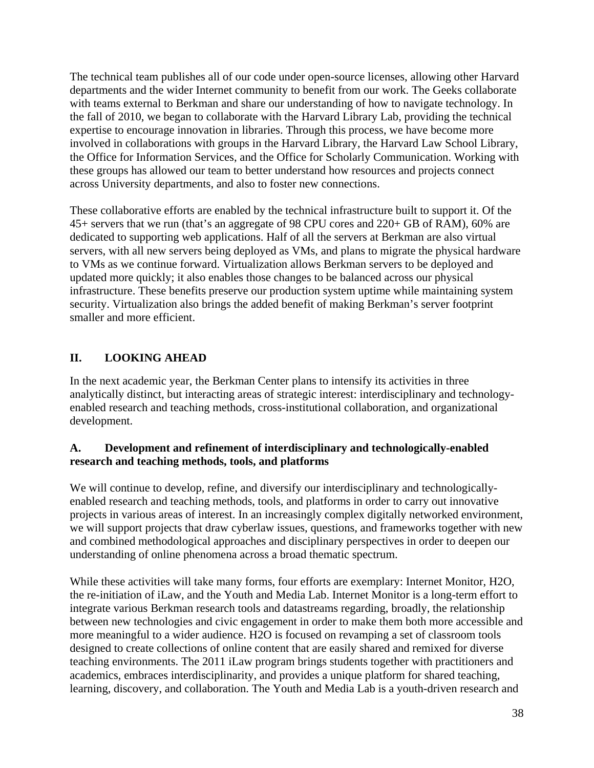The technical team publishes all of our code under open-source licenses, allowing other Harvard departments and the wider Internet community to benefit from our work. The Geeks collaborate with teams external to Berkman and share our understanding of how to navigate technology. In the fall of 2010, we began to collaborate with the Harvard Library Lab, providing the technical expertise to encourage innovation in libraries. Through this process, we have become more involved in collaborations with groups in the Harvard Library, the Harvard Law School Library, the Office for Information Services, and the Office for Scholarly Communication. Working with these groups has allowed our team to better understand how resources and projects connect across University departments, and also to foster new connections.

These collaborative efforts are enabled by the technical infrastructure built to support it. Of the 45+ servers that we run (that's an aggregate of 98 CPU cores and 220+ GB of RAM), 60% are dedicated to supporting web applications. Half of all the servers at Berkman are also virtual servers, with all new servers being deployed as VMs, and plans to migrate the physical hardware to VMs as we continue forward. Virtualization allows Berkman servers to be deployed and updated more quickly; it also enables those changes to be balanced across our physical infrastructure. These benefits preserve our production system uptime while maintaining system security. Virtualization also brings the added benefit of making Berkman's server footprint smaller and more efficient.

## II. LOOKING AHEAD

In the next academic year, the Berkman Center plans to intensify its activities in three analytically distinct, but interacting areas of strategic interest: interdisciplinary and technology-enabled research and teaching methods, cross-institutional collaboration, and organizational development.

### A. Development and refinement of interdisciplinary and technologically-enabled research and teaching methods, tools, and platforms

We will continue to develop, refine, and diversify our interdisciplinary and technologically-enabled research and teaching methods, tools, and platforms in order to carry out innovative projects in various areas of interest. In an increasingly complex digitally networked environment, we will support projects that draw cyberlaw issues, questions, and frameworks together with new and combined methodological approaches and disciplinary perspectives in order to deepen our understanding of online phenomena across a broad thematic spectrum.

While these activities will take many forms, four efforts are exemplary: Internet Monitor, H2O, the re-initiation of iLaw, and the Youth and Media Lab. Internet Monitor is a long-term effort to integrate various Berkman research tools and datastreams regarding, broadly, the relationship between new technologies and civic engagement in order to make them both more accessible and more meaningful to a wider audience. H2O is focused on revamping a set of classroom tools designed to create collections of online content that are easily shared and remixed for diverse teaching environments. The 2011 iLaw program brings students together with practitioners and academics, embraces interdisciplinarity, and provides a unique platform for shared teaching, learning, discovery, and collaboration. The Youth and Media Lab is a youth-driven research and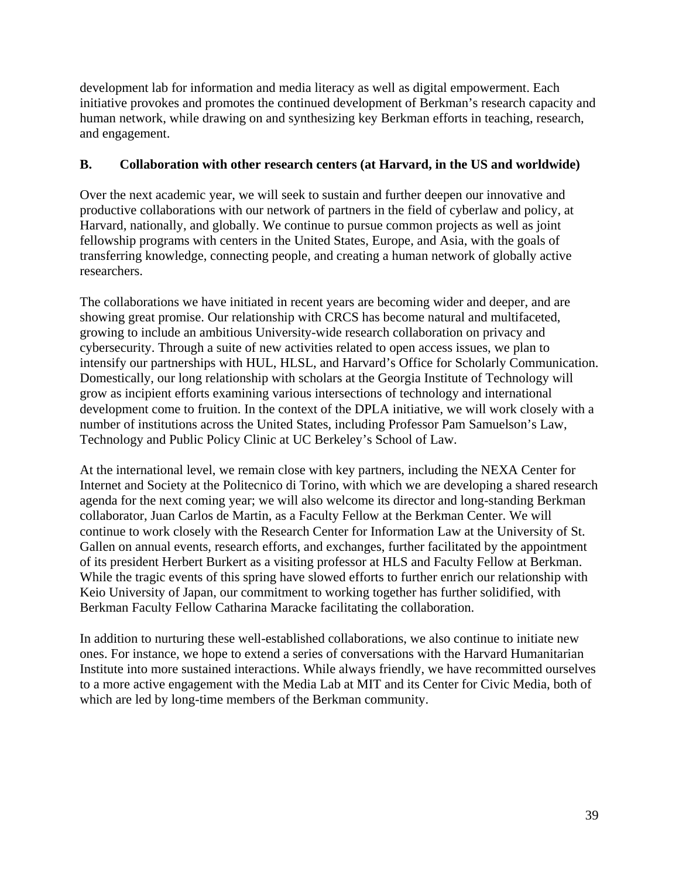development lab for information and media literacy as well as digital empowerment. Each initiative provokes and promotes the continued development of Berkman's research capacity and human network, while drawing on and synthesizing key Berkman efforts in teaching, research, and engagement.

## B. Collaboration with other research centers (at Harvard, in the US and worldwide)

Over the next academic year, we will seek to sustain and further deepen our innovative and productive collaborations with our network of partners in the field of cyberlaw and policy, at Harvard, nationally, and globally. We continue to pursue common projects as well as joint fellowship programs with centers in the United States, Europe, and Asia, with the goals of transferring knowledge, connecting people, and creating a human network of globally active researchers.

The collaborations we have initiated in recent years are becoming wider and deeper, and are showing great promise. Our relationship with CRCS has become natural and multifaceted, growing to include an ambitious University-wide research collaboration on privacy and cybersecurity. Through a suite of new activities related to open access issues, we plan to intensify our partnerships with HUL, HLSL, and Harvard's Office for Scholarly Communication. Domestically, our long relationship with scholars at the Georgia Institute of Technology will grow as incipient efforts examining various intersections of technology and international development come to fruition. In the context of the DPLA initiative, we will work closely with a number of institutions across the United States, including Professor Pam Samuelson's Law, Technology and Public Policy Clinic at UC Berkeley's School of Law.

At the international level, we remain close with key partners, including the NEXA Center for Internet and Society at the Politecnico di Torino, with which we are developing a shared research agenda for the next coming year; we will also welcome its director and long-standing Berkman collaborator, Juan Carlos de Martin, as a Faculty Fellow at the Berkman Center. We will continue to work closely with the Research Center for Information Law at the University of St. Gallen on annual events, research efforts, and exchanges, further facilitated by the appointment of its president Herbert Burkert as a visiting professor at HLS and Faculty Fellow at Berkman. While the tragic events of this spring have slowed efforts to further enrich our relationship with Keio University of Japan, our commitment to working together has further solidified, with Berkman Faculty Fellow Catharina Maracke facilitating the collaboration.

In addition to nurturing these well-established collaborations, we also continue to initiate new ones. For instance, we hope to extend a series of conversations with the Harvard Humanitarian Institute into more sustained interactions. While always friendly, we have recommitted ourselves to a more active engagement with the Media Lab at MIT and its Center for Civic Media, both of which are led by long-time members of the Berkman community.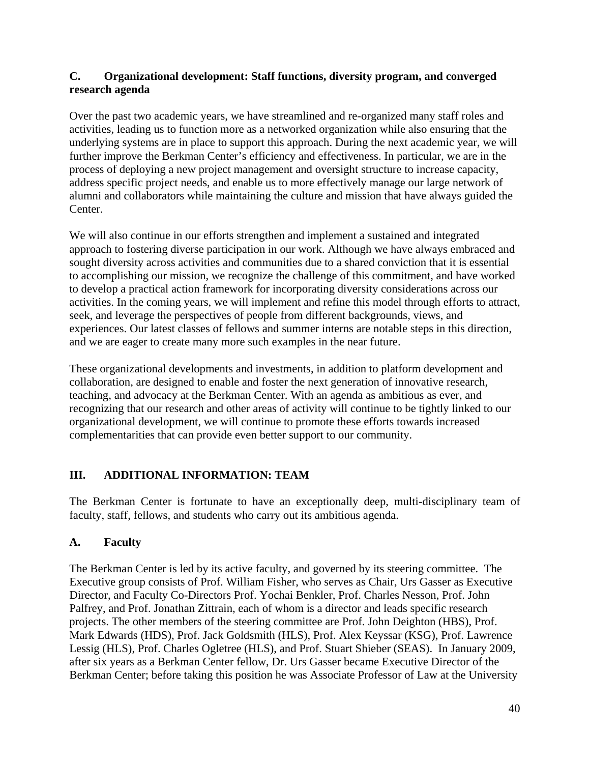### C. Organizational development: Staff functions, diversity program, and converged research agenda

Over the past two academic years, we have streamlined and re-organized many staff roles and activities, leading us to function more as a networked organization while also ensuring that the underlying systems are in place to support this approach. During the next academic year, we will further improve the Berkman Center's efficiency and effectiveness. In particular, we are in the process of deploying a new project management and oversight structure to increase capacity, address specific project needs, and enable us to more effectively manage our large network of alumni and collaborators while maintaining the culture and mission that have always guided the Center.

We will also continue in our efforts strengthen and implement a sustained and integrated approach to fostering diverse participation in our work. Although we have always embraced and sought diversity across activities and communities due to a shared conviction that it is essential to accomplishing our mission, we recognize the challenge of this commitment, and have worked to develop a practical action framework for incorporating diversity considerations across our activities. In the coming years, we will implement and refine this model through efforts to attract, seek, and leverage the perspectives of people from different backgrounds, views, and experiences. Our latest classes of fellows and summer interns are notable steps in this direction, and we are eager to create many more such examples in the near future.

These organizational developments and investments, in addition to platform development and collaboration, are designed to enable and foster the next generation of innovative research, teaching, and advocacy at the Berkman Center. With an agenda as ambitious as ever, and recognizing that our research and other areas of activity will continue to be tightly linked to our organizational development, we will continue to promote these efforts towards increased complementarities that can provide even better support to our community.

## III. ADDITIONAL INFORMATION: TEAM

The Berkman Center is fortunate to have an exceptionally deep, multi-disciplinary team of faculty, staff, fellows, and students who carry out its ambitious agenda.

### A. Faculty

The Berkman Center is led by its active faculty, and governed by its steering committee. The Executive group consists of Prof. William Fisher, who serves as Chair, Urs Gasser as Executive Director, and Faculty Co-Directors Prof. Yochai Benkler, Prof. Charles Nesson, Prof. John Palfrey, and Prof. Jonathan Zittrain, each of whom is a director and leads specific research projects. The other members of the steering committee are Prof. John Deighton (HBS), Prof. Mark Edwards (HDS), Prof. Jack Goldsmith (HLS), Prof. Alex Keyssar (KSG), Prof. Lawrence Lessig (HLS), Prof. Charles Ogletree (HLS), and Prof. Stuart Shieber (SEAS). In January 2009, after six years as a Berkman Center fellow, Dr. Urs Gasser became Executive Director of the Berkman Center; before taking this position he was Associate Professor of Law at the University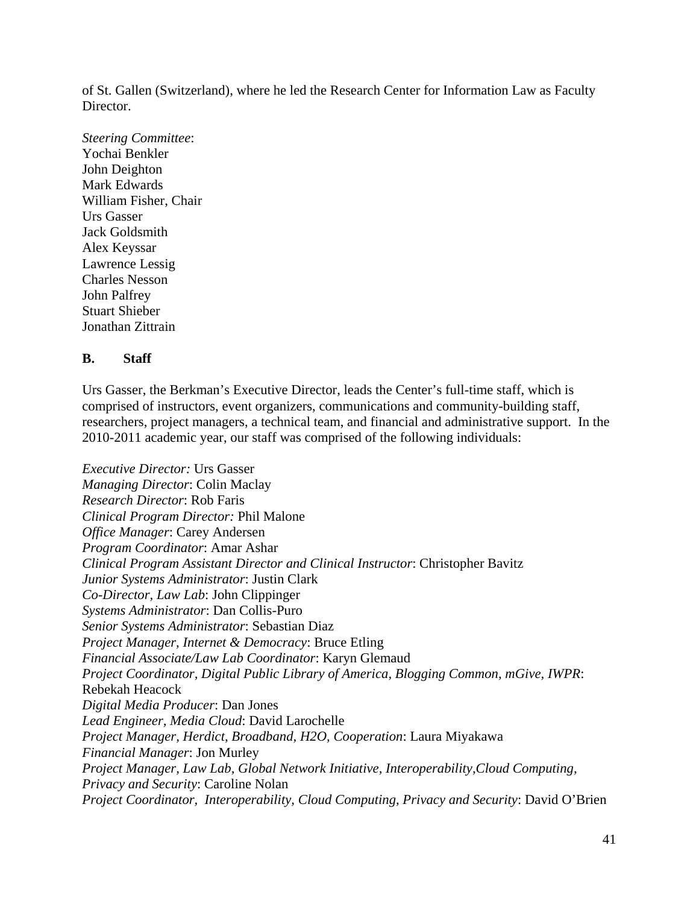of St. Gallen (Switzerland), where he led the Research Center for Information Law as Faculty Director.

*Steering Committee*:
Yochai Benkler
John Deighton
Mark Edwards
William Fisher, Chair
Urs Gasser
Jack Goldsmith
Alex Keyssar
Lawrence Lessig
Charles Nesson
John Palfrey
Stuart Shieber
Jonathan Zittrain

### B. Staff

Urs Gasser, the Berkman's Executive Director, leads the Center's full-time staff, which is comprised of instructors, event organizers, communications and community-building staff, researchers, project managers, a technical team, and financial and administrative support. In the 2010-2011 academic year, our staff was comprised of the following individuals:

*Executive Director:* Urs Gasser
*Managing Director*: Colin Maclay
*Research Director*: Rob Faris
*Clinical Program Director:* Phil Malone
*Office Manager*: Carey Andersen
*Program Coordinator*: Amar Ashar
*Clinical Program Assistant Director and Clinical Instructor*: Christopher Bavitz
*Junior Systems Administrator*: Justin Clark
*Co-Director, Law Lab*: John Clippinger
*Systems Administrator*: Dan Collis-Puro
*Senior Systems Administrator*: Sebastian Diaz
*Project Manager, Internet & Democracy*: Bruce Etling
*Financial Associate/Law Lab Coordinator*: Karyn Glemaud
*Project Coordinator, Digital Public Library of America, Blogging Common, mGive, IWPR*: Rebekah Heacock
*Digital Media Producer*: Dan Jones
*Lead Engineer, Media Cloud*: David Larochelle
*Project Manager, Herdict, Broadband, H2O, Cooperation*: Laura Miyakawa
*Financial Manager*: Jon Murley
*Project Manager, Law Lab, Global Network Initiative, Interoperability,Cloud Computing, Privacy and Security*: Caroline Nolan
*Project Coordinator, Interoperability, Cloud Computing, Privacy and Security*: David O'Brien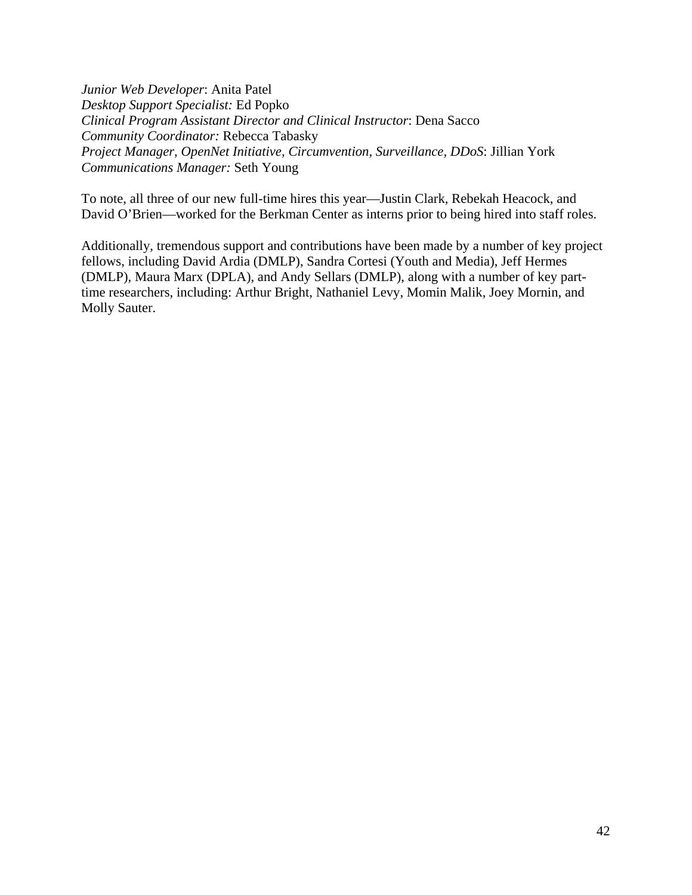*Junior Web Developer*: Anita Patel
*Desktop Support Specialist:* Ed Popko
*Clinical Program Assistant Director and Clinical Instructor*: Dena Sacco
*Community Coordinator:* Rebecca Tabasky
*Project Manager, OpenNet Initiative, Circumvention, Surveillance, DDoS*: Jillian York
*Communications Manager:* Seth Young

To note, all three of our new full-time hires this year—Justin Clark, Rebekah Heacock, and David O'Brien—worked for the Berkman Center as interns prior to being hired into staff roles.

Additionally, tremendous support and contributions have been made by a number of key project fellows, including David Ardia (DMLP), Sandra Cortesi (Youth and Media), Jeff Hermes (DMLP), Maura Marx (DPLA), and Andy Sellars (DMLP), along with a number of key part-time researchers, including: Arthur Bright, Nathaniel Levy, Momin Malik, Joey Mornin, and Molly Sauter.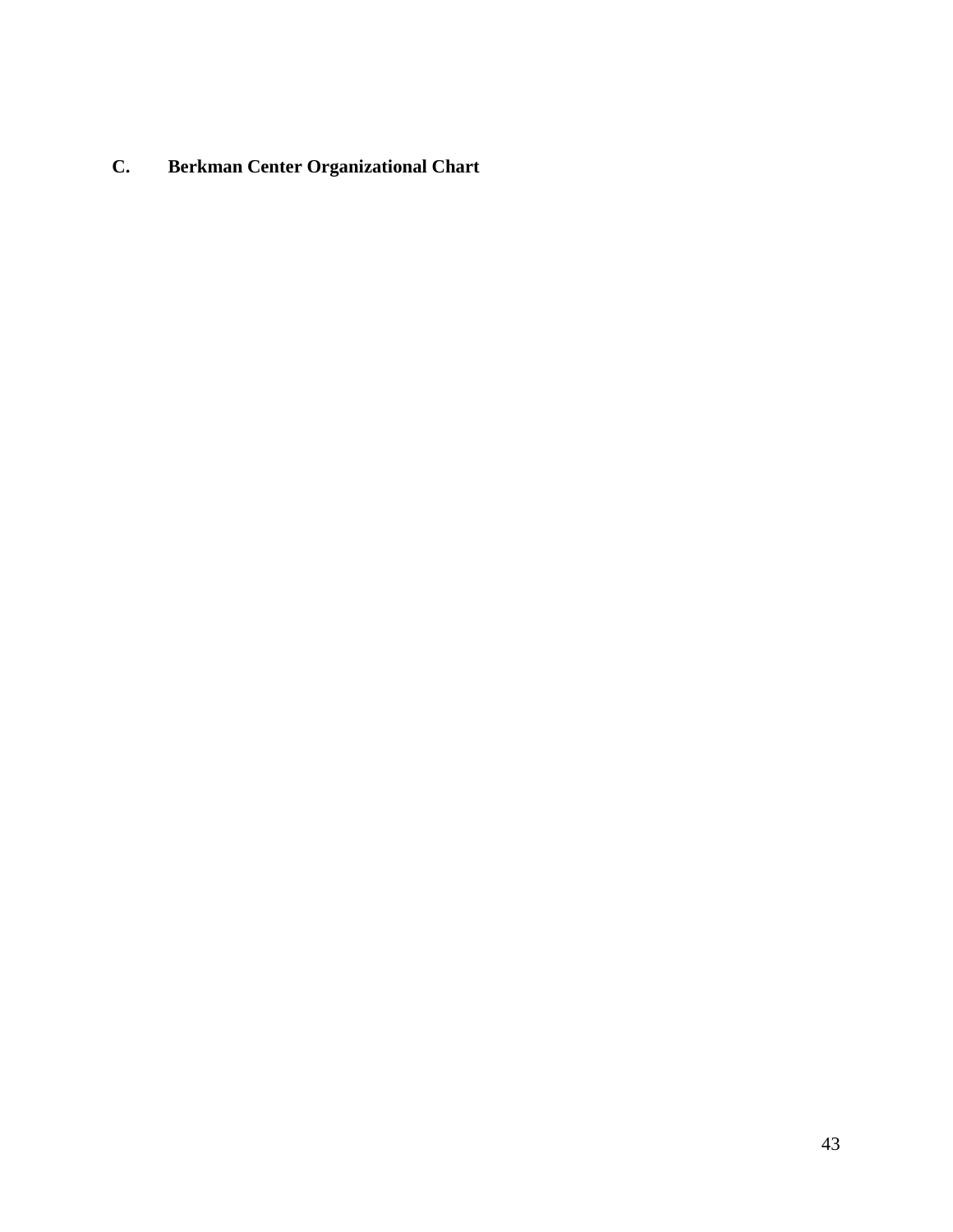### C. Berkman Center Organizational Chart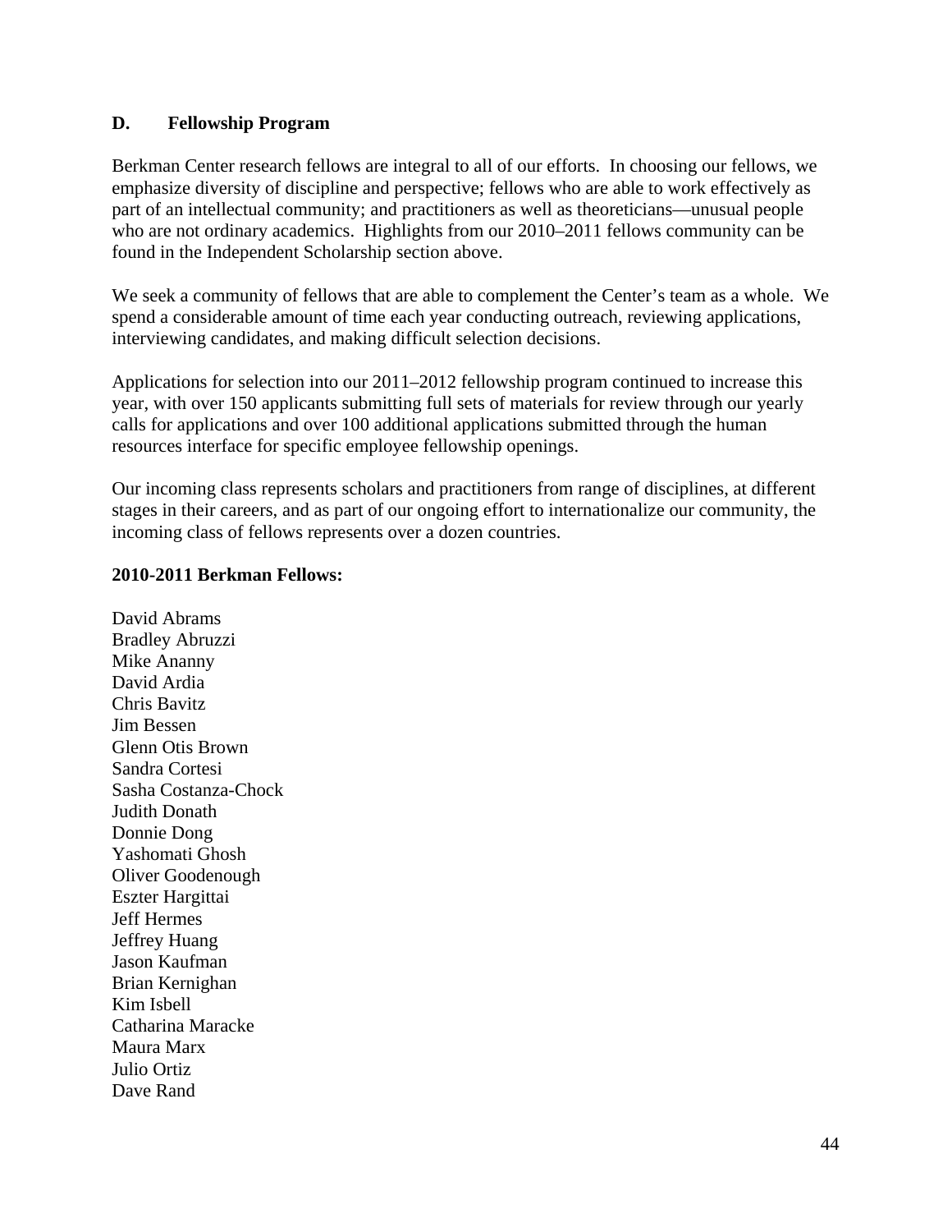### D. Fellowship Program

Berkman Center research fellows are integral to all of our efforts. In choosing our fellows, we emphasize diversity of discipline and perspective; fellows who are able to work effectively as part of an intellectual community; and practitioners as well as theoreticians—unusual people who are not ordinary academics. Highlights from our 2010–2011 fellows community can be found in the Independent Scholarship section above.

We seek a community of fellows that are able to complement the Center's team as a whole. We spend a considerable amount of time each year conducting outreach, reviewing applications, interviewing candidates, and making difficult selection decisions.

Applications for selection into our 2011–2012 fellowship program continued to increase this year, with over 150 applicants submitting full sets of materials for review through our yearly calls for applications and over 100 additional applications submitted through the human resources interface for specific employee fellowship openings.

Our incoming class represents scholars and practitioners from range of disciplines, at different stages in their careers, and as part of our ongoing effort to internationalize our community, the incoming class of fellows represents over a dozen countries.

**2010-2011 Berkman Fellows:**

David Abrams
Bradley Abruzzi
Mike Ananny
David Ardia
Chris Bavitz
Jim Bessen
Glenn Otis Brown
Sandra Cortesi
Sasha Costanza-Chock
Judith Donath
Donnie Dong
Yashomati Ghosh
Oliver Goodenough
Eszter Hargittai
Jeff Hermes
Jeffrey Huang
Jason Kaufman
Brian Kernighan
Kim Isbell
Catharina Maracke
Maura Marx
Julio Ortiz
Dave Rand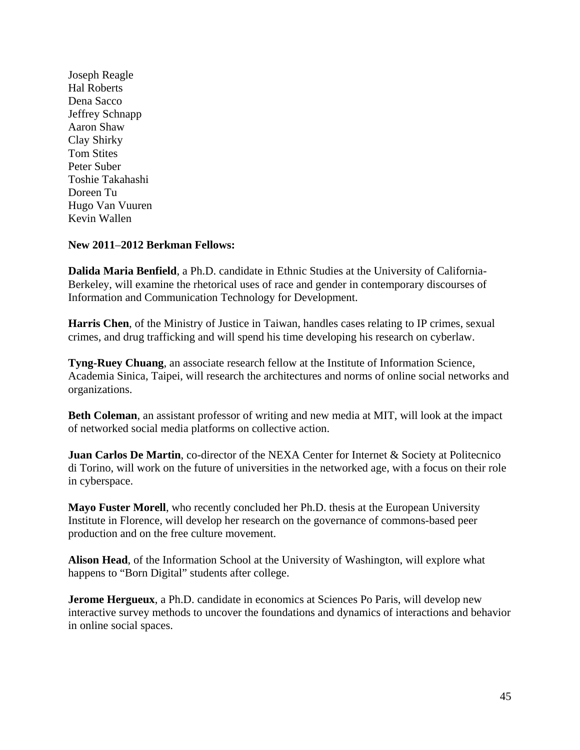Joseph Reagle
Hal Roberts
Dena Sacco
Jeffrey Schnapp
Aaron Shaw
Clay Shirky
Tom Stites
Peter Suber
Toshie Takahashi
Doreen Tu
Hugo Van Vuuren
Kevin Wallen

**New 2011–2012 Berkman Fellows:**

**Dalida Maria Benfield**, a Ph.D. candidate in Ethnic Studies at the University of California-Berkeley, will examine the rhetorical uses of race and gender in contemporary discourses of Information and Communication Technology for Development.

**Harris Chen**, of the Ministry of Justice in Taiwan, handles cases relating to IP crimes, sexual crimes, and drug trafficking and will spend his time developing his research on cyberlaw.

**Tyng-Ruey Chuang**, an associate research fellow at the Institute of Information Science, Academia Sinica, Taipei, will research the architectures and norms of online social networks and organizations.

**Beth Coleman**, an assistant professor of writing and new media at MIT, will look at the impact of networked social media platforms on collective action.

**Juan Carlos De Martin**, co-director of the NEXA Center for Internet & Society at Politecnico di Torino, will work on the future of universities in the networked age, with a focus on their role in cyberspace.

**Mayo Fuster Morell**, who recently concluded her Ph.D. thesis at the European University Institute in Florence, will develop her research on the governance of commons-based peer production and on the free culture movement.

**Alison Head**, of the Information School at the University of Washington, will explore what happens to "Born Digital" students after college.

**Jerome Hergueux**, a Ph.D. candidate in economics at Sciences Po Paris, will develop new interactive survey methods to uncover the foundations and dynamics of interactions and behavior in online social spaces.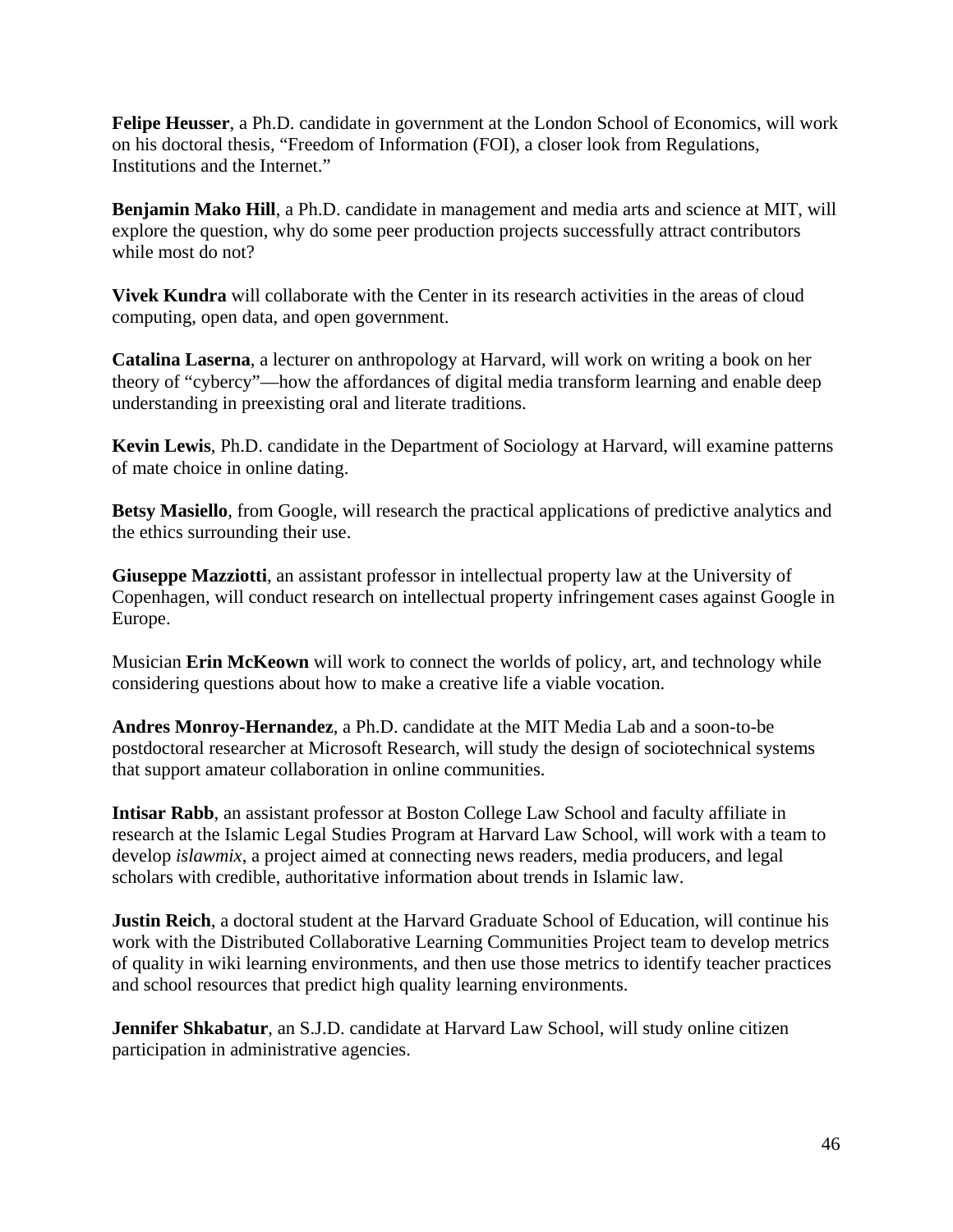**Felipe Heusser**, a Ph.D. candidate in government at the London School of Economics, will work on his doctoral thesis, "Freedom of Information (FOI), a closer look from Regulations, Institutions and the Internet."

**Benjamin Mako Hill**, a Ph.D. candidate in management and media arts and science at MIT, will explore the question, why do some peer production projects successfully attract contributors while most do not?

**Vivek Kundra** will collaborate with the Center in its research activities in the areas of cloud computing, open data, and open government.

**Catalina Laserna**, a lecturer on anthropology at Harvard, will work on writing a book on her theory of "cybercy"—how the affordances of digital media transform learning and enable deep understanding in preexisting oral and literate traditions.

**Kevin Lewis**, Ph.D. candidate in the Department of Sociology at Harvard, will examine patterns of mate choice in online dating.

**Betsy Masiello**, from Google, will research the practical applications of predictive analytics and the ethics surrounding their use.

**Giuseppe Mazziotti**, an assistant professor in intellectual property law at the University of Copenhagen, will conduct research on intellectual property infringement cases against Google in Europe.

Musician **Erin McKeown** will work to connect the worlds of policy, art, and technology while considering questions about how to make a creative life a viable vocation.

**Andres Monroy-Hernandez**, a Ph.D. candidate at the MIT Media Lab and a soon-to-be postdoctoral researcher at Microsoft Research, will study the design of sociotechnical systems that support amateur collaboration in online communities.

**Intisar Rabb**, an assistant professor at Boston College Law School and faculty affiliate in research at the Islamic Legal Studies Program at Harvard Law School, will work with a team to develop *islawmix*, a project aimed at connecting news readers, media producers, and legal scholars with credible, authoritative information about trends in Islamic law.

**Justin Reich**, a doctoral student at the Harvard Graduate School of Education, will continue his work with the Distributed Collaborative Learning Communities Project team to develop metrics of quality in wiki learning environments, and then use those metrics to identify teacher practices and school resources that predict high quality learning environments.

**Jennifer Shkabatur**, an S.J.D. candidate at Harvard Law School, will study online citizen participation in administrative agencies.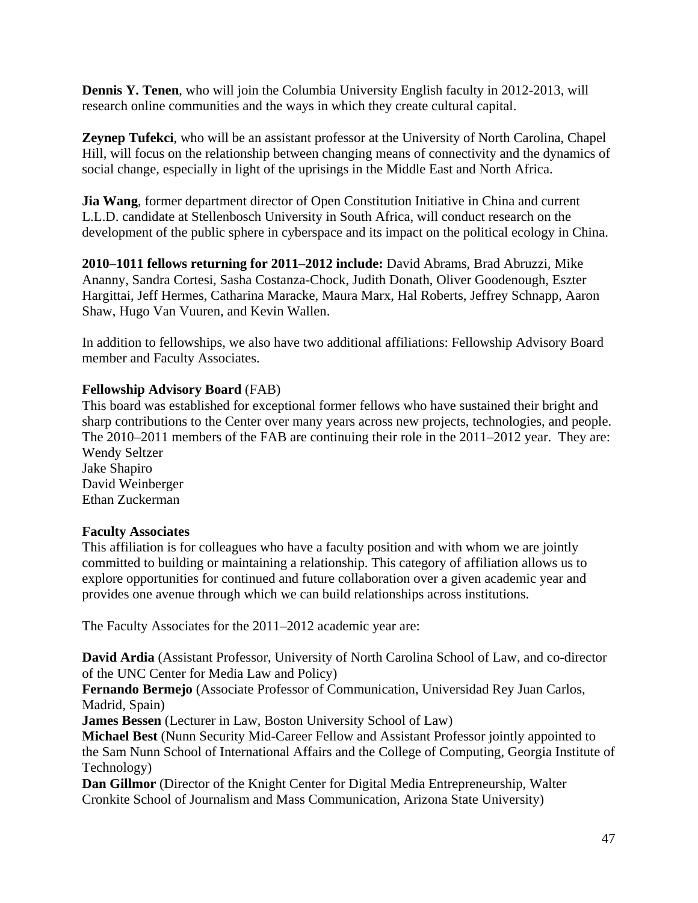**Dennis Y. Tenen**, who will join the Columbia University English faculty in 2012-2013, will research online communities and the ways in which they create cultural capital.

**Zeynep Tufekci**, who will be an assistant professor at the University of North Carolina, Chapel Hill, will focus on the relationship between changing means of connectivity and the dynamics of social change, especially in light of the uprisings in the Middle East and North Africa.

**Jia Wang**, former department director of Open Constitution Initiative in China and current L.L.D. candidate at Stellenbosch University in South Africa, will conduct research on the development of the public sphere in cyberspace and its impact on the political ecology in China.

**2010–1011 fellows returning for 2011–2012 include:** David Abrams, Brad Abruzzi, Mike Ananny, Sandra Cortesi, Sasha Costanza-Chock, Judith Donath, Oliver Goodenough, Eszter Hargittai, Jeff Hermes, Catharina Maracke, Maura Marx, Hal Roberts, Jeffrey Schnapp, Aaron Shaw, Hugo Van Vuuren, and Kevin Wallen.

In addition to fellowships, we also have two additional affiliations: Fellowship Advisory Board member and Faculty Associates.

**Fellowship Advisory Board** (FAB)
This board was established for exceptional former fellows who have sustained their bright and sharp contributions to the Center over many years across new projects, technologies, and people. The 2010–2011 members of the FAB are continuing their role in the 2011–2012 year. They are:
Wendy Seltzer
Jake Shapiro
David Weinberger
Ethan Zuckerman

**Faculty Associates**
This affiliation is for colleagues who have a faculty position and with whom we are jointly committed to building or maintaining a relationship. This category of affiliation allows us to explore opportunities for continued and future collaboration over a given academic year and provides one avenue through which we can build relationships across institutions.

The Faculty Associates for the 2011–2012 academic year are:

**David Ardia** (Assistant Professor, University of North Carolina School of Law, and co-director of the UNC Center for Media Law and Policy)
**Fernando Bermejo** (Associate Professor of Communication, Universidad Rey Juan Carlos, Madrid, Spain)
**James Bessen** (Lecturer in Law, Boston University School of Law)
**Michael Best** (Nunn Security Mid-Career Fellow and Assistant Professor jointly appointed to the Sam Nunn School of International Affairs and the College of Computing, Georgia Institute of Technology)
**Dan Gillmor** (Director of the Knight Center for Digital Media Entrepreneurship, Walter Cronkite School of Journalism and Mass Communication, Arizona State University)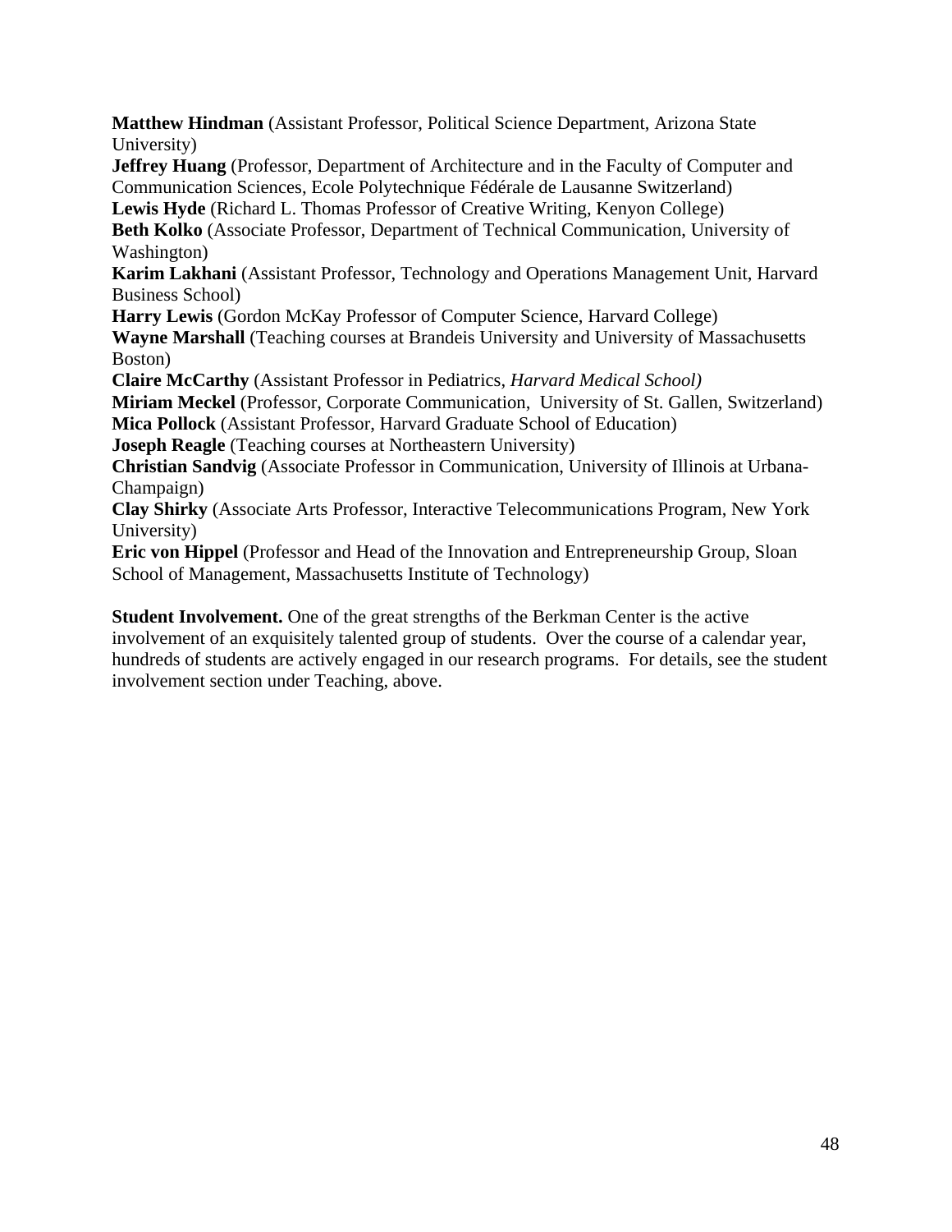**Matthew Hindman** (Assistant Professor, Political Science Department, Arizona State University)
**Jeffrey Huang** (Professor, Department of Architecture and in the Faculty of Computer and Communication Sciences, Ecole Polytechnique Fédérale de Lausanne Switzerland)
**Lewis Hyde** (Richard L. Thomas Professor of Creative Writing, Kenyon College)
**Beth Kolko** (Associate Professor, Department of Technical Communication, University of Washington)
**Karim Lakhani** (Assistant Professor, Technology and Operations Management Unit, Harvard Business School)
**Harry Lewis** (Gordon McKay Professor of Computer Science, Harvard College)
**Wayne Marshall** (Teaching courses at Brandeis University and University of Massachusetts Boston)
**Claire McCarthy** (Assistant Professor in Pediatrics, *Harvard Medical School)*
**Miriam Meckel** (Professor, Corporate Communication, University of St. Gallen, Switzerland)
**Mica Pollock** (Assistant Professor, Harvard Graduate School of Education)
**Joseph Reagle** (Teaching courses at Northeastern University)
**Christian Sandvig** (Associate Professor in Communication, University of Illinois at Urbana-Champaign)
**Clay Shirky** (Associate Arts Professor, Interactive Telecommunications Program, New York University)
**Eric von Hippel** (Professor and Head of the Innovation and Entrepreneurship Group, Sloan School of Management, Massachusetts Institute of Technology)

**Student Involvement.** One of the great strengths of the Berkman Center is the active involvement of an exquisitely talented group of students. Over the course of a calendar year, hundreds of students are actively engaged in our research programs. For details, see the student involvement section under Teaching, above.